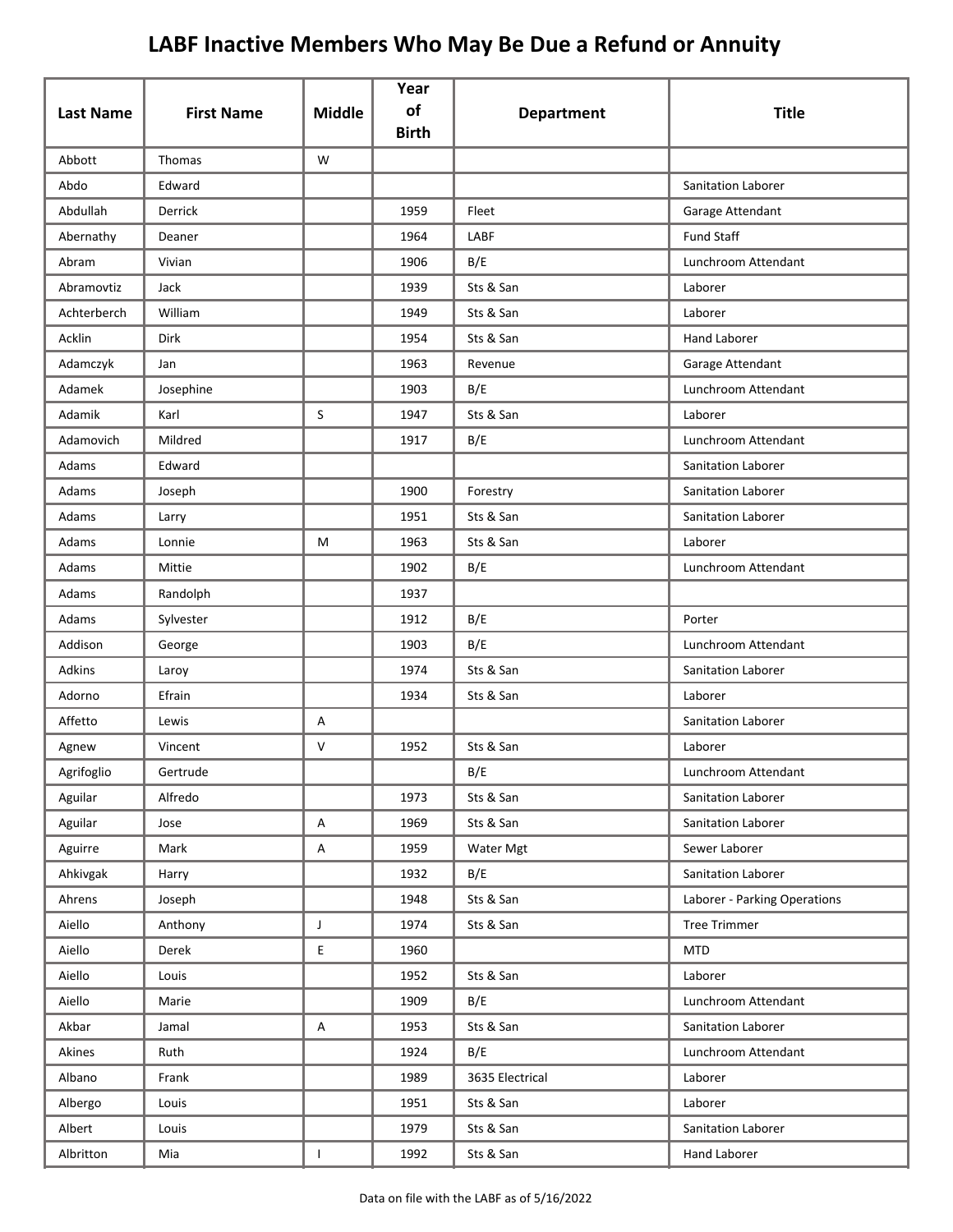# LABF Inactive Members Who May Be Due a Refund or Annuity

| Last Name | First Name | Middle | Year of Birth | Department | Title |
|---|---|---|---|---|---|
| Abbott | Thomas | W | | | |
| Abdo | Edward | | | | Sanitation Laborer |
| Abdullah | Derrick | | 1959 | Fleet | Garage Attendant |
| Abernathy | Deaner | | 1964 | LABF | Fund Staff |
| Abram | Vivian | | 1906 | B/E | Lunchroom Attendant |
| Abramovtiz | Jack | | 1939 | Sts & San | Laborer |
| Achterberch | William | | 1949 | Sts & San | Laborer |
| Acklin | Dirk | | 1954 | Sts & San | Hand Laborer |
| Adamczyk | Jan | | 1963 | Revenue | Garage Attendant |
| Adamek | Josephine | | 1903 | B/E | Lunchroom Attendant |
| Adamik | Karl | S | 1947 | Sts & San | Laborer |
| Adamovich | Mildred | | 1917 | B/E | Lunchroom Attendant |
| Adams | Edward | | | | Sanitation Laborer |
| Adams | Joseph | | 1900 | Forestry | Sanitation Laborer |
| Adams | Larry | | 1951 | Sts & San | Sanitation Laborer |
| Adams | Lonnie | M | 1963 | Sts & San | Laborer |
| Adams | Mittie | | 1902 | B/E | Lunchroom Attendant |
| Adams | Randolph | | 1937 | | |
| Adams | Sylvester | | 1912 | B/E | Porter |
| Addison | George | | 1903 | B/E | Lunchroom Attendant |
| Adkins | Laroy | | 1974 | Sts & San | Sanitation Laborer |
| Adorno | Efrain | | 1934 | Sts & San | Laborer |
| Affetto | Lewis | A | | | Sanitation Laborer |
| Agnew | Vincent | V | 1952 | Sts & San | Laborer |
| Agrifoglio | Gertrude | | | B/E | Lunchroom Attendant |
| Aguilar | Alfredo | | 1973 | Sts & San | Sanitation Laborer |
| Aguilar | Jose | A | 1969 | Sts & San | Sanitation Laborer |
| Aguirre | Mark | A | 1959 | Water Mgt | Sewer Laborer |
| Ahkivgak | Harry | | 1932 | B/E | Sanitation Laborer |
| Ahrens | Joseph | | 1948 | Sts & San | Laborer - Parking Operations |
| Aiello | Anthony | J | 1974 | Sts & San | Tree Trimmer |
| Aiello | Derek | E | 1960 | | MTD |
| Aiello | Louis | | 1952 | Sts & San | Laborer |
| Aiello | Marie | | 1909 | B/E | Lunchroom Attendant |
| Akbar | Jamal | A | 1953 | Sts & San | Sanitation Laborer |
| Akines | Ruth | | 1924 | B/E | Lunchroom Attendant |
| Albano | Frank | | 1989 | 3635 Electrical | Laborer |
| Albergo | Louis | | 1951 | Sts & San | Laborer |
| Albert | Louis | | 1979 | Sts & San | Sanitation Laborer |
| Albritton | Mia | I | 1992 | Sts & San | Hand Laborer |

Data on file with the LABF as of 5/16/2022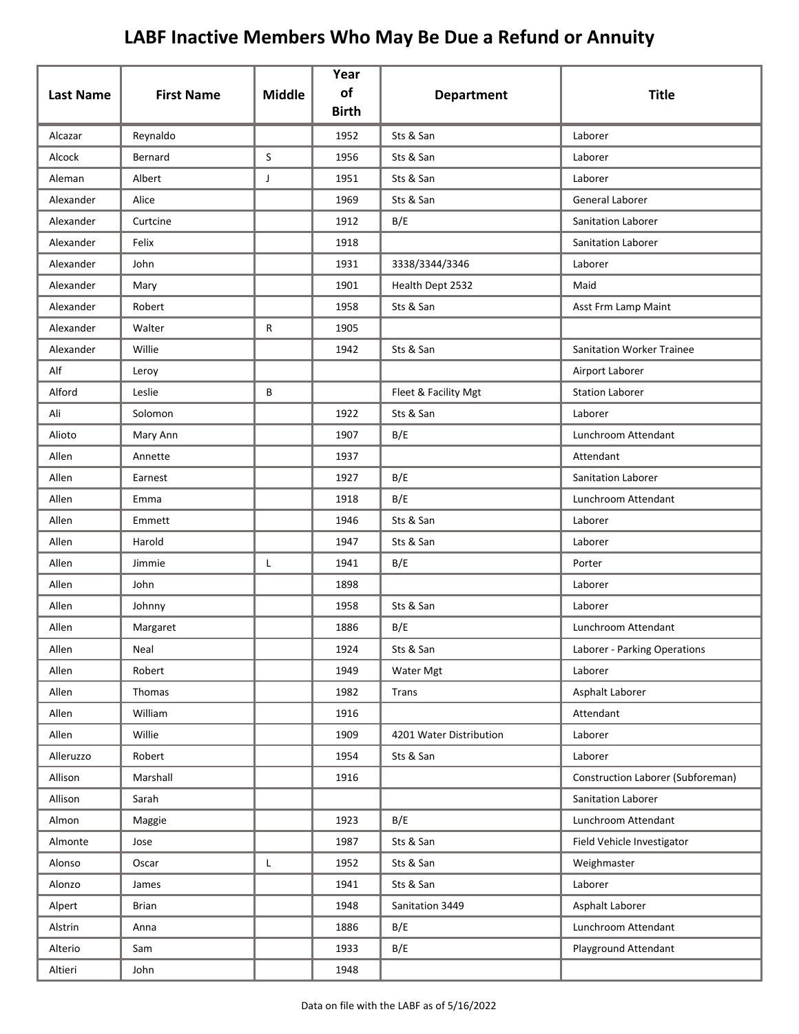# LABF Inactive Members Who May Be Due a Refund or Annuity

| Last Name | First Name | Middle | Year of Birth | Department | Title |
|---|---|---|---|---|---|
| Alcazar | Reynaldo | | 1952 | Sts & San | Laborer |
| Alcock | Bernard | S | 1956 | Sts & San | Laborer |
| Aleman | Albert | J | 1951 | Sts & San | Laborer |
| Alexander | Alice | | 1969 | Sts & San | General Laborer |
| Alexander | Curtcine | | 1912 | B/E | Sanitation Laborer |
| Alexander | Felix | | 1918 | | Sanitation Laborer |
| Alexander | John | | 1931 | 3338/3344/3346 | Laborer |
| Alexander | Mary | | 1901 | Health Dept 2532 | Maid |
| Alexander | Robert | | 1958 | Sts & San | Asst Frm Lamp Maint |
| Alexander | Walter | R | 1905 | | |
| Alexander | Willie | | 1942 | Sts & San | Sanitation Worker Trainee |
| Alf | Leroy | | | | Airport Laborer |
| Alford | Leslie | B | | Fleet & Facility Mgt | Station Laborer |
| Ali | Solomon | | 1922 | Sts & San | Laborer |
| Alioto | Mary Ann | | 1907 | B/E | Lunchroom Attendant |
| Allen | Annette | | 1937 | | Attendant |
| Allen | Earnest | | 1927 | B/E | Sanitation Laborer |
| Allen | Emma | | 1918 | B/E | Lunchroom Attendant |
| Allen | Emmett | | 1946 | Sts & San | Laborer |
| Allen | Harold | | 1947 | Sts & San | Laborer |
| Allen | Jimmie | L | 1941 | B/E | Porter |
| Allen | John | | 1898 | | Laborer |
| Allen | Johnny | | 1958 | Sts & San | Laborer |
| Allen | Margaret | | 1886 | B/E | Lunchroom Attendant |
| Allen | Neal | | 1924 | Sts & San | Laborer - Parking Operations |
| Allen | Robert | | 1949 | Water Mgt | Laborer |
| Allen | Thomas | | 1982 | Trans | Asphalt Laborer |
| Allen | William | | 1916 | | Attendant |
| Allen | Willie | | 1909 | 4201 Water Distribution | Laborer |
| Alleruzzo | Robert | | 1954 | Sts & San | Laborer |
| Allison | Marshall | | 1916 | | Construction Laborer (Subforeman) |
| Allison | Sarah | | | | Sanitation Laborer |
| Almon | Maggie | | 1923 | B/E | Lunchroom Attendant |
| Almonte | Jose | | 1987 | Sts & San | Field Vehicle Investigator |
| Alonso | Oscar | L | 1952 | Sts & San | Weighmaster |
| Alonzo | James | | 1941 | Sts & San | Laborer |
| Alpert | Brian | | 1948 | Sanitation 3449 | Asphalt Laborer |
| Alstrin | Anna | | 1886 | B/E | Lunchroom Attendant |
| Alterio | Sam | | 1933 | B/E | Playground Attendant |
| Altieri | John | | 1948 | | |

Data on file with the LABF as of 5/16/2022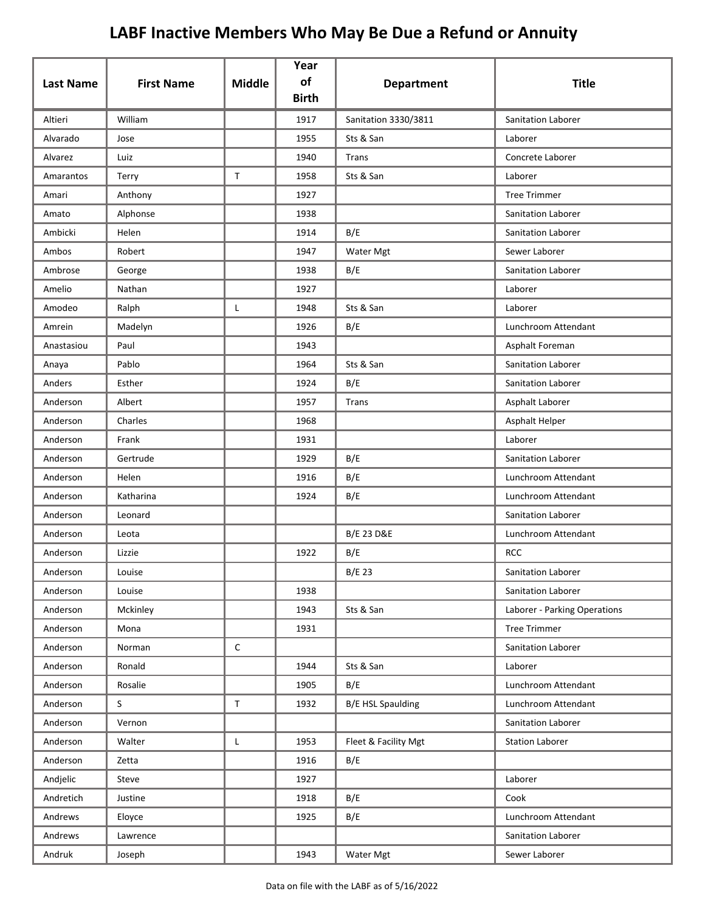# LABF Inactive Members Who May Be Due a Refund or Annuity

| Last Name | First Name | Middle | Year of Birth | Department | Title |
|---|---|---|---|---|---|
| Altieri | William | | 1917 | Sanitation 3330/3811 | Sanitation Laborer |
| Alvarado | Jose | | 1955 | Sts & San | Laborer |
| Alvarez | Luiz | | 1940 | Trans | Concrete Laborer |
| Amarantos | Terry | T | 1958 | Sts & San | Laborer |
| Amari | Anthony | | 1927 | | Tree Trimmer |
| Amato | Alphonse | | 1938 | | Sanitation Laborer |
| Ambicki | Helen | | 1914 | B/E | Sanitation Laborer |
| Ambos | Robert | | 1947 | Water Mgt | Sewer Laborer |
| Ambrose | George | | 1938 | B/E | Sanitation Laborer |
| Amelio | Nathan | | 1927 | | Laborer |
| Amodeo | Ralph | L | 1948 | Sts & San | Laborer |
| Amrein | Madelyn | | 1926 | B/E | Lunchroom Attendant |
| Anastasiou | Paul | | 1943 | | Asphalt Foreman |
| Anaya | Pablo | | 1964 | Sts & San | Sanitation Laborer |
| Anders | Esther | | 1924 | B/E | Sanitation Laborer |
| Anderson | Albert | | 1957 | Trans | Asphalt Laborer |
| Anderson | Charles | | 1968 | | Asphalt Helper |
| Anderson | Frank | | 1931 | | Laborer |
| Anderson | Gertrude | | 1929 | B/E | Sanitation Laborer |
| Anderson | Helen | | 1916 | B/E | Lunchroom Attendant |
| Anderson | Katharina | | 1924 | B/E | Lunchroom Attendant |
| Anderson | Leonard | | | | Sanitation Laborer |
| Anderson | Leota | | | B/E 23 D&E | Lunchroom Attendant |
| Anderson | Lizzie | | 1922 | B/E | RCC |
| Anderson | Louise | | | B/E 23 | Sanitation Laborer |
| Anderson | Louise | | 1938 | | Sanitation Laborer |
| Anderson | Mckinley | | 1943 | Sts & San | Laborer - Parking Operations |
| Anderson | Mona | | 1931 | | Tree Trimmer |
| Anderson | Norman | C | | | Sanitation Laborer |
| Anderson | Ronald | | 1944 | Sts & San | Laborer |
| Anderson | Rosalie | | 1905 | B/E | Lunchroom Attendant |
| Anderson | S | T | 1932 | B/E HSL Spaulding | Lunchroom Attendant |
| Anderson | Vernon | | | | Sanitation Laborer |
| Anderson | Walter | L | 1953 | Fleet & Facility Mgt | Station Laborer |
| Anderson | Zetta | | 1916 | B/E | |
| Andjelic | Steve | | 1927 | | Laborer |
| Andretich | Justine | | 1918 | B/E | Cook |
| Andrews | Eloyce | | 1925 | B/E | Lunchroom Attendant |
| Andrews | Lawrence | | | | Sanitation Laborer |
| Andruk | Joseph | | 1943 | Water Mgt | Sewer Laborer |

Data on file with the LABF as of 5/16/2022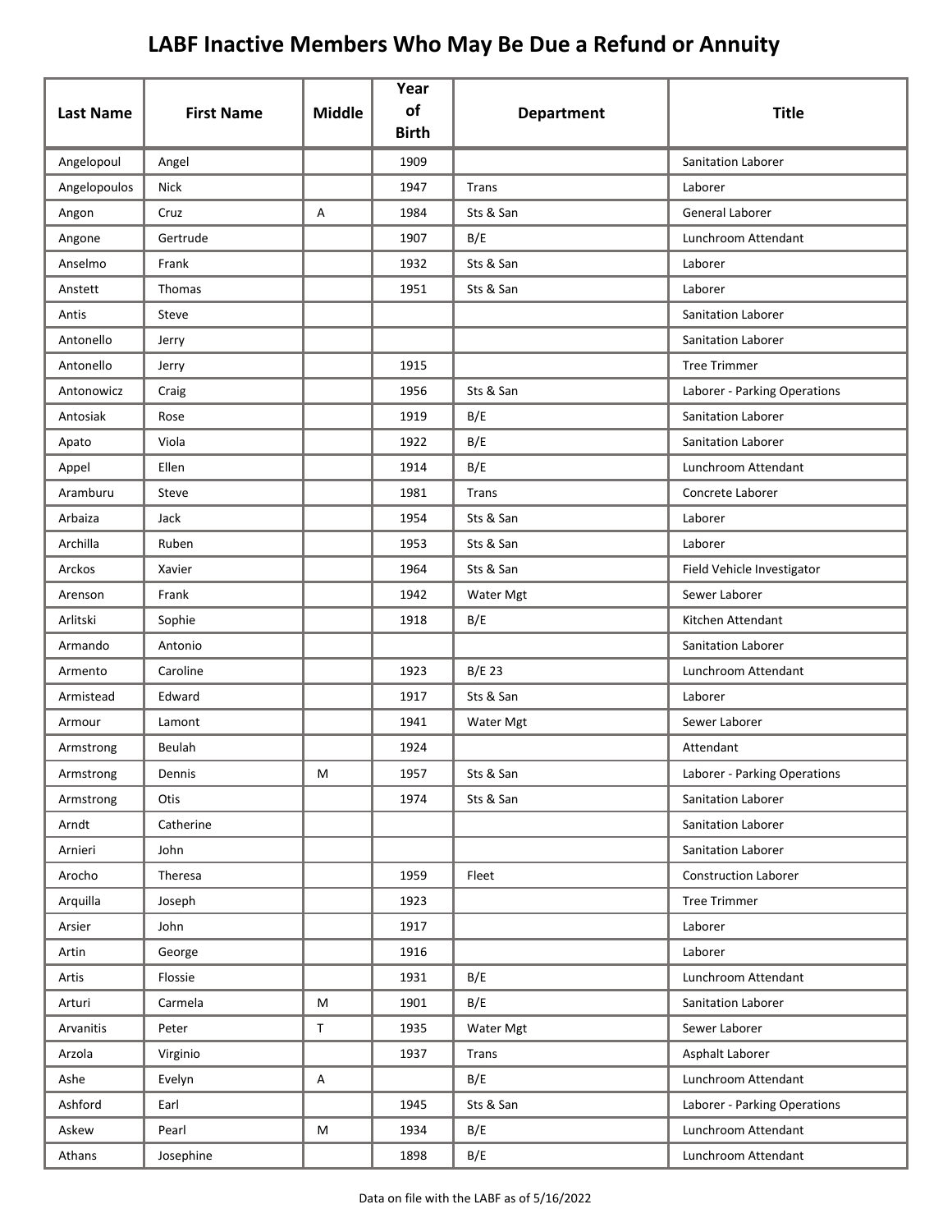# LABF Inactive Members Who May Be Due a Refund or Annuity

| Last Name | First Name | Middle | Year of Birth | Department | Title |
|---|---|---|---|---|---|
| Angelopoul | Angel | | 1909 | | Sanitation Laborer |
| Angelopoulos | Nick | | 1947 | Trans | Laborer |
| Angon | Cruz | A | 1984 | Sts & San | General Laborer |
| Angone | Gertrude | | 1907 | B/E | Lunchroom Attendant |
| Anselmo | Frank | | 1932 | Sts & San | Laborer |
| Anstett | Thomas | | 1951 | Sts & San | Laborer |
| Antis | Steve | | | | Sanitation Laborer |
| Antonello | Jerry | | | | Sanitation Laborer |
| Antonello | Jerry | | 1915 | | Tree Trimmer |
| Antonowicz | Craig | | 1956 | Sts & San | Laborer - Parking Operations |
| Antosiak | Rose | | 1919 | B/E | Sanitation Laborer |
| Apato | Viola | | 1922 | B/E | Sanitation Laborer |
| Appel | Ellen | | 1914 | B/E | Lunchroom Attendant |
| Aramburu | Steve | | 1981 | Trans | Concrete Laborer |
| Arbaiza | Jack | | 1954 | Sts & San | Laborer |
| Archilla | Ruben | | 1953 | Sts & San | Laborer |
| Arckos | Xavier | | 1964 | Sts & San | Field Vehicle Investigator |
| Arenson | Frank | | 1942 | Water Mgt | Sewer Laborer |
| Arlitski | Sophie | | 1918 | B/E | Kitchen Attendant |
| Armando | Antonio | | | | Sanitation Laborer |
| Armento | Caroline | | 1923 | B/E 23 | Lunchroom Attendant |
| Armistead | Edward | | 1917 | Sts & San | Laborer |
| Armour | Lamont | | 1941 | Water Mgt | Sewer Laborer |
| Armstrong | Beulah | | 1924 | | Attendant |
| Armstrong | Dennis | M | 1957 | Sts & San | Laborer - Parking Operations |
| Armstrong | Otis | | 1974 | Sts & San | Sanitation Laborer |
| Arndt | Catherine | | | | Sanitation Laborer |
| Arnieri | John | | | | Sanitation Laborer |
| Arocho | Theresa | | 1959 | Fleet | Construction Laborer |
| Arquilla | Joseph | | 1923 | | Tree Trimmer |
| Arsier | John | | 1917 | | Laborer |
| Artin | George | | 1916 | | Laborer |
| Artis | Flossie | | 1931 | B/E | Lunchroom Attendant |
| Arturi | Carmela | M | 1901 | B/E | Sanitation Laborer |
| Arvanitis | Peter | T | 1935 | Water Mgt | Sewer Laborer |
| Arzola | Virginio | | 1937 | Trans | Asphalt Laborer |
| Ashe | Evelyn | A | | B/E | Lunchroom Attendant |
| Ashford | Earl | | 1945 | Sts & San | Laborer - Parking Operations |
| Askew | Pearl | M | 1934 | B/E | Lunchroom Attendant |
| Athans | Josephine | | 1898 | B/E | Lunchroom Attendant |

Data on file with the LABF as of 5/16/2022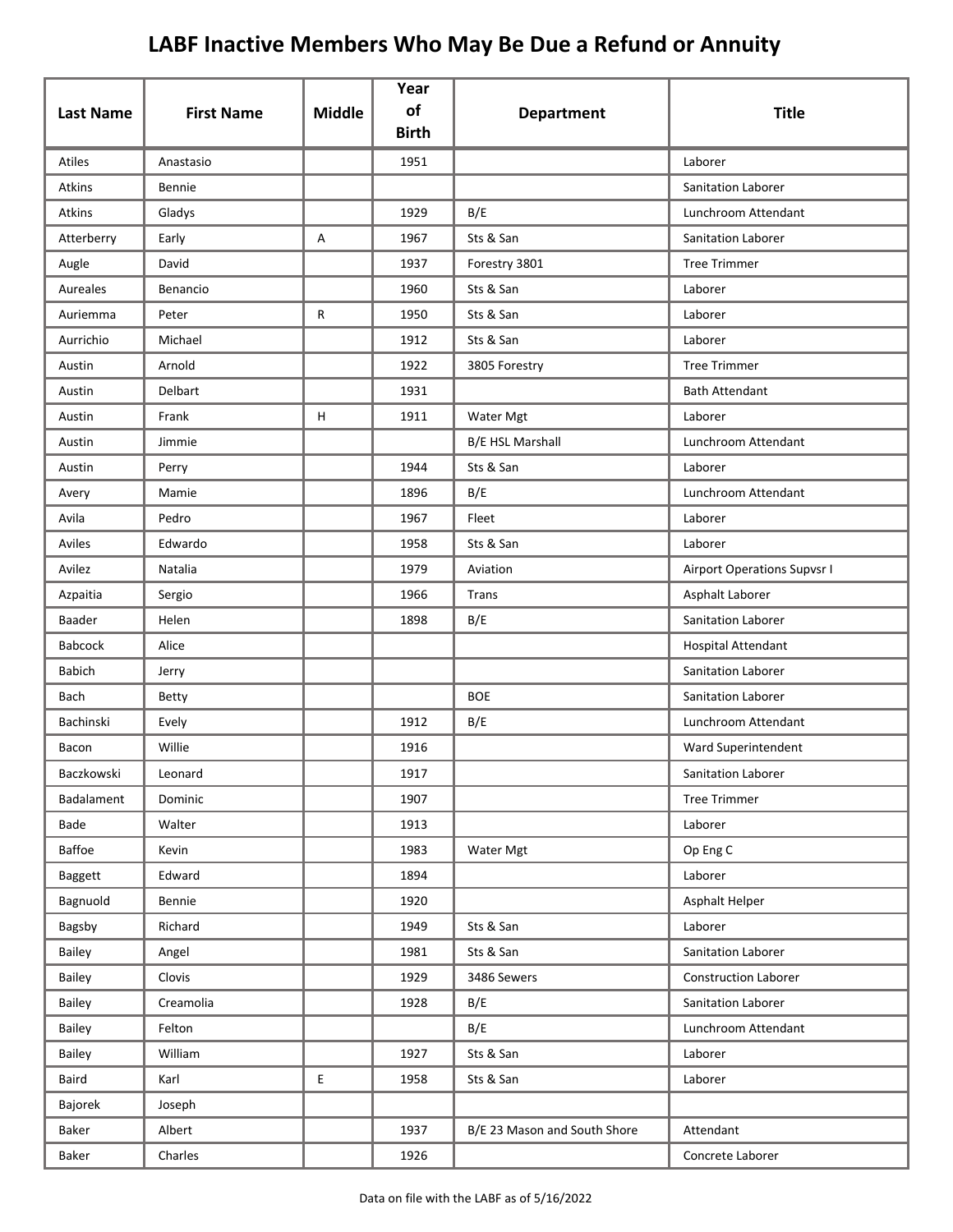# LABF Inactive Members Who May Be Due a Refund or Annuity

| Last Name | First Name | Middle | Year of Birth | Department | Title |
|---|---|---|---|---|---|
| Atiles | Anastasio | | 1951 | | Laborer |
| Atkins | Bennie | | | | Sanitation Laborer |
| Atkins | Gladys | | 1929 | B/E | Lunchroom Attendant |
| Atterberry | Early | A | 1967 | Sts & San | Sanitation Laborer |
| Augle | David | | 1937 | Forestry 3801 | Tree Trimmer |
| Aureales | Benancio | | 1960 | Sts & San | Laborer |
| Auriemma | Peter | R | 1950 | Sts & San | Laborer |
| Aurrichio | Michael | | 1912 | Sts & San | Laborer |
| Austin | Arnold | | 1922 | 3805 Forestry | Tree Trimmer |
| Austin | Delbart | | 1931 | | Bath Attendant |
| Austin | Frank | H | 1911 | Water Mgt | Laborer |
| Austin | Jimmie | | | B/E HSL Marshall | Lunchroom Attendant |
| Austin | Perry | | 1944 | Sts & San | Laborer |
| Avery | Mamie | | 1896 | B/E | Lunchroom Attendant |
| Avila | Pedro | | 1967 | Fleet | Laborer |
| Aviles | Edwardo | | 1958 | Sts & San | Laborer |
| Avilez | Natalia | | 1979 | Aviation | Airport Operations Supvsr I |
| Azpaitia | Sergio | | 1966 | Trans | Asphalt Laborer |
| Baader | Helen | | 1898 | B/E | Sanitation Laborer |
| Babcock | Alice | | | | Hospital Attendant |
| Babich | Jerry | | | | Sanitation Laborer |
| Bach | Betty | | | BOE | Sanitation Laborer |
| Bachinski | Evely | | 1912 | B/E | Lunchroom Attendant |
| Bacon | Willie | | 1916 | | Ward Superintendent |
| Baczkowski | Leonard | | 1917 | | Sanitation Laborer |
| Badalament | Dominic | | 1907 | | Tree Trimmer |
| Bade | Walter | | 1913 | | Laborer |
| Baffoe | Kevin | | 1983 | Water Mgt | Op Eng C |
| Baggett | Edward | | 1894 | | Laborer |
| Bagnuold | Bennie | | 1920 | | Asphalt Helper |
| Bagsby | Richard | | 1949 | Sts & San | Laborer |
| Bailey | Angel | | 1981 | Sts & San | Sanitation Laborer |
| Bailey | Clovis | | 1929 | 3486 Sewers | Construction Laborer |
| Bailey | Creamolia | | 1928 | B/E | Sanitation Laborer |
| Bailey | Felton | | | B/E | Lunchroom Attendant |
| Bailey | William | | 1927 | Sts & San | Laborer |
| Baird | Karl | E | 1958 | Sts & San | Laborer |
| Bajorek | Joseph | | | | |
| Baker | Albert | | 1937 | B/E 23 Mason and South Shore | Attendant |
| Baker | Charles | | 1926 | | Concrete Laborer |

Data on file with the LABF as of 5/16/2022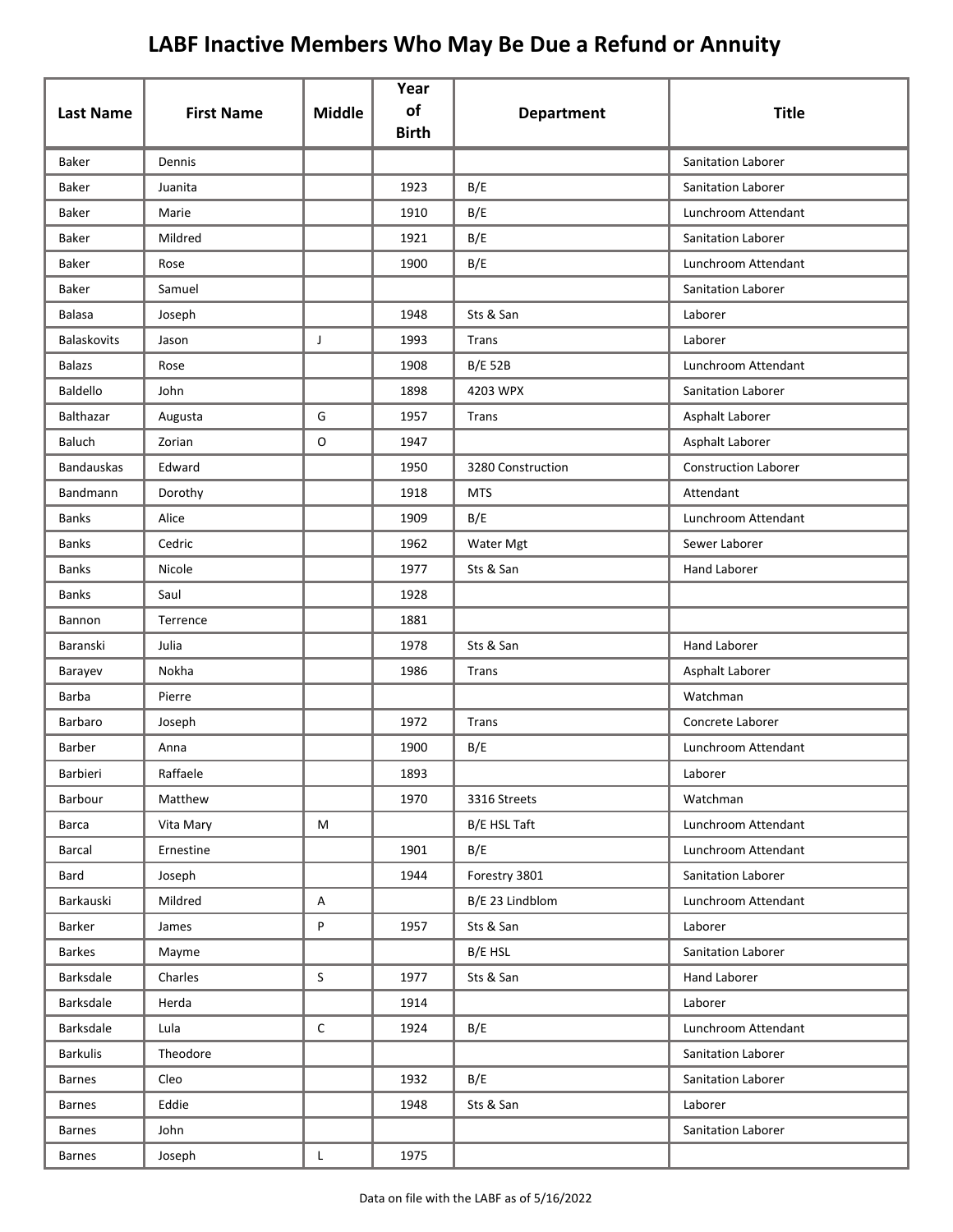# LABF Inactive Members Who May Be Due a Refund or Annuity

| Last Name | First Name | Middle | Year of Birth | Department | Title |
|---|---|---|---|---|---|
| Baker | Dennis | | | | Sanitation Laborer |
| Baker | Juanita | | 1923 | B/E | Sanitation Laborer |
| Baker | Marie | | 1910 | B/E | Lunchroom Attendant |
| Baker | Mildred | | 1921 | B/E | Sanitation Laborer |
| Baker | Rose | | 1900 | B/E | Lunchroom Attendant |
| Baker | Samuel | | | | Sanitation Laborer |
| Balasa | Joseph | | 1948 | Sts & San | Laborer |
| Balaskovits | Jason | J | 1993 | Trans | Laborer |
| Balazs | Rose | | 1908 | B/E 52B | Lunchroom Attendant |
| Baldello | John | | 1898 | 4203 WPX | Sanitation Laborer |
| Balthazar | Augusta | G | 1957 | Trans | Asphalt Laborer |
| Baluch | Zorian | O | 1947 | | Asphalt Laborer |
| Bandauskas | Edward | | 1950 | 3280 Construction | Construction Laborer |
| Bandmann | Dorothy | | 1918 | MTS | Attendant |
| Banks | Alice | | 1909 | B/E | Lunchroom Attendant |
| Banks | Cedric | | 1962 | Water Mgt | Sewer Laborer |
| Banks | Nicole | | 1977 | Sts & San | Hand Laborer |
| Banks | Saul | | 1928 | | |
| Bannon | Terrence | | 1881 | | |
| Baranski | Julia | | 1978 | Sts & San | Hand Laborer |
| Barayev | Nokha | | 1986 | Trans | Asphalt Laborer |
| Barba | Pierre | | | | Watchman |
| Barbaro | Joseph | | 1972 | Trans | Concrete Laborer |
| Barber | Anna | | 1900 | B/E | Lunchroom Attendant |
| Barbieri | Raffaele | | 1893 | | Laborer |
| Barbour | Matthew | | 1970 | 3316 Streets | Watchman |
| Barca | Vita Mary | M | | B/E HSL Taft | Lunchroom Attendant |
| Barcal | Ernestine | | 1901 | B/E | Lunchroom Attendant |
| Bard | Joseph | | 1944 | Forestry 3801 | Sanitation Laborer |
| Barkauski | Mildred | A | | B/E 23 Lindblom | Lunchroom Attendant |
| Barker | James | P | 1957 | Sts & San | Laborer |
| Barkes | Mayme | | | B/E HSL | Sanitation Laborer |
| Barksdale | Charles | S | 1977 | Sts & San | Hand Laborer |
| Barksdale | Herda | | 1914 | | Laborer |
| Barksdale | Lula | C | 1924 | B/E | Lunchroom Attendant |
| Barkulis | Theodore | | | | Sanitation Laborer |
| Barnes | Cleo | | 1932 | B/E | Sanitation Laborer |
| Barnes | Eddie | | 1948 | Sts & San | Laborer |
| Barnes | John | | | | Sanitation Laborer |
| Barnes | Joseph | L | 1975 | | |

Data on file with the LABF as of 5/16/2022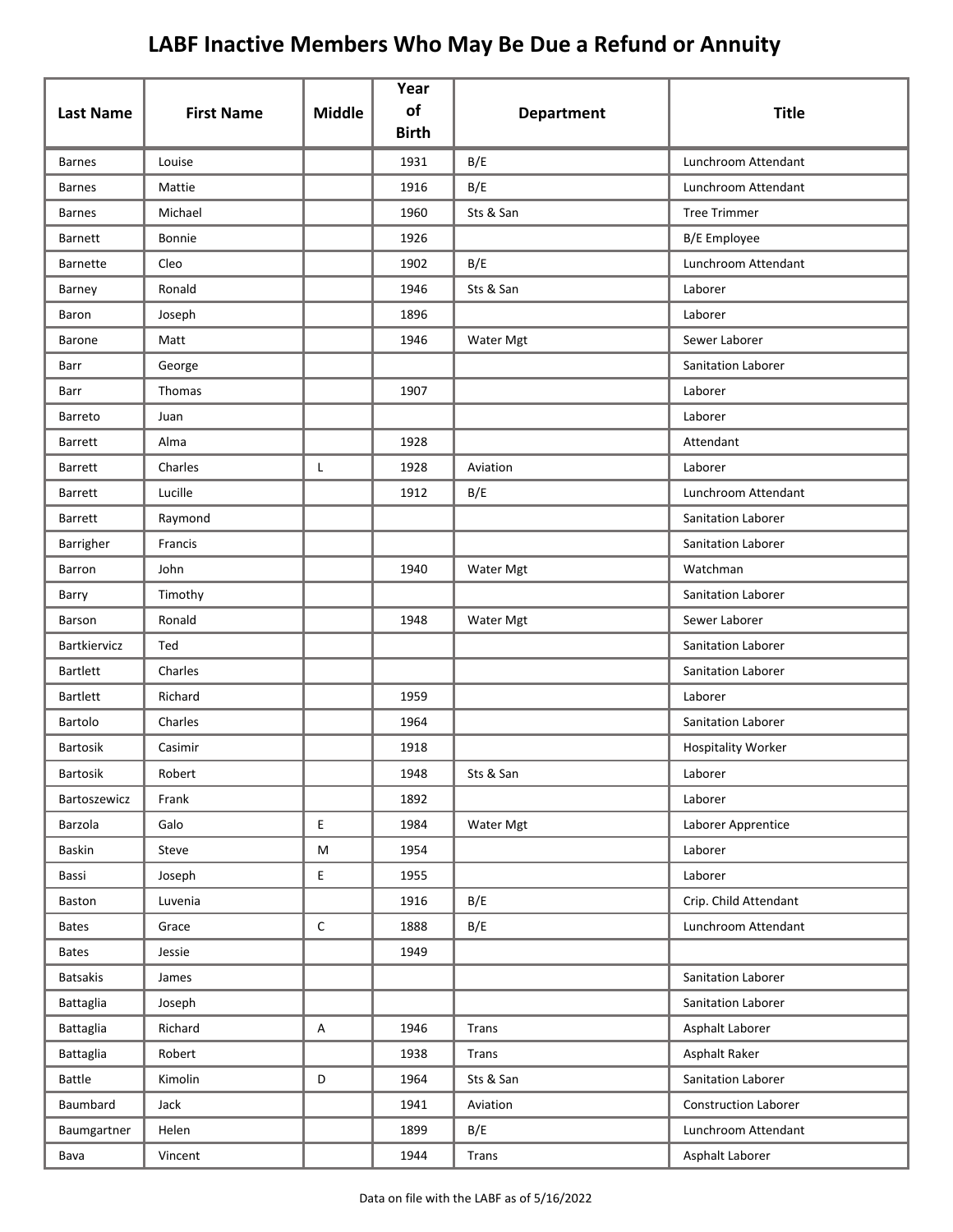# LABF Inactive Members Who May Be Due a Refund or Annuity

| Last Name | First Name | Middle | Year of Birth | Department | Title |
|---|---|---|---|---|---|
| Barnes | Louise | | 1931 | B/E | Lunchroom Attendant |
| Barnes | Mattie | | 1916 | B/E | Lunchroom Attendant |
| Barnes | Michael | | 1960 | Sts & San | Tree Trimmer |
| Barnett | Bonnie | | 1926 | | B/E Employee |
| Barnette | Cleo | | 1902 | B/E | Lunchroom Attendant |
| Barney | Ronald | | 1946 | Sts & San | Laborer |
| Baron | Joseph | | 1896 | | Laborer |
| Barone | Matt | | 1946 | Water Mgt | Sewer Laborer |
| Barr | George | | | | Sanitation Laborer |
| Barr | Thomas | | 1907 | | Laborer |
| Barreto | Juan | | | | Laborer |
| Barrett | Alma | | 1928 | | Attendant |
| Barrett | Charles | L | 1928 | Aviation | Laborer |
| Barrett | Lucille | | 1912 | B/E | Lunchroom Attendant |
| Barrett | Raymond | | | | Sanitation Laborer |
| Barrigher | Francis | | | | Sanitation Laborer |
| Barron | John | | 1940 | Water Mgt | Watchman |
| Barry | Timothy | | | | Sanitation Laborer |
| Barson | Ronald | | 1948 | Water Mgt | Sewer Laborer |
| Bartkiervicz | Ted | | | | Sanitation Laborer |
| Bartlett | Charles | | | | Sanitation Laborer |
| Bartlett | Richard | | 1959 | | Laborer |
| Bartolo | Charles | | 1964 | | Sanitation Laborer |
| Bartosik | Casimir | | 1918 | | Hospitality Worker |
| Bartosik | Robert | | 1948 | Sts & San | Laborer |
| Bartoszewicz | Frank | | 1892 | | Laborer |
| Barzola | Galo | E | 1984 | Water Mgt | Laborer Apprentice |
| Baskin | Steve | M | 1954 | | Laborer |
| Bassi | Joseph | E | 1955 | | Laborer |
| Baston | Luvenia | | 1916 | B/E | Crip. Child Attendant |
| Bates | Grace | C | 1888 | B/E | Lunchroom Attendant |
| Bates | Jessie | | 1949 | | |
| Batsakis | James | | | | Sanitation Laborer |
| Battaglia | Joseph | | | | Sanitation Laborer |
| Battaglia | Richard | A | 1946 | Trans | Asphalt Laborer |
| Battaglia | Robert | | 1938 | Trans | Asphalt Raker |
| Battle | Kimolin | D | 1964 | Sts & San | Sanitation Laborer |
| Baumbard | Jack | | 1941 | Aviation | Construction Laborer |
| Baumgartner | Helen | | 1899 | B/E | Lunchroom Attendant |
| Bava | Vincent | | 1944 | Trans | Asphalt Laborer |

Data on file with the LABF as of 5/16/2022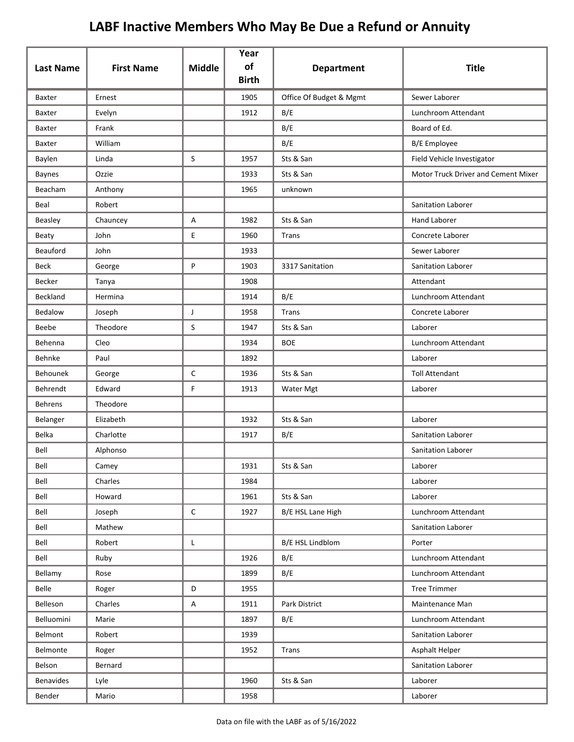# LABF Inactive Members Who May Be Due a Refund or Annuity

| Last Name | First Name | Middle | Year of Birth | Department | Title |
|---|---|---|---|---|---|
| Baxter | Ernest | | 1905 | Office Of Budget & Mgmt | Sewer Laborer |
| Baxter | Evelyn | | 1912 | B/E | Lunchroom Attendant |
| Baxter | Frank | | | B/E | Board of Ed. |
| Baxter | William | | | B/E | B/E Employee |
| Baylen | Linda | S | 1957 | Sts & San | Field Vehicle Investigator |
| Baynes | Ozzie | | 1933 | Sts & San | Motor Truck Driver and Cement Mixer |
| Beacham | Anthony | | 1965 | unknown | |
| Beal | Robert | | | | Sanitation Laborer |
| Beasley | Chauncey | A | 1982 | Sts & San | Hand Laborer |
| Beaty | John | E | 1960 | Trans | Concrete Laborer |
| Beauford | John | | 1933 | | Sewer Laborer |
| Beck | George | P | 1903 | 3317 Sanitation | Sanitation Laborer |
| Becker | Tanya | | 1908 | | Attendant |
| Beckland | Hermina | | 1914 | B/E | Lunchroom Attendant |
| Bedalow | Joseph | J | 1958 | Trans | Concrete Laborer |
| Beebe | Theodore | S | 1947 | Sts & San | Laborer |
| Behenna | Cleo | | 1934 | BOE | Lunchroom Attendant |
| Behnke | Paul | | 1892 | | Laborer |
| Behounek | George | C | 1936 | Sts & San | Toll Attendant |
| Behrendt | Edward | F | 1913 | Water Mgt | Laborer |
| Behrens | Theodore | | | | |
| Belanger | Elizabeth | | 1932 | Sts & San | Laborer |
| Belka | Charlotte | | 1917 | B/E | Sanitation Laborer |
| Bell | Alphonso | | | | Sanitation Laborer |
| Bell | Camey | | 1931 | Sts & San | Laborer |
| Bell | Charles | | 1984 | | Laborer |
| Bell | Howard | | 1961 | Sts & San | Laborer |
| Bell | Joseph | C | 1927 | B/E HSL Lane High | Lunchroom Attendant |
| Bell | Mathew | | | | Sanitation Laborer |
| Bell | Robert | L | | B/E HSL Lindblom | Porter |
| Bell | Ruby | | 1926 | B/E | Lunchroom Attendant |
| Bellamy | Rose | | 1899 | B/E | Lunchroom Attendant |
| Belle | Roger | D | 1955 | | Tree Trimmer |
| Belleson | Charles | A | 1911 | Park District | Maintenance Man |
| Belluomini | Marie | | 1897 | B/E | Lunchroom Attendant |
| Belmont | Robert | | 1939 | | Sanitation Laborer |
| Belmonte | Roger | | 1952 | Trans | Asphalt Helper |
| Belson | Bernard | | | | Sanitation Laborer |
| Benavides | Lyle | | 1960 | Sts & San | Laborer |
| Bender | Mario | | 1958 | | Laborer |

Data on file with the LABF as of 5/16/2022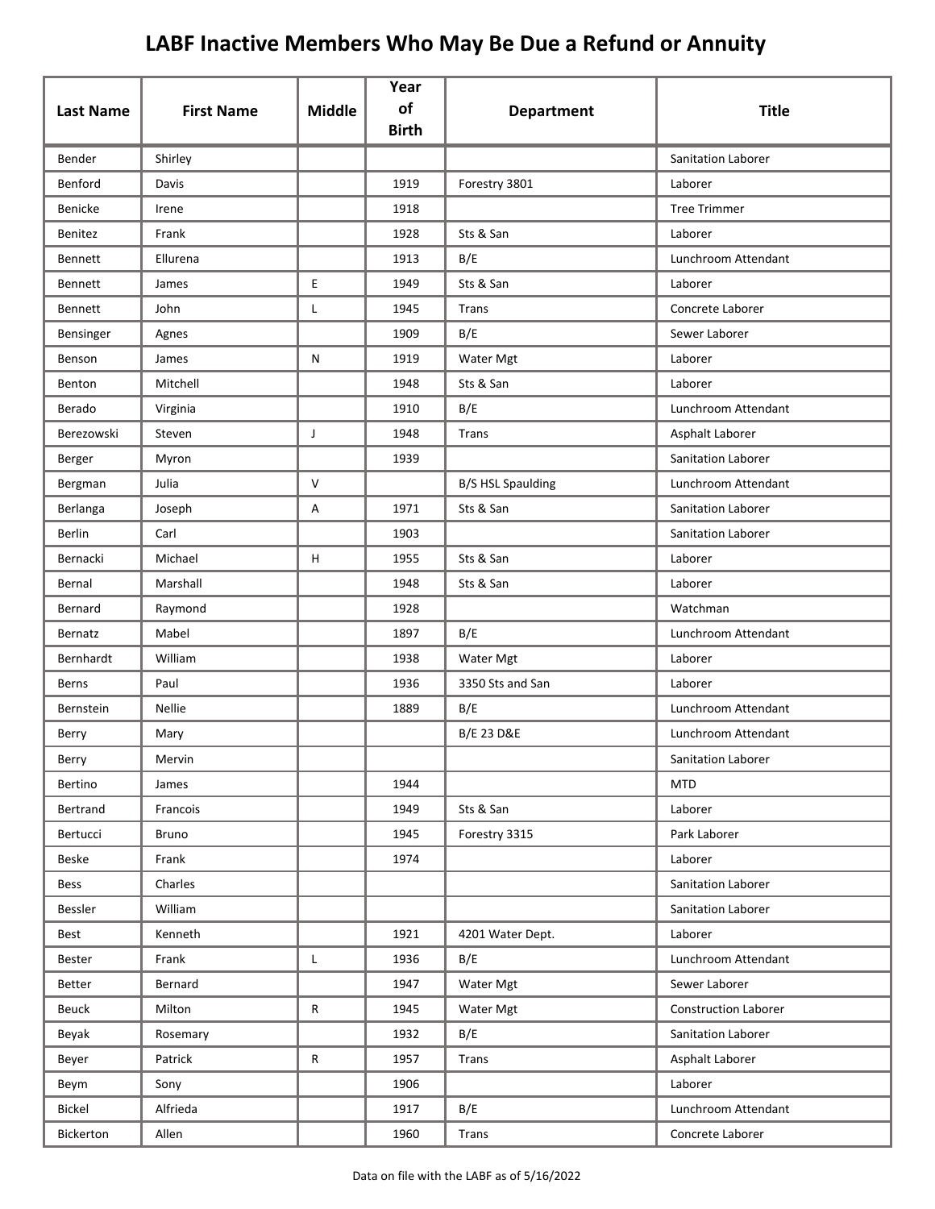# LABF Inactive Members Who May Be Due a Refund or Annuity

| Last Name | First Name | Middle | Year of Birth | Department | Title |
|---|---|---|---|---|---|
| Bender | Shirley | | | | Sanitation Laborer |
| Benford | Davis | | 1919 | Forestry 3801 | Laborer |
| Benicke | Irene | | 1918 | | Tree Trimmer |
| Benitez | Frank | | 1928 | Sts & San | Laborer |
| Bennett | Ellurena | | 1913 | B/E | Lunchroom Attendant |
| Bennett | James | E | 1949 | Sts & San | Laborer |
| Bennett | John | L | 1945 | Trans | Concrete Laborer |
| Bensinger | Agnes | | 1909 | B/E | Sewer Laborer |
| Benson | James | N | 1919 | Water Mgt | Laborer |
| Benton | Mitchell | | 1948 | Sts & San | Laborer |
| Berado | Virginia | | 1910 | B/E | Lunchroom Attendant |
| Berezowski | Steven | J | 1948 | Trans | Asphalt Laborer |
| Berger | Myron | | 1939 | | Sanitation Laborer |
| Bergman | Julia | V | | B/S HSL Spaulding | Lunchroom Attendant |
| Berlanga | Joseph | A | 1971 | Sts & San | Sanitation Laborer |
| Berlin | Carl | | 1903 | | Sanitation Laborer |
| Bernacki | Michael | H | 1955 | Sts & San | Laborer |
| Bernal | Marshall | | 1948 | Sts & San | Laborer |
| Bernard | Raymond | | 1928 | | Watchman |
| Bernatz | Mabel | | 1897 | B/E | Lunchroom Attendant |
| Bernhardt | William | | 1938 | Water Mgt | Laborer |
| Berns | Paul | | 1936 | 3350 Sts and San | Laborer |
| Bernstein | Nellie | | 1889 | B/E | Lunchroom Attendant |
| Berry | Mary | | | B/E 23 D&E | Lunchroom Attendant |
| Berry | Mervin | | | | Sanitation Laborer |
| Bertino | James | | 1944 | | MTD |
| Bertrand | Francois | | 1949 | Sts & San | Laborer |
| Bertucci | Bruno | | 1945 | Forestry 3315 | Park Laborer |
| Beske | Frank | | 1974 | | Laborer |
| Bess | Charles | | | | Sanitation Laborer |
| Bessler | William | | | | Sanitation Laborer |
| Best | Kenneth | | 1921 | 4201 Water Dept. | Laborer |
| Bester | Frank | L | 1936 | B/E | Lunchroom Attendant |
| Better | Bernard | | 1947 | Water Mgt | Sewer Laborer |
| Beuck | Milton | R | 1945 | Water Mgt | Construction Laborer |
| Beyak | Rosemary | | 1932 | B/E | Sanitation Laborer |
| Beyer | Patrick | R | 1957 | Trans | Asphalt Laborer |
| Beym | Sony | | 1906 | | Laborer |
| Bickel | Alfrieda | | 1917 | B/E | Lunchroom Attendant |
| Bickerton | Allen | | 1960 | Trans | Concrete Laborer |

Data on file with the LABF as of 5/16/2022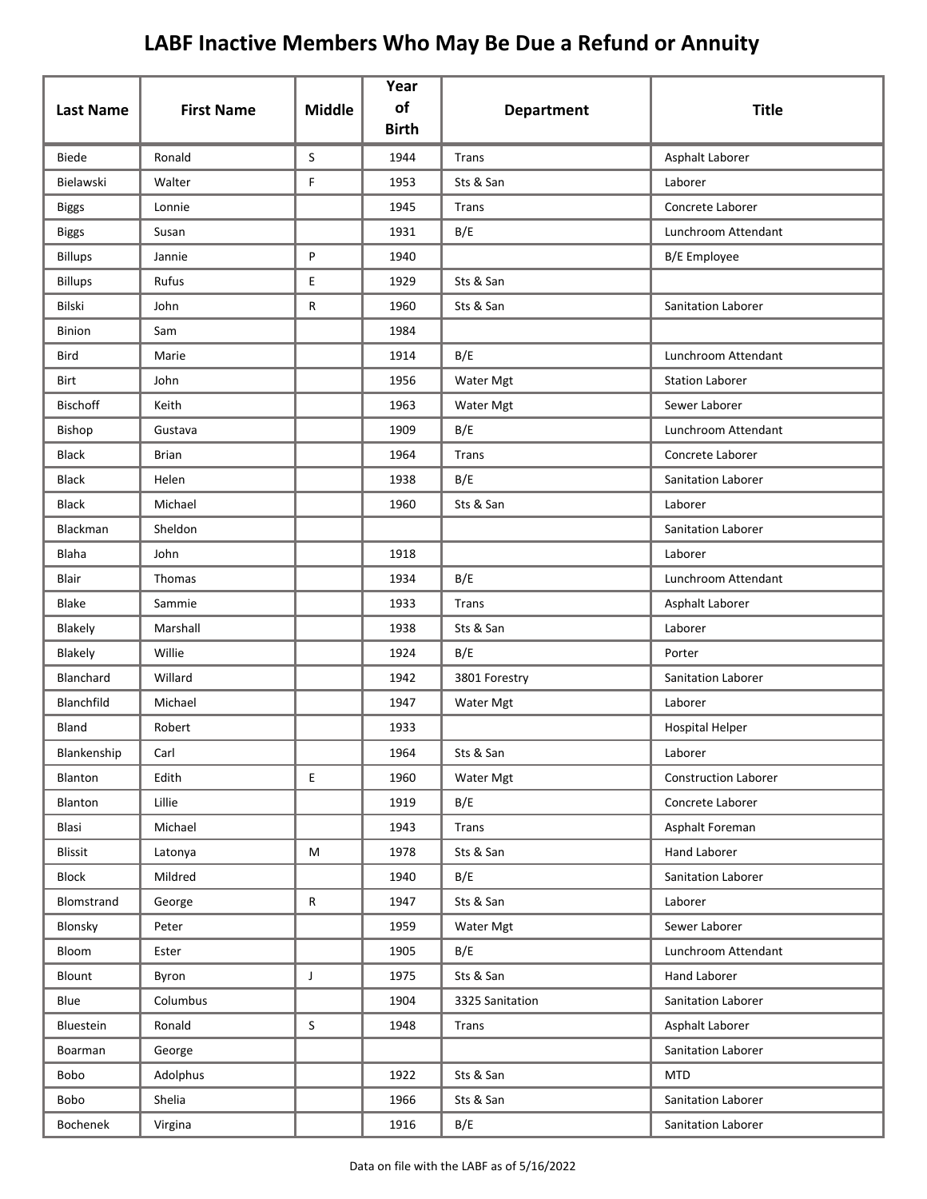# LABF Inactive Members Who May Be Due a Refund or Annuity

| Last Name | First Name | Middle | Year of Birth | Department | Title |
|---|---|---|---|---|---|
| Biede | Ronald | S | 1944 | Trans | Asphalt Laborer |
| Bielawski | Walter | F | 1953 | Sts & San | Laborer |
| Biggs | Lonnie | | 1945 | Trans | Concrete Laborer |
| Biggs | Susan | | 1931 | B/E | Lunchroom Attendant |
| Billups | Jannie | P | 1940 | | B/E Employee |
| Billups | Rufus | E | 1929 | Sts & San | |
| Bilski | John | R | 1960 | Sts & San | Sanitation Laborer |
| Binion | Sam | | 1984 | | |
| Bird | Marie | | 1914 | B/E | Lunchroom Attendant |
| Birt | John | | 1956 | Water Mgt | Station Laborer |
| Bischoff | Keith | | 1963 | Water Mgt | Sewer Laborer |
| Bishop | Gustava | | 1909 | B/E | Lunchroom Attendant |
| Black | Brian | | 1964 | Trans | Concrete Laborer |
| Black | Helen | | 1938 | B/E | Sanitation Laborer |
| Black | Michael | | 1960 | Sts & San | Laborer |
| Blackman | Sheldon | | | | Sanitation Laborer |
| Blaha | John | | 1918 | | Laborer |
| Blair | Thomas | | 1934 | B/E | Lunchroom Attendant |
| Blake | Sammie | | 1933 | Trans | Asphalt Laborer |
| Blakely | Marshall | | 1938 | Sts & San | Laborer |
| Blakely | Willie | | 1924 | B/E | Porter |
| Blanchard | Willard | | 1942 | 3801 Forestry | Sanitation Laborer |
| Blanchfild | Michael | | 1947 | Water Mgt | Laborer |
| Bland | Robert | | 1933 | | Hospital Helper |
| Blankenship | Carl | | 1964 | Sts & San | Laborer |
| Blanton | Edith | E | 1960 | Water Mgt | Construction Laborer |
| Blanton | Lillie | | 1919 | B/E | Concrete Laborer |
| Blasi | Michael | | 1943 | Trans | Asphalt Foreman |
| Blissit | Latonya | M | 1978 | Sts & San | Hand Laborer |
| Block | Mildred | | 1940 | B/E | Sanitation Laborer |
| Blomstrand | George | R | 1947 | Sts & San | Laborer |
| Blonsky | Peter | | 1959 | Water Mgt | Sewer Laborer |
| Bloom | Ester | | 1905 | B/E | Lunchroom Attendant |
| Blount | Byron | J | 1975 | Sts & San | Hand Laborer |
| Blue | Columbus | | 1904 | 3325 Sanitation | Sanitation Laborer |
| Bluestein | Ronald | S | 1948 | Trans | Asphalt Laborer |
| Boarman | George | | | | Sanitation Laborer |
| Bobo | Adolphus | | 1922 | Sts & San | MTD |
| Bobo | Shelia | | 1966 | Sts & San | Sanitation Laborer |
| Bochenek | Virgina | | 1916 | B/E | Sanitation Laborer |

Data on file with the LABF as of 5/16/2022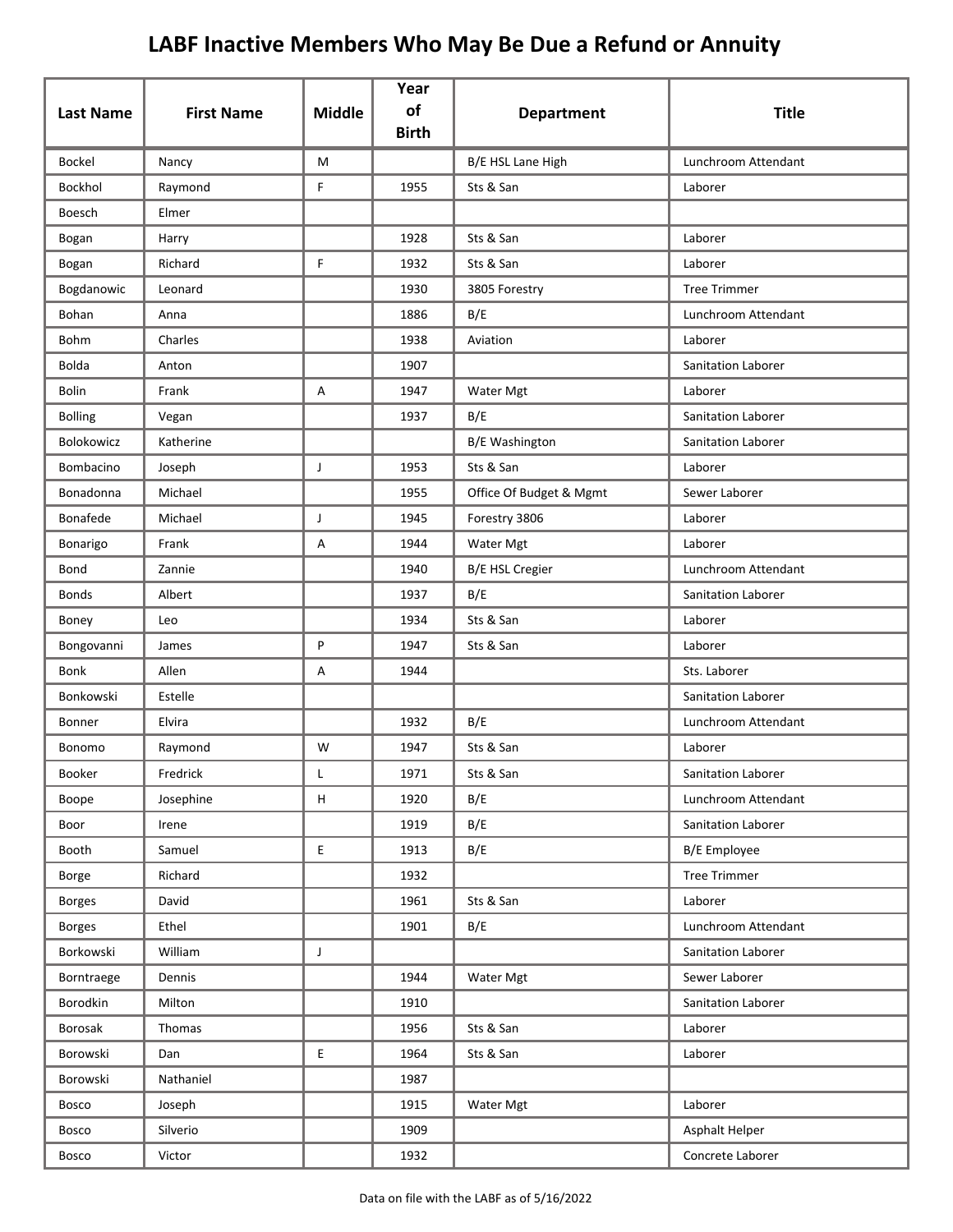# LABF Inactive Members Who May Be Due a Refund or Annuity

| Last Name | First Name | Middle | Year of Birth | Department | Title |
|---|---|---|---|---|---|
| Bockel | Nancy | M | | B/E HSL Lane High | Lunchroom Attendant |
| Bockhol | Raymond | F | 1955 | Sts & San | Laborer |
| Boesch | Elmer | | | | |
| Bogan | Harry | | 1928 | Sts & San | Laborer |
| Bogan | Richard | F | 1932 | Sts & San | Laborer |
| Bogdanowic | Leonard | | 1930 | 3805 Forestry | Tree Trimmer |
| Bohan | Anna | | 1886 | B/E | Lunchroom Attendant |
| Bohm | Charles | | 1938 | Aviation | Laborer |
| Bolda | Anton | | 1907 | | Sanitation Laborer |
| Bolin | Frank | A | 1947 | Water Mgt | Laborer |
| Bolling | Vegan | | 1937 | B/E | Sanitation Laborer |
| Bolokowicz | Katherine | | | B/E Washington | Sanitation Laborer |
| Bombacino | Joseph | J | 1953 | Sts & San | Laborer |
| Bonadonna | Michael | | 1955 | Office Of Budget & Mgmt | Sewer Laborer |
| Bonafede | Michael | J | 1945 | Forestry 3806 | Laborer |
| Bonarigo | Frank | A | 1944 | Water Mgt | Laborer |
| Bond | Zannie | | 1940 | B/E HSL Cregier | Lunchroom Attendant |
| Bonds | Albert | | 1937 | B/E | Sanitation Laborer |
| Boney | Leo | | 1934 | Sts & San | Laborer |
| Bongovanni | James | P | 1947 | Sts & San | Laborer |
| Bonk | Allen | A | 1944 | | Sts. Laborer |
| Bonkowski | Estelle | | | | Sanitation Laborer |
| Bonner | Elvira | | 1932 | B/E | Lunchroom Attendant |
| Bonomo | Raymond | W | 1947 | Sts & San | Laborer |
| Booker | Fredrick | L | 1971 | Sts & San | Sanitation Laborer |
| Boope | Josephine | H | 1920 | B/E | Lunchroom Attendant |
| Boor | Irene | | 1919 | B/E | Sanitation Laborer |
| Booth | Samuel | E | 1913 | B/E | B/E Employee |
| Borge | Richard | | 1932 | | Tree Trimmer |
| Borges | David | | 1961 | Sts & San | Laborer |
| Borges | Ethel | | 1901 | B/E | Lunchroom Attendant |
| Borkowski | William | J | | | Sanitation Laborer |
| Borntraege | Dennis | | 1944 | Water Mgt | Sewer Laborer |
| Borodkin | Milton | | 1910 | | Sanitation Laborer |
| Borosak | Thomas | | 1956 | Sts & San | Laborer |
| Borowski | Dan | E | 1964 | Sts & San | Laborer |
| Borowski | Nathaniel | | 1987 | | |
| Bosco | Joseph | | 1915 | Water Mgt | Laborer |
| Bosco | Silverio | | 1909 | | Asphalt Helper |
| Bosco | Victor | | 1932 | | Concrete Laborer |

Data on file with the LABF as of 5/16/2022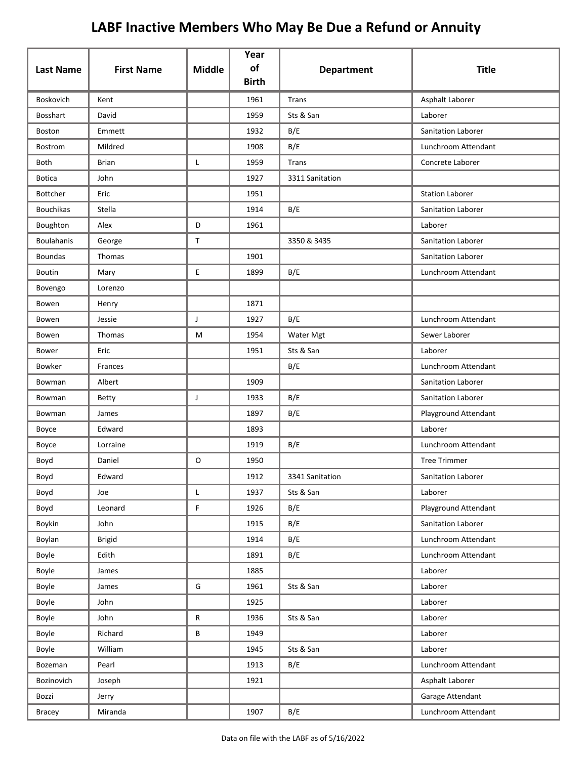# LABF Inactive Members Who May Be Due a Refund or Annuity

| Last Name | First Name | Middle | Year of Birth | Department | Title |
|---|---|---|---|---|---|
| Boskovich | Kent | | 1961 | Trans | Asphalt Laborer |
| Bosshart | David | | 1959 | Sts & San | Laborer |
| Boston | Emmett | | 1932 | B/E | Sanitation Laborer |
| Bostrom | Mildred | | 1908 | B/E | Lunchroom Attendant |
| Both | Brian | L | 1959 | Trans | Concrete Laborer |
| Botica | John | | 1927 | 3311 Sanitation | |
| Bottcher | Eric | | 1951 | | Station Laborer |
| Bouchikas | Stella | | 1914 | B/E | Sanitation Laborer |
| Boughton | Alex | D | 1961 | | Laborer |
| Boulahanis | George | T | | 3350 & 3435 | Sanitation Laborer |
| Boundas | Thomas | | 1901 | | Sanitation Laborer |
| Boutin | Mary | E | 1899 | B/E | Lunchroom Attendant |
| Bovengo | Lorenzo | | | | |
| Bowen | Henry | | 1871 | | |
| Bowen | Jessie | J | 1927 | B/E | Lunchroom Attendant |
| Bowen | Thomas | M | 1954 | Water Mgt | Sewer Laborer |
| Bower | Eric | | 1951 | Sts & San | Laborer |
| Bowker | Frances | | | B/E | Lunchroom Attendant |
| Bowman | Albert | | 1909 | | Sanitation Laborer |
| Bowman | Betty | J | 1933 | B/E | Sanitation Laborer |
| Bowman | James | | 1897 | B/E | Playground Attendant |
| Boyce | Edward | | 1893 | | Laborer |
| Boyce | Lorraine | | 1919 | B/E | Lunchroom Attendant |
| Boyd | Daniel | O | 1950 | | Tree Trimmer |
| Boyd | Edward | | 1912 | 3341 Sanitation | Sanitation Laborer |
| Boyd | Joe | L | 1937 | Sts & San | Laborer |
| Boyd | Leonard | F | 1926 | B/E | Playground Attendant |
| Boykin | John | | 1915 | B/E | Sanitation Laborer |
| Boylan | Brigid | | 1914 | B/E | Lunchroom Attendant |
| Boyle | Edith | | 1891 | B/E | Lunchroom Attendant |
| Boyle | James | | 1885 | | Laborer |
| Boyle | James | G | 1961 | Sts & San | Laborer |
| Boyle | John | | 1925 | | Laborer |
| Boyle | John | R | 1936 | Sts & San | Laborer |
| Boyle | Richard | B | 1949 | | Laborer |
| Boyle | William | | 1945 | Sts & San | Laborer |
| Bozeman | Pearl | | 1913 | B/E | Lunchroom Attendant |
| Bozinovich | Joseph | | 1921 | | Asphalt Laborer |
| Bozzi | Jerry | | | | Garage Attendant |
| Bracey | Miranda | | 1907 | B/E | Lunchroom Attendant |

Data on file with the LABF as of 5/16/2022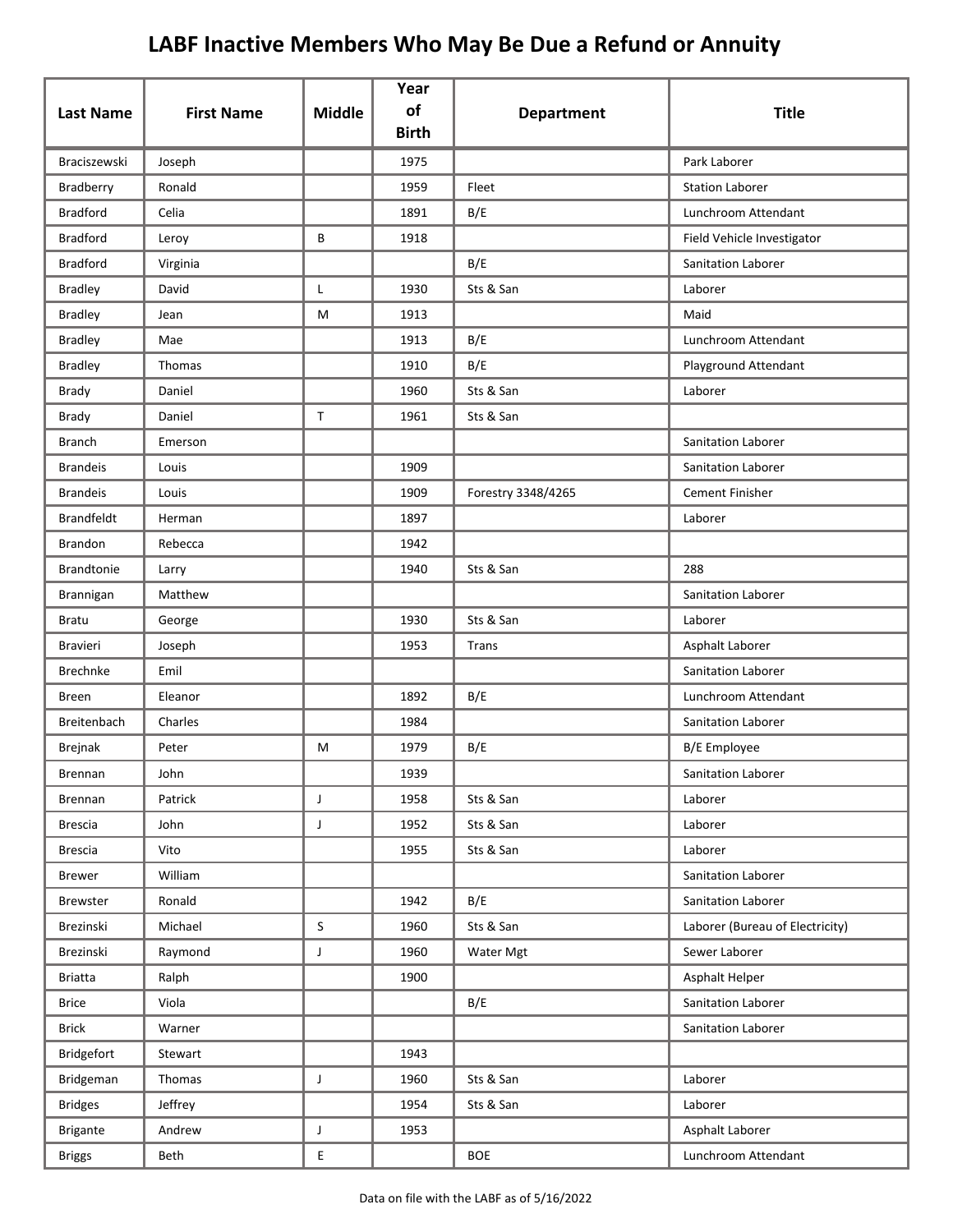# LABF Inactive Members Who May Be Due a Refund or Annuity

| Last Name | First Name | Middle | Year of Birth | Department | Title |
|---|---|---|---|---|---|
| Braciszewski | Joseph | | 1975 | | Park Laborer |
| Bradberry | Ronald | | 1959 | Fleet | Station Laborer |
| Bradford | Celia | | 1891 | B/E | Lunchroom Attendant |
| Bradford | Leroy | B | 1918 | | Field Vehicle Investigator |
| Bradford | Virginia | | | B/E | Sanitation Laborer |
| Bradley | David | L | 1930 | Sts & San | Laborer |
| Bradley | Jean | M | 1913 | | Maid |
| Bradley | Mae | | 1913 | B/E | Lunchroom Attendant |
| Bradley | Thomas | | 1910 | B/E | Playground Attendant |
| Brady | Daniel | | 1960 | Sts & San | Laborer |
| Brady | Daniel | T | 1961 | Sts & San | |
| Branch | Emerson | | | | Sanitation Laborer |
| Brandeis | Louis | | 1909 | | Sanitation Laborer |
| Brandeis | Louis | | 1909 | Forestry 3348/4265 | Cement Finisher |
| Brandfeldt | Herman | | 1897 | | Laborer |
| Brandon | Rebecca | | 1942 | | |
| Brandtonie | Larry | | 1940 | Sts & San | 288 |
| Brannigan | Matthew | | | | Sanitation Laborer |
| Bratu | George | | 1930 | Sts & San | Laborer |
| Bravieri | Joseph | | 1953 | Trans | Asphalt Laborer |
| Brechnke | Emil | | | | Sanitation Laborer |
| Breen | Eleanor | | 1892 | B/E | Lunchroom Attendant |
| Breitenbach | Charles | | 1984 | | Sanitation Laborer |
| Brejnak | Peter | M | 1979 | B/E | B/E Employee |
| Brennan | John | | 1939 | | Sanitation Laborer |
| Brennan | Patrick | J | 1958 | Sts & San | Laborer |
| Brescia | John | J | 1952 | Sts & San | Laborer |
| Brescia | Vito | | 1955 | Sts & San | Laborer |
| Brewer | William | | | | Sanitation Laborer |
| Brewster | Ronald | | 1942 | B/E | Sanitation Laborer |
| Brezinski | Michael | S | 1960 | Sts & San | Laborer (Bureau of Electricity) |
| Brezinski | Raymond | J | 1960 | Water Mgt | Sewer Laborer |
| Briatta | Ralph | | 1900 | | Asphalt Helper |
| Brice | Viola | | | B/E | Sanitation Laborer |
| Brick | Warner | | | | Sanitation Laborer |
| Bridgefort | Stewart | | 1943 | | |
| Bridgeman | Thomas | J | 1960 | Sts & San | Laborer |
| Bridges | Jeffrey | | 1954 | Sts & San | Laborer |
| Brigante | Andrew | J | 1953 | | Asphalt Laborer |
| Briggs | Beth | E | | BOE | Lunchroom Attendant |

Data on file with the LABF as of 5/16/2022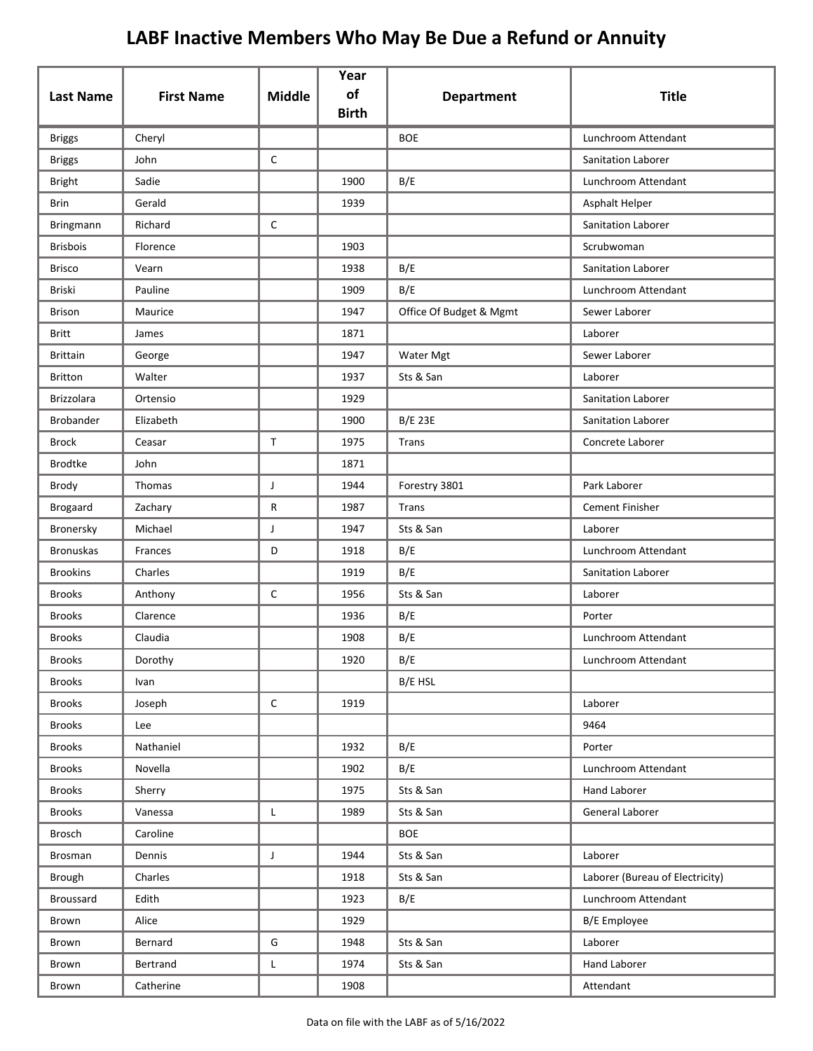# LABF Inactive Members Who May Be Due a Refund or Annuity

| Last Name | First Name | Middle | Year of Birth | Department | Title |
|---|---|---|---|---|---|
| Briggs | Cheryl | | | BOE | Lunchroom Attendant |
| Briggs | John | C | | | Sanitation Laborer |
| Bright | Sadie | | 1900 | B/E | Lunchroom Attendant |
| Brin | Gerald | | 1939 | | Asphalt Helper |
| Bringmann | Richard | C | | | Sanitation Laborer |
| Brisbois | Florence | | 1903 | | Scrubwoman |
| Brisco | Vearn | | 1938 | B/E | Sanitation Laborer |
| Briski | Pauline | | 1909 | B/E | Lunchroom Attendant |
| Brison | Maurice | | 1947 | Office Of Budget & Mgmt | Sewer Laborer |
| Britt | James | | 1871 | | Laborer |
| Brittain | George | | 1947 | Water Mgt | Sewer Laborer |
| Britton | Walter | | 1937 | Sts & San | Laborer |
| Brizzolara | Ortensio | | 1929 | | Sanitation Laborer |
| Brobander | Elizabeth | | 1900 | B/E 23E | Sanitation Laborer |
| Brock | Ceasar | T | 1975 | Trans | Concrete Laborer |
| Brodtke | John | | 1871 | | |
| Brody | Thomas | J | 1944 | Forestry 3801 | Park Laborer |
| Brogaard | Zachary | R | 1987 | Trans | Cement Finisher |
| Bronersky | Michael | J | 1947 | Sts & San | Laborer |
| Bronuskas | Frances | D | 1918 | B/E | Lunchroom Attendant |
| Brookins | Charles | | 1919 | B/E | Sanitation Laborer |
| Brooks | Anthony | C | 1956 | Sts & San | Laborer |
| Brooks | Clarence | | 1936 | B/E | Porter |
| Brooks | Claudia | | 1908 | B/E | Lunchroom Attendant |
| Brooks | Dorothy | | 1920 | B/E | Lunchroom Attendant |
| Brooks | Ivan | | | B/E HSL | |
| Brooks | Joseph | C | 1919 | | Laborer |
| Brooks | Lee | | | | 9464 |
| Brooks | Nathaniel | | 1932 | B/E | Porter |
| Brooks | Novella | | 1902 | B/E | Lunchroom Attendant |
| Brooks | Sherry | | 1975 | Sts & San | Hand Laborer |
| Brooks | Vanessa | L | 1989 | Sts & San | General Laborer |
| Brosch | Caroline | | | BOE | |
| Brosman | Dennis | J | 1944 | Sts & San | Laborer |
| Brough | Charles | | 1918 | Sts & San | Laborer (Bureau of Electricity) |
| Broussard | Edith | | 1923 | B/E | Lunchroom Attendant |
| Brown | Alice | | 1929 | | B/E Employee |
| Brown | Bernard | G | 1948 | Sts & San | Laborer |
| Brown | Bertrand | L | 1974 | Sts & San | Hand Laborer |
| Brown | Catherine | | 1908 | | Attendant |

Data on file with the LABF as of 5/16/2022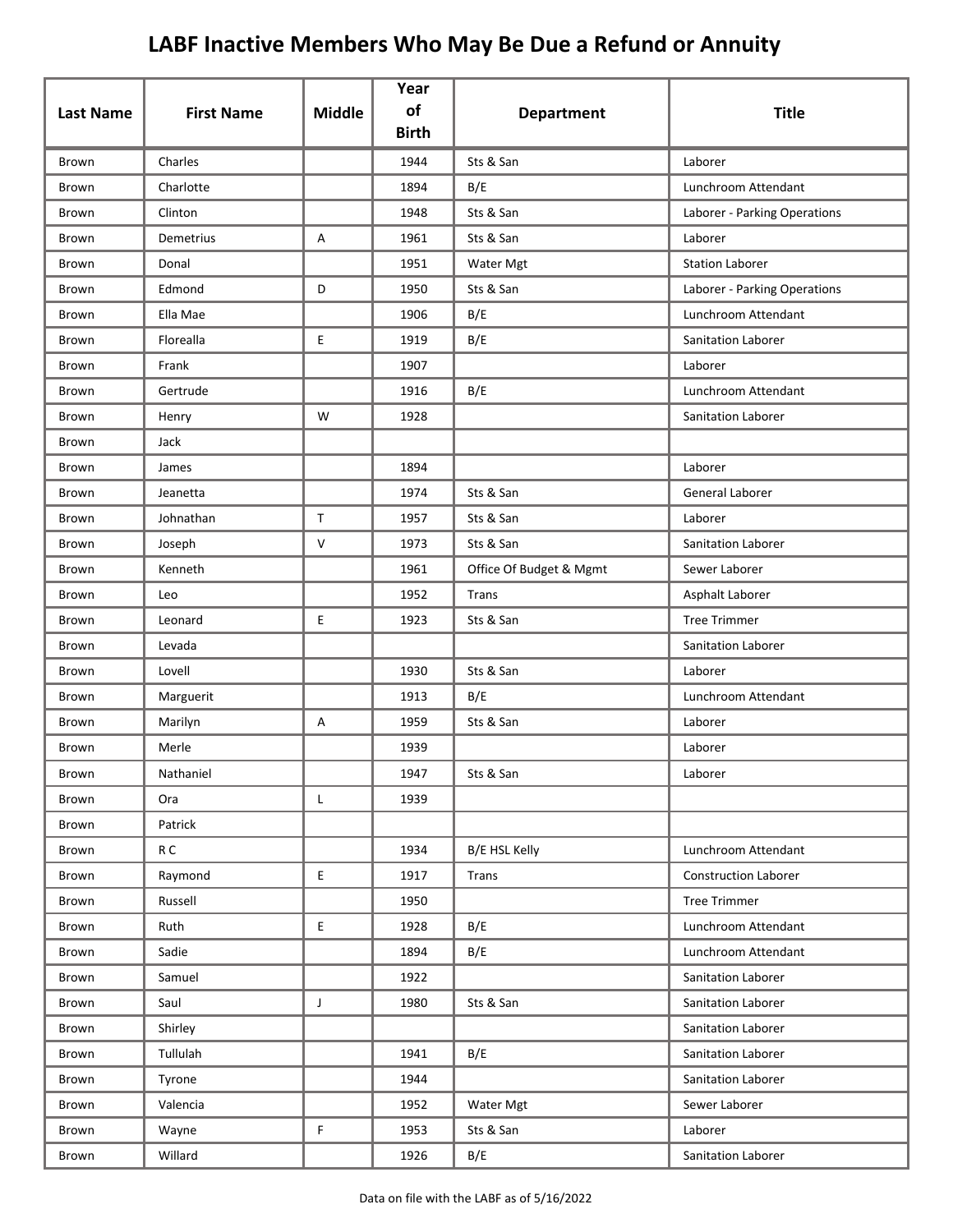# LABF Inactive Members Who May Be Due a Refund or Annuity

| Last Name | First Name | Middle | Year of Birth | Department | Title |
|---|---|---|---|---|---|
| Brown | Charles | | 1944 | Sts & San | Laborer |
| Brown | Charlotte | | 1894 | B/E | Lunchroom Attendant |
| Brown | Clinton | | 1948 | Sts & San | Laborer - Parking Operations |
| Brown | Demetrius | A | 1961 | Sts & San | Laborer |
| Brown | Donal | | 1951 | Water Mgt | Station Laborer |
| Brown | Edmond | D | 1950 | Sts & San | Laborer - Parking Operations |
| Brown | Ella Mae | | 1906 | B/E | Lunchroom Attendant |
| Brown | Florealla | E | 1919 | B/E | Sanitation Laborer |
| Brown | Frank | | 1907 | | Laborer |
| Brown | Gertrude | | 1916 | B/E | Lunchroom Attendant |
| Brown | Henry | W | 1928 | | Sanitation Laborer |
| Brown | Jack | | | | |
| Brown | James | | 1894 | | Laborer |
| Brown | Jeanetta | | 1974 | Sts & San | General Laborer |
| Brown | Johnathan | T | 1957 | Sts & San | Laborer |
| Brown | Joseph | V | 1973 | Sts & San | Sanitation Laborer |
| Brown | Kenneth | | 1961 | Office Of Budget & Mgmt | Sewer Laborer |
| Brown | Leo | | 1952 | Trans | Asphalt Laborer |
| Brown | Leonard | E | 1923 | Sts & San | Tree Trimmer |
| Brown | Levada | | | | Sanitation Laborer |
| Brown | Lovell | | 1930 | Sts & San | Laborer |
| Brown | Marguerit | | 1913 | B/E | Lunchroom Attendant |
| Brown | Marilyn | A | 1959 | Sts & San | Laborer |
| Brown | Merle | | 1939 | | Laborer |
| Brown | Nathaniel | | 1947 | Sts & San | Laborer |
| Brown | Ora | L | 1939 | | |
| Brown | Patrick | | | | |
| Brown | R C | | 1934 | B/E HSL Kelly | Lunchroom Attendant |
| Brown | Raymond | E | 1917 | Trans | Construction Laborer |
| Brown | Russell | | 1950 | | Tree Trimmer |
| Brown | Ruth | E | 1928 | B/E | Lunchroom Attendant |
| Brown | Sadie | | 1894 | B/E | Lunchroom Attendant |
| Brown | Samuel | | 1922 | | Sanitation Laborer |
| Brown | Saul | J | 1980 | Sts & San | Sanitation Laborer |
| Brown | Shirley | | | | Sanitation Laborer |
| Brown | Tullulah | | 1941 | B/E | Sanitation Laborer |
| Brown | Tyrone | | 1944 | | Sanitation Laborer |
| Brown | Valencia | | 1952 | Water Mgt | Sewer Laborer |
| Brown | Wayne | F | 1953 | Sts & San | Laborer |
| Brown | Willard | | 1926 | B/E | Sanitation Laborer |

Data on file with the LABF as of 5/16/2022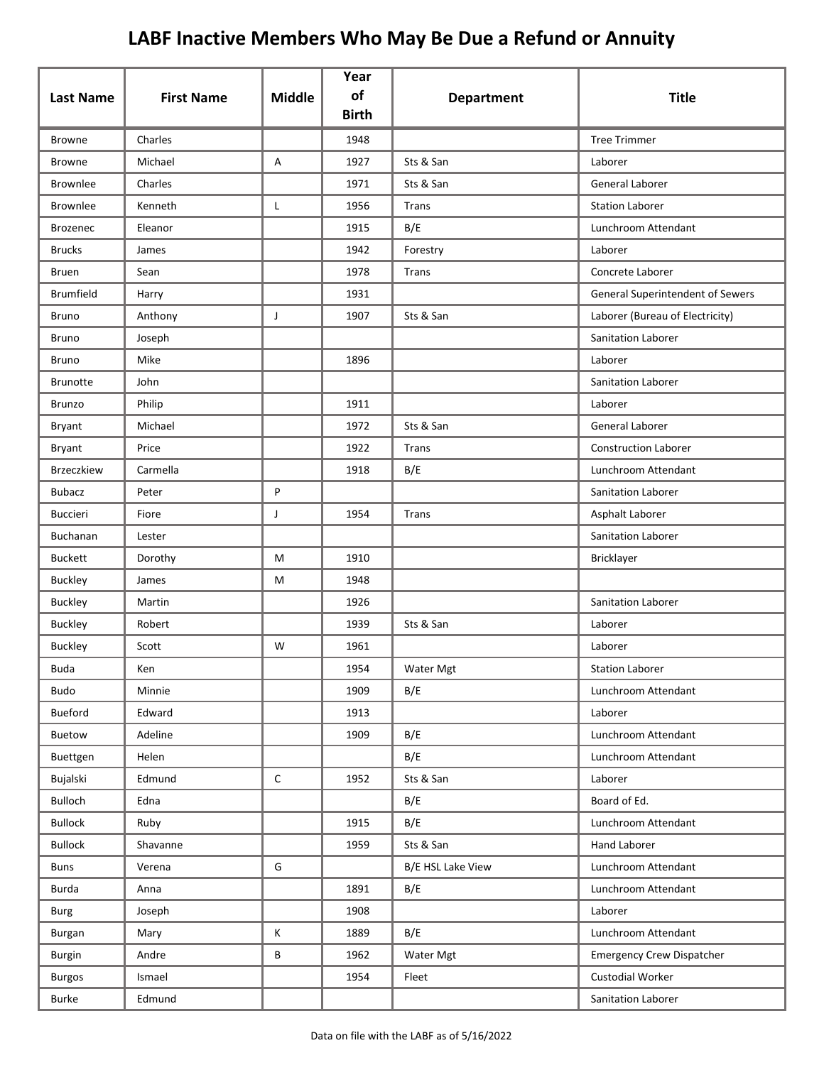# LABF Inactive Members Who May Be Due a Refund or Annuity

| Last Name | First Name | Middle | Year of Birth | Department | Title |
|---|---|---|---|---|---|
| Browne | Charles | | 1948 | | Tree Trimmer |
| Browne | Michael | A | 1927 | Sts & San | Laborer |
| Brownlee | Charles | | 1971 | Sts & San | General Laborer |
| Brownlee | Kenneth | L | 1956 | Trans | Station Laborer |
| Brozenec | Eleanor | | 1915 | B/E | Lunchroom Attendant |
| Brucks | James | | 1942 | Forestry | Laborer |
| Bruen | Sean | | 1978 | Trans | Concrete Laborer |
| Brumfield | Harry | | 1931 | | General Superintendent of Sewers |
| Bruno | Anthony | J | 1907 | Sts & San | Laborer (Bureau of Electricity) |
| Bruno | Joseph | | | | Sanitation Laborer |
| Bruno | Mike | | 1896 | | Laborer |
| Brunotte | John | | | | Sanitation Laborer |
| Brunzo | Philip | | 1911 | | Laborer |
| Bryant | Michael | | 1972 | Sts & San | General Laborer |
| Bryant | Price | | 1922 | Trans | Construction Laborer |
| Brzeczkiew | Carmella | | 1918 | B/E | Lunchroom Attendant |
| Bubacz | Peter | P | | | Sanitation Laborer |
| Buccieri | Fiore | J | 1954 | Trans | Asphalt Laborer |
| Buchanan | Lester | | | | Sanitation Laborer |
| Buckett | Dorothy | M | 1910 | | Bricklayer |
| Buckley | James | M | 1948 | | |
| Buckley | Martin | | 1926 | | Sanitation Laborer |
| Buckley | Robert | | 1939 | Sts & San | Laborer |
| Buckley | Scott | W | 1961 | | Laborer |
| Buda | Ken | | 1954 | Water Mgt | Station Laborer |
| Budo | Minnie | | 1909 | B/E | Lunchroom Attendant |
| Bueford | Edward | | 1913 | | Laborer |
| Buetow | Adeline | | 1909 | B/E | Lunchroom Attendant |
| Buettgen | Helen | | | B/E | Lunchroom Attendant |
| Bujalski | Edmund | C | 1952 | Sts & San | Laborer |
| Bulloch | Edna | | | B/E | Board of Ed. |
| Bullock | Ruby | | 1915 | B/E | Lunchroom Attendant |
| Bullock | Shavanne | | 1959 | Sts & San | Hand Laborer |
| Buns | Verena | G | | B/E HSL Lake View | Lunchroom Attendant |
| Burda | Anna | | 1891 | B/E | Lunchroom Attendant |
| Burg | Joseph | | 1908 | | Laborer |
| Burgan | Mary | K | 1889 | B/E | Lunchroom Attendant |
| Burgin | Andre | B | 1962 | Water Mgt | Emergency Crew Dispatcher |
| Burgos | Ismael | | 1954 | Fleet | Custodial Worker |
| Burke | Edmund | | | | Sanitation Laborer |

Data on file with the LABF as of 5/16/2022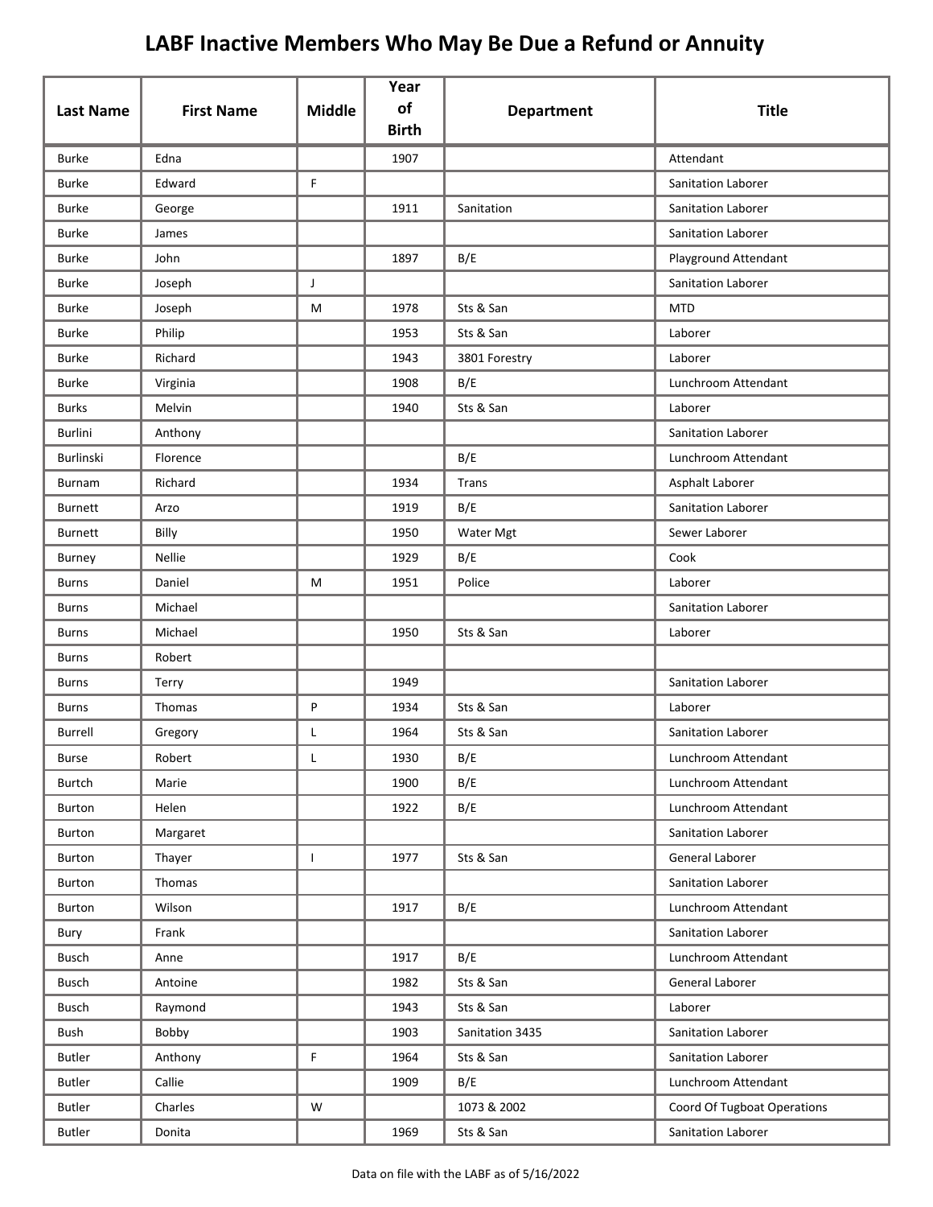# LABF Inactive Members Who May Be Due a Refund or Annuity

| Last Name | First Name | Middle | Year of Birth | Department | Title |
|---|---|---|---|---|---|
| Burke | Edna | | 1907 | | Attendant |
| Burke | Edward | F | | | Sanitation Laborer |
| Burke | George | | 1911 | Sanitation | Sanitation Laborer |
| Burke | James | | | | Sanitation Laborer |
| Burke | John | | 1897 | B/E | Playground Attendant |
| Burke | Joseph | J | | | Sanitation Laborer |
| Burke | Joseph | M | 1978 | Sts & San | MTD |
| Burke | Philip | | 1953 | Sts & San | Laborer |
| Burke | Richard | | 1943 | 3801 Forestry | Laborer |
| Burke | Virginia | | 1908 | B/E | Lunchroom Attendant |
| Burks | Melvin | | 1940 | Sts & San | Laborer |
| Burlini | Anthony | | | | Sanitation Laborer |
| Burlinski | Florence | | | B/E | Lunchroom Attendant |
| Burnam | Richard | | 1934 | Trans | Asphalt Laborer |
| Burnett | Arzo | | 1919 | B/E | Sanitation Laborer |
| Burnett | Billy | | 1950 | Water Mgt | Sewer Laborer |
| Burney | Nellie | | 1929 | B/E | Cook |
| Burns | Daniel | M | 1951 | Police | Laborer |
| Burns | Michael | | | | Sanitation Laborer |
| Burns | Michael | | 1950 | Sts & San | Laborer |
| Burns | Robert | | | | |
| Burns | Terry | | 1949 | | Sanitation Laborer |
| Burns | Thomas | P | 1934 | Sts & San | Laborer |
| Burrell | Gregory | L | 1964 | Sts & San | Sanitation Laborer |
| Burse | Robert | L | 1930 | B/E | Lunchroom Attendant |
| Burtch | Marie | | 1900 | B/E | Lunchroom Attendant |
| Burton | Helen | | 1922 | B/E | Lunchroom Attendant |
| Burton | Margaret | | | | Sanitation Laborer |
| Burton | Thayer | I | 1977 | Sts & San | General Laborer |
| Burton | Thomas | | | | Sanitation Laborer |
| Burton | Wilson | | 1917 | B/E | Lunchroom Attendant |
| Bury | Frank | | | | Sanitation Laborer |
| Busch | Anne | | 1917 | B/E | Lunchroom Attendant |
| Busch | Antoine | | 1982 | Sts & San | General Laborer |
| Busch | Raymond | | 1943 | Sts & San | Laborer |
| Bush | Bobby | | 1903 | Sanitation 3435 | Sanitation Laborer |
| Butler | Anthony | F | 1964 | Sts & San | Sanitation Laborer |
| Butler | Callie | | 1909 | B/E | Lunchroom Attendant |
| Butler | Charles | W | | 1073 & 2002 | Coord Of Tugboat Operations |
| Butler | Donita | | 1969 | Sts & San | Sanitation Laborer |

Data on file with the LABF as of 5/16/2022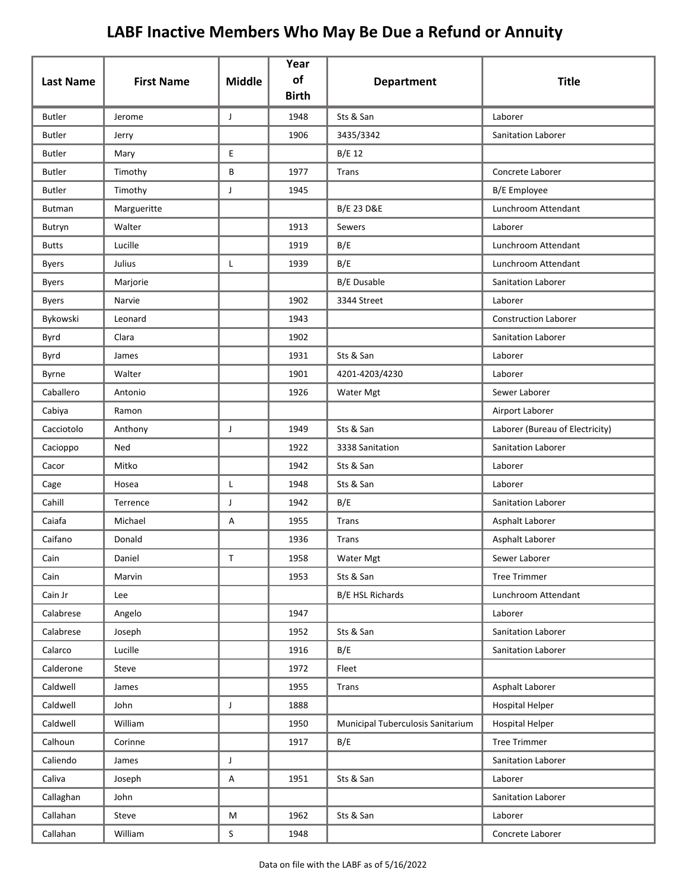# LABF Inactive Members Who May Be Due a Refund or Annuity

| Last Name | First Name | Middle | Year of Birth | Department | Title |
|---|---|---|---|---|---|
| Butler | Jerome | J | 1948 | Sts & San | Laborer |
| Butler | Jerry | | 1906 | 3435/3342 | Sanitation Laborer |
| Butler | Mary | E | | B/E 12 | |
| Butler | Timothy | B | 1977 | Trans | Concrete Laborer |
| Butler | Timothy | J | 1945 | | B/E Employee |
| Butman | Margueritte | | | B/E 23 D&E | Lunchroom Attendant |
| Butryn | Walter | | 1913 | Sewers | Laborer |
| Butts | Lucille | | 1919 | B/E | Lunchroom Attendant |
| Byers | Julius | L | 1939 | B/E | Lunchroom Attendant |
| Byers | Marjorie | | | B/E Dusable | Sanitation Laborer |
| Byers | Narvie | | 1902 | 3344 Street | Laborer |
| Bykowski | Leonard | | 1943 | | Construction Laborer |
| Byrd | Clara | | 1902 | | Sanitation Laborer |
| Byrd | James | | 1931 | Sts & San | Laborer |
| Byrne | Walter | | 1901 | 4201-4203/4230 | Laborer |
| Caballero | Antonio | | 1926 | Water Mgt | Sewer Laborer |
| Cabiya | Ramon | | | | Airport Laborer |
| Cacciotolo | Anthony | J | 1949 | Sts & San | Laborer (Bureau of Electricity) |
| Cacioppo | Ned | | 1922 | 3338 Sanitation | Sanitation Laborer |
| Cacor | Mitko | | 1942 | Sts & San | Laborer |
| Cage | Hosea | L | 1948 | Sts & San | Laborer |
| Cahill | Terrence | J | 1942 | B/E | Sanitation Laborer |
| Caiafa | Michael | A | 1955 | Trans | Asphalt Laborer |
| Caifano | Donald | | 1936 | Trans | Asphalt Laborer |
| Cain | Daniel | T | 1958 | Water Mgt | Sewer Laborer |
| Cain | Marvin | | 1953 | Sts & San | Tree Trimmer |
| Cain Jr | Lee | | | B/E HSL Richards | Lunchroom Attendant |
| Calabrese | Angelo | | 1947 | | Laborer |
| Calabrese | Joseph | | 1952 | Sts & San | Sanitation Laborer |
| Calarco | Lucille | | 1916 | B/E | Sanitation Laborer |
| Calderone | Steve | | 1972 | Fleet | |
| Caldwell | James | | 1955 | Trans | Asphalt Laborer |
| Caldwell | John | J | 1888 | | Hospital Helper |
| Caldwell | William | | 1950 | Municipal Tuberculosis Sanitarium | Hospital Helper |
| Calhoun | Corinne | | 1917 | B/E | Tree Trimmer |
| Caliendo | James | J | | | Sanitation Laborer |
| Caliva | Joseph | A | 1951 | Sts & San | Laborer |
| Callaghan | John | | | | Sanitation Laborer |
| Callahan | Steve | M | 1962 | Sts & San | Laborer |
| Callahan | William | S | 1948 | | Concrete Laborer |

Data on file with the LABF as of 5/16/2022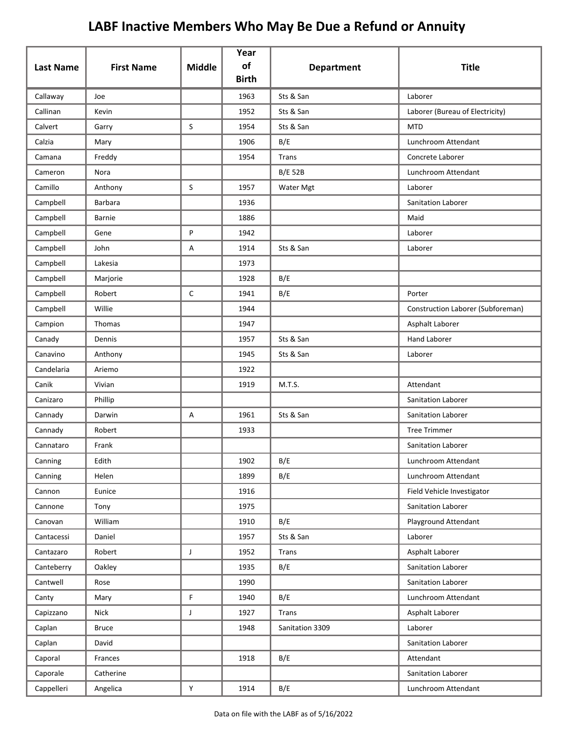# LABF Inactive Members Who May Be Due a Refund or Annuity

| Last Name | First Name | Middle | Year of Birth | Department | Title |
|---|---|---|---|---|---|
| Callaway | Joe | | 1963 | Sts & San | Laborer |
| Callinan | Kevin | | 1952 | Sts & San | Laborer (Bureau of Electricity) |
| Calvert | Garry | S | 1954 | Sts & San | MTD |
| Calzia | Mary | | 1906 | B/E | Lunchroom Attendant |
| Camana | Freddy | | 1954 | Trans | Concrete Laborer |
| Cameron | Nora | | | B/E 52B | Lunchroom Attendant |
| Camillo | Anthony | S | 1957 | Water Mgt | Laborer |
| Campbell | Barbara | | 1936 | | Sanitation Laborer |
| Campbell | Barnie | | 1886 | | Maid |
| Campbell | Gene | P | 1942 | | Laborer |
| Campbell | John | A | 1914 | Sts & San | Laborer |
| Campbell | Lakesia | | 1973 | | |
| Campbell | Marjorie | | 1928 | B/E | |
| Campbell | Robert | C | 1941 | B/E | Porter |
| Campbell | Willie | | 1944 | | Construction Laborer (Subforeman) |
| Campion | Thomas | | 1947 | | Asphalt Laborer |
| Canady | Dennis | | 1957 | Sts & San | Hand Laborer |
| Canavino | Anthony | | 1945 | Sts & San | Laborer |
| Candelaria | Ariemo | | 1922 | | |
| Canik | Vivian | | 1919 | M.T.S. | Attendant |
| Canizaro | Phillip | | | | Sanitation Laborer |
| Cannady | Darwin | A | 1961 | Sts & San | Sanitation Laborer |
| Cannady | Robert | | 1933 | | Tree Trimmer |
| Cannataro | Frank | | | | Sanitation Laborer |
| Canning | Edith | | 1902 | B/E | Lunchroom Attendant |
| Canning | Helen | | 1899 | B/E | Lunchroom Attendant |
| Cannon | Eunice | | 1916 | | Field Vehicle Investigator |
| Cannone | Tony | | 1975 | | Sanitation Laborer |
| Canovan | William | | 1910 | B/E | Playground Attendant |
| Cantacessi | Daniel | | 1957 | Sts & San | Laborer |
| Cantazaro | Robert | J | 1952 | Trans | Asphalt Laborer |
| Canteberry | Oakley | | 1935 | B/E | Sanitation Laborer |
| Cantwell | Rose | | 1990 | | Sanitation Laborer |
| Canty | Mary | F | 1940 | B/E | Lunchroom Attendant |
| Capizzano | Nick | J | 1927 | Trans | Asphalt Laborer |
| Caplan | Bruce | | 1948 | Sanitation 3309 | Laborer |
| Caplan | David | | | | Sanitation Laborer |
| Caporal | Frances | | 1918 | B/E | Attendant |
| Caporale | Catherine | | | | Sanitation Laborer |
| Cappelleri | Angelica | Y | 1914 | B/E | Lunchroom Attendant |

Data on file with the LABF as of 5/16/2022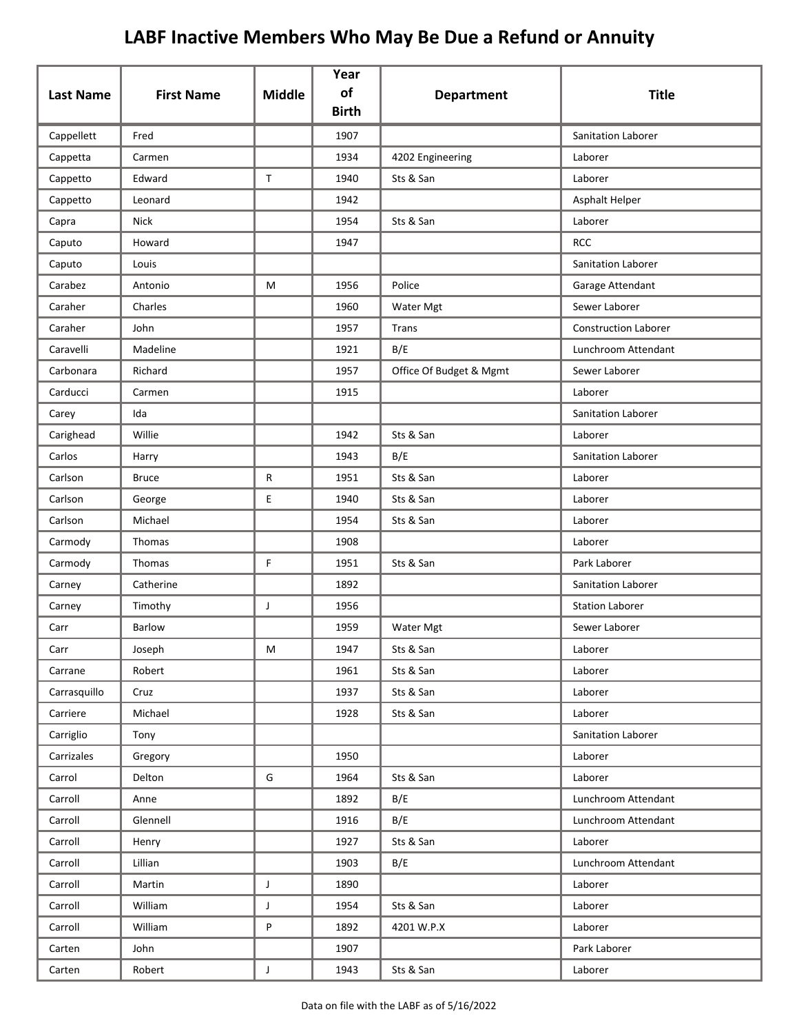# LABF Inactive Members Who May Be Due a Refund or Annuity

| Last Name | First Name | Middle | Year of Birth | Department | Title |
|---|---|---|---|---|---|
| Cappellett | Fred | | 1907 | | Sanitation Laborer |
| Cappetta | Carmen | | 1934 | 4202 Engineering | Laborer |
| Cappetto | Edward | T | 1940 | Sts & San | Laborer |
| Cappetto | Leonard | | 1942 | | Asphalt Helper |
| Capra | Nick | | 1954 | Sts & San | Laborer |
| Caputo | Howard | | 1947 | | RCC |
| Caputo | Louis | | | | Sanitation Laborer |
| Carabez | Antonio | M | 1956 | Police | Garage Attendant |
| Caraher | Charles | | 1960 | Water Mgt | Sewer Laborer |
| Caraher | John | | 1957 | Trans | Construction Laborer |
| Caravelli | Madeline | | 1921 | B/E | Lunchroom Attendant |
| Carbonara | Richard | | 1957 | Office Of Budget & Mgmt | Sewer Laborer |
| Carducci | Carmen | | 1915 | | Laborer |
| Carey | Ida | | | | Sanitation Laborer |
| Carighead | Willie | | 1942 | Sts & San | Laborer |
| Carlos | Harry | | 1943 | B/E | Sanitation Laborer |
| Carlson | Bruce | R | 1951 | Sts & San | Laborer |
| Carlson | George | E | 1940 | Sts & San | Laborer |
| Carlson | Michael | | 1954 | Sts & San | Laborer |
| Carmody | Thomas | | 1908 | | Laborer |
| Carmody | Thomas | F | 1951 | Sts & San | Park Laborer |
| Carney | Catherine | | 1892 | | Sanitation Laborer |
| Carney | Timothy | J | 1956 | | Station Laborer |
| Carr | Barlow | | 1959 | Water Mgt | Sewer Laborer |
| Carr | Joseph | M | 1947 | Sts & San | Laborer |
| Carrane | Robert | | 1961 | Sts & San | Laborer |
| Carrasquillo | Cruz | | 1937 | Sts & San | Laborer |
| Carriere | Michael | | 1928 | Sts & San | Laborer |
| Carriglio | Tony | | | | Sanitation Laborer |
| Carrizales | Gregory | | 1950 | | Laborer |
| Carrol | Delton | G | 1964 | Sts & San | Laborer |
| Carroll | Anne | | 1892 | B/E | Lunchroom Attendant |
| Carroll | Glennell | | 1916 | B/E | Lunchroom Attendant |
| Carroll | Henry | | 1927 | Sts & San | Laborer |
| Carroll | Lillian | | 1903 | B/E | Lunchroom Attendant |
| Carroll | Martin | J | 1890 | | Laborer |
| Carroll | William | J | 1954 | Sts & San | Laborer |
| Carroll | William | P | 1892 | 4201 W.P.X | Laborer |
| Carten | John | | 1907 | | Park Laborer |
| Carten | Robert | J | 1943 | Sts & San | Laborer |

Data on file with the LABF as of 5/16/2022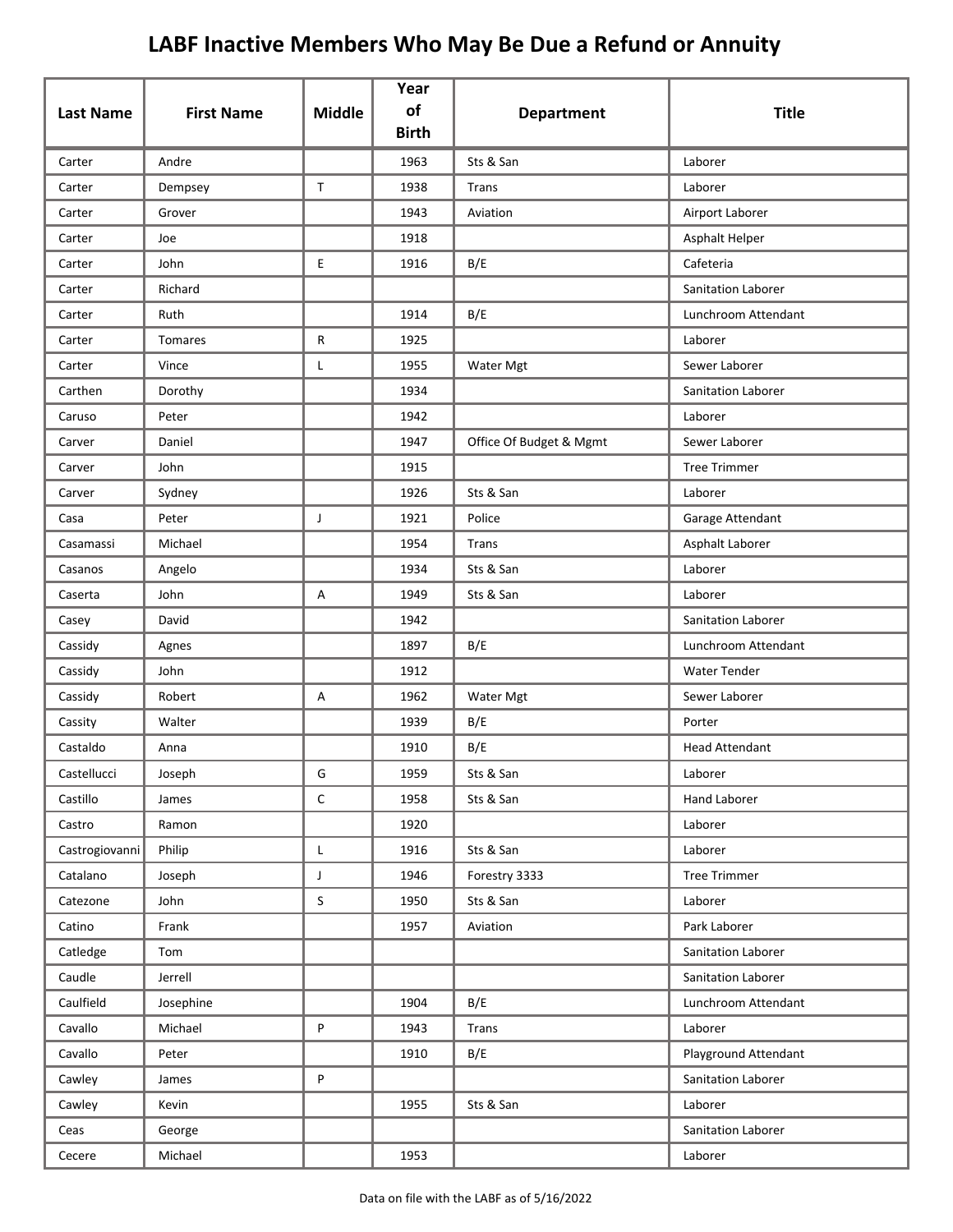# LABF Inactive Members Who May Be Due a Refund or Annuity

| Last Name | First Name | Middle | Year of Birth | Department | Title |
|---|---|---|---|---|---|
| Carter | Andre | | 1963 | Sts & San | Laborer |
| Carter | Dempsey | T | 1938 | Trans | Laborer |
| Carter | Grover | | 1943 | Aviation | Airport Laborer |
| Carter | Joe | | 1918 | | Asphalt Helper |
| Carter | John | E | 1916 | B/E | Cafeteria |
| Carter | Richard | | | | Sanitation Laborer |
| Carter | Ruth | | 1914 | B/E | Lunchroom Attendant |
| Carter | Tomares | R | 1925 | | Laborer |
| Carter | Vince | L | 1955 | Water Mgt | Sewer Laborer |
| Carthen | Dorothy | | 1934 | | Sanitation Laborer |
| Caruso | Peter | | 1942 | | Laborer |
| Carver | Daniel | | 1947 | Office Of Budget & Mgmt | Sewer Laborer |
| Carver | John | | 1915 | | Tree Trimmer |
| Carver | Sydney | | 1926 | Sts & San | Laborer |
| Casa | Peter | J | 1921 | Police | Garage Attendant |
| Casamassi | Michael | | 1954 | Trans | Asphalt Laborer |
| Casanos | Angelo | | 1934 | Sts & San | Laborer |
| Caserta | John | A | 1949 | Sts & San | Laborer |
| Casey | David | | 1942 | | Sanitation Laborer |
| Cassidy | Agnes | | 1897 | B/E | Lunchroom Attendant |
| Cassidy | John | | 1912 | | Water Tender |
| Cassidy | Robert | A | 1962 | Water Mgt | Sewer Laborer |
| Cassity | Walter | | 1939 | B/E | Porter |
| Castaldo | Anna | | 1910 | B/E | Head Attendant |
| Castellucci | Joseph | G | 1959 | Sts & San | Laborer |
| Castillo | James | C | 1958 | Sts & San | Hand Laborer |
| Castro | Ramon | | 1920 | | Laborer |
| Castrogiovanni | Philip | L | 1916 | Sts & San | Laborer |
| Catalano | Joseph | J | 1946 | Forestry 3333 | Tree Trimmer |
| Catezone | John | S | 1950 | Sts & San | Laborer |
| Catino | Frank | | 1957 | Aviation | Park Laborer |
| Catledge | Tom | | | | Sanitation Laborer |
| Caudle | Jerrell | | | | Sanitation Laborer |
| Caulfield | Josephine | | 1904 | B/E | Lunchroom Attendant |
| Cavallo | Michael | P | 1943 | Trans | Laborer |
| Cavallo | Peter | | 1910 | B/E | Playground Attendant |
| Cawley | James | P | | | Sanitation Laborer |
| Cawley | Kevin | | 1955 | Sts & San | Laborer |
| Ceas | George | | | | Sanitation Laborer |
| Cecere | Michael | | 1953 | | Laborer |

Data on file with the LABF as of 5/16/2022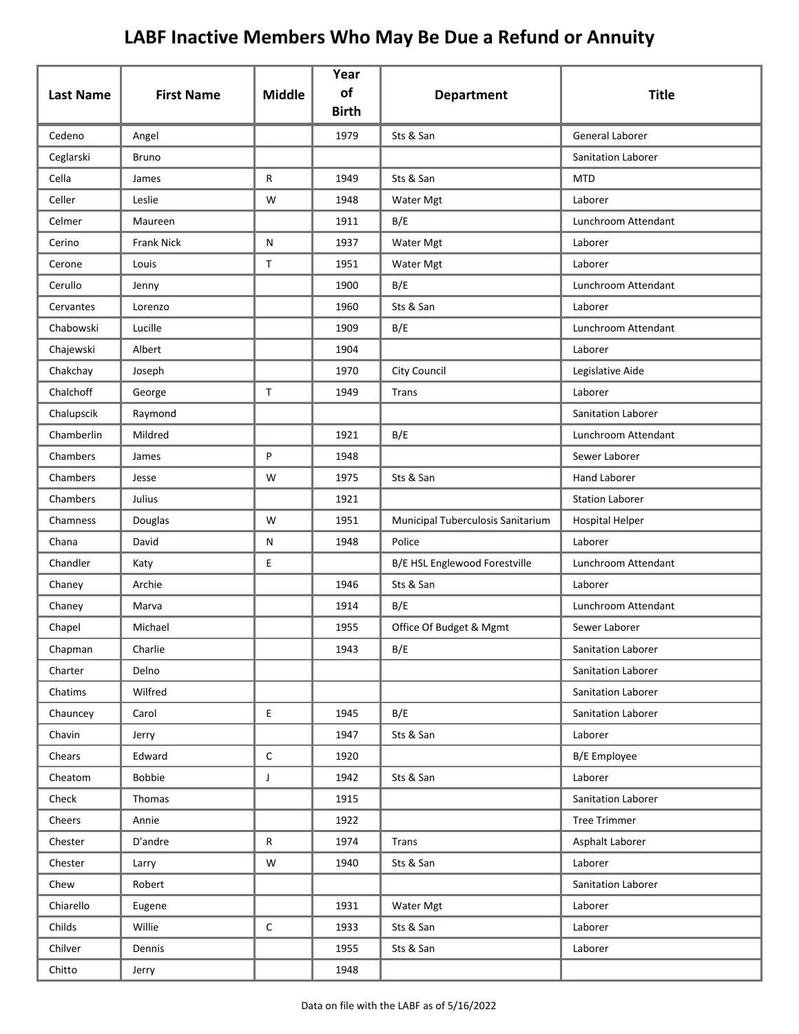# LABF Inactive Members Who May Be Due a Refund or Annuity

| Last Name | First Name | Middle | Year of Birth | Department | Title |
|---|---|---|---|---|---|
| Cedeno | Angel | | 1979 | Sts & San | General Laborer |
| Ceglarski | Bruno | | | | Sanitation Laborer |
| Cella | James | R | 1949 | Sts & San | MTD |
| Celler | Leslie | W | 1948 | Water Mgt | Laborer |
| Celmer | Maureen | | 1911 | B/E | Lunchroom Attendant |
| Cerino | Frank Nick | N | 1937 | Water Mgt | Laborer |
| Cerone | Louis | T | 1951 | Water Mgt | Laborer |
| Cerullo | Jenny | | 1900 | B/E | Lunchroom Attendant |
| Cervantes | Lorenzo | | 1960 | Sts & San | Laborer |
| Chabowski | Lucille | | 1909 | B/E | Lunchroom Attendant |
| Chajewski | Albert | | 1904 | | Laborer |
| Chakchay | Joseph | | 1970 | City Council | Legislative Aide |
| Chalchoff | George | T | 1949 | Trans | Laborer |
| Chalupscik | Raymond | | | | Sanitation Laborer |
| Chamberlin | Mildred | | 1921 | B/E | Lunchroom Attendant |
| Chambers | James | P | 1948 | | Sewer Laborer |
| Chambers | Jesse | W | 1975 | Sts & San | Hand Laborer |
| Chambers | Julius | | 1921 | | Station Laborer |
| Chamness | Douglas | W | 1951 | Municipal Tuberculosis Sanitarium | Hospital Helper |
| Chana | David | N | 1948 | Police | Laborer |
| Chandler | Katy | E | | B/E HSL Englewood Forestville | Lunchroom Attendant |
| Chaney | Archie | | 1946 | Sts & San | Laborer |
| Chaney | Marva | | 1914 | B/E | Lunchroom Attendant |
| Chapel | Michael | | 1955 | Office Of Budget & Mgmt | Sewer Laborer |
| Chapman | Charlie | | 1943 | B/E | Sanitation Laborer |
| Charter | Delno | | | | Sanitation Laborer |
| Chatims | Wilfred | | | | Sanitation Laborer |
| Chauncey | Carol | E | 1945 | B/E | Sanitation Laborer |
| Chavin | Jerry | | 1947 | Sts & San | Laborer |
| Chears | Edward | C | 1920 | | B/E Employee |
| Cheatom | Bobbie | J | 1942 | Sts & San | Laborer |
| Check | Thomas | | 1915 | | Sanitation Laborer |
| Cheers | Annie | | 1922 | | Tree Trimmer |
| Chester | D'andre | R | 1974 | Trans | Asphalt Laborer |
| Chester | Larry | W | 1940 | Sts & San | Laborer |
| Chew | Robert | | | | Sanitation Laborer |
| Chiarello | Eugene | | 1931 | Water Mgt | Laborer |
| Childs | Willie | C | 1933 | Sts & San | Laborer |
| Chilver | Dennis | | 1955 | Sts & San | Laborer |
| Chitto | Jerry | | 1948 | | |

Data on file with the LABF as of 5/16/2022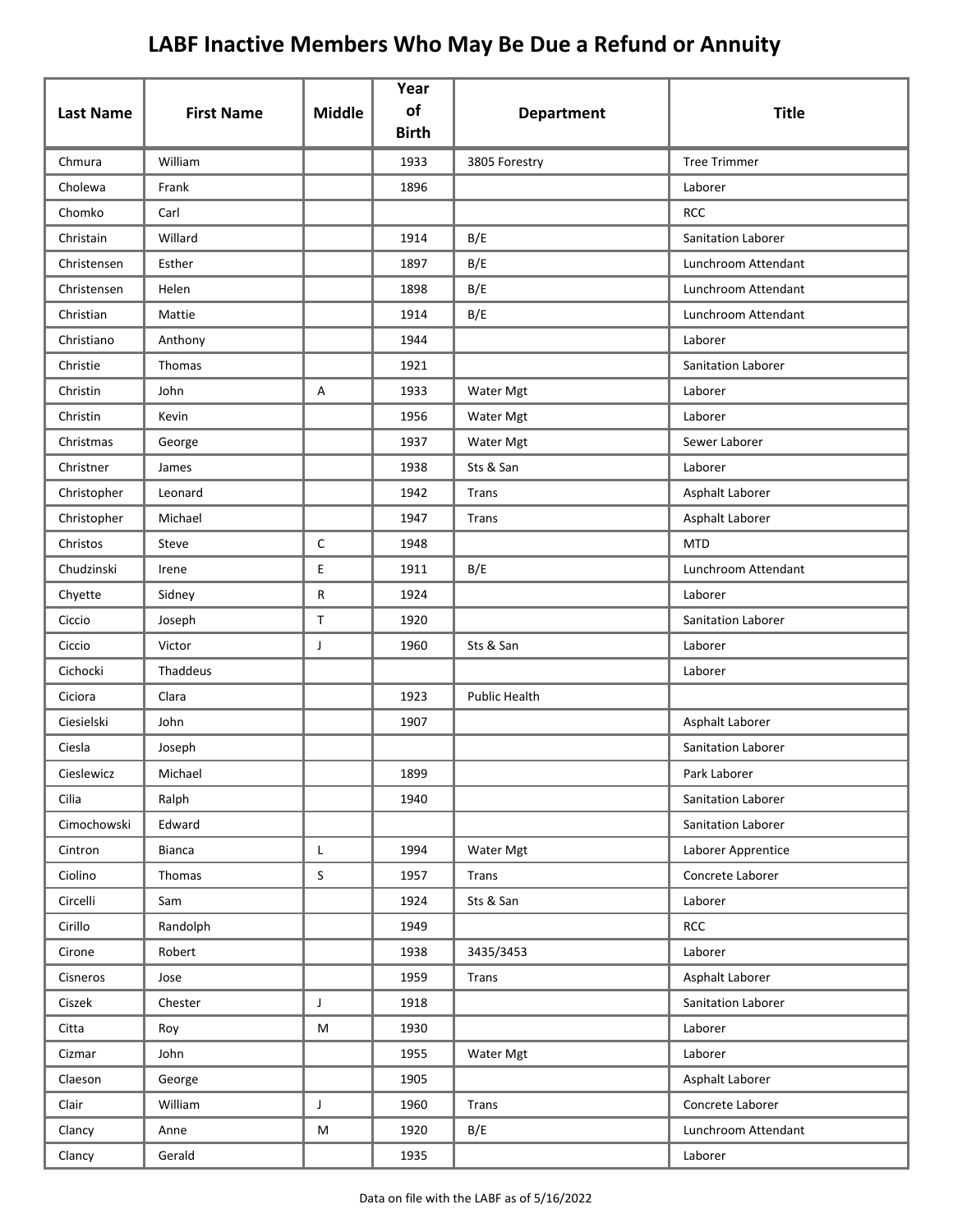# LABF Inactive Members Who May Be Due a Refund or Annuity

| Last Name | First Name | Middle | Year of Birth | Department | Title |
|---|---|---|---|---|---|
| Chmura | William | | 1933 | 3805 Forestry | Tree Trimmer |
| Cholewa | Frank | | 1896 | | Laborer |
| Chomko | Carl | | | | RCC |
| Christain | Willard | | 1914 | B/E | Sanitation Laborer |
| Christensen | Esther | | 1897 | B/E | Lunchroom Attendant |
| Christensen | Helen | | 1898 | B/E | Lunchroom Attendant |
| Christian | Mattie | | 1914 | B/E | Lunchroom Attendant |
| Christiano | Anthony | | 1944 | | Laborer |
| Christie | Thomas | | 1921 | | Sanitation Laborer |
| Christin | John | A | 1933 | Water Mgt | Laborer |
| Christin | Kevin | | 1956 | Water Mgt | Laborer |
| Christmas | George | | 1937 | Water Mgt | Sewer Laborer |
| Christner | James | | 1938 | Sts & San | Laborer |
| Christopher | Leonard | | 1942 | Trans | Asphalt Laborer |
| Christopher | Michael | | 1947 | Trans | Asphalt Laborer |
| Christos | Steve | C | 1948 | | MTD |
| Chudzinski | Irene | E | 1911 | B/E | Lunchroom Attendant |
| Chyette | Sidney | R | 1924 | | Laborer |
| Ciccio | Joseph | T | 1920 | | Sanitation Laborer |
| Ciccio | Victor | J | 1960 | Sts & San | Laborer |
| Cichocki | Thaddeus | | | | Laborer |
| Ciciora | Clara | | 1923 | Public Health | |
| Ciesielski | John | | 1907 | | Asphalt Laborer |
| Ciesla | Joseph | | | | Sanitation Laborer |
| Cieslewicz | Michael | | 1899 | | Park Laborer |
| Cilia | Ralph | | 1940 | | Sanitation Laborer |
| Cimochowski | Edward | | | | Sanitation Laborer |
| Cintron | Bianca | L | 1994 | Water Mgt | Laborer Apprentice |
| Ciolino | Thomas | S | 1957 | Trans | Concrete Laborer |
| Circelli | Sam | | 1924 | Sts & San | Laborer |
| Cirillo | Randolph | | 1949 | | RCC |
| Cirone | Robert | | 1938 | 3435/3453 | Laborer |
| Cisneros | Jose | | 1959 | Trans | Asphalt Laborer |
| Ciszek | Chester | J | 1918 | | Sanitation Laborer |
| Citta | Roy | M | 1930 | | Laborer |
| Cizmar | John | | 1955 | Water Mgt | Laborer |
| Claeson | George | | 1905 | | Asphalt Laborer |
| Clair | William | J | 1960 | Trans | Concrete Laborer |
| Clancy | Anne | M | 1920 | B/E | Lunchroom Attendant |
| Clancy | Gerald | | 1935 | | Laborer |

Data on file with the LABF as of 5/16/2022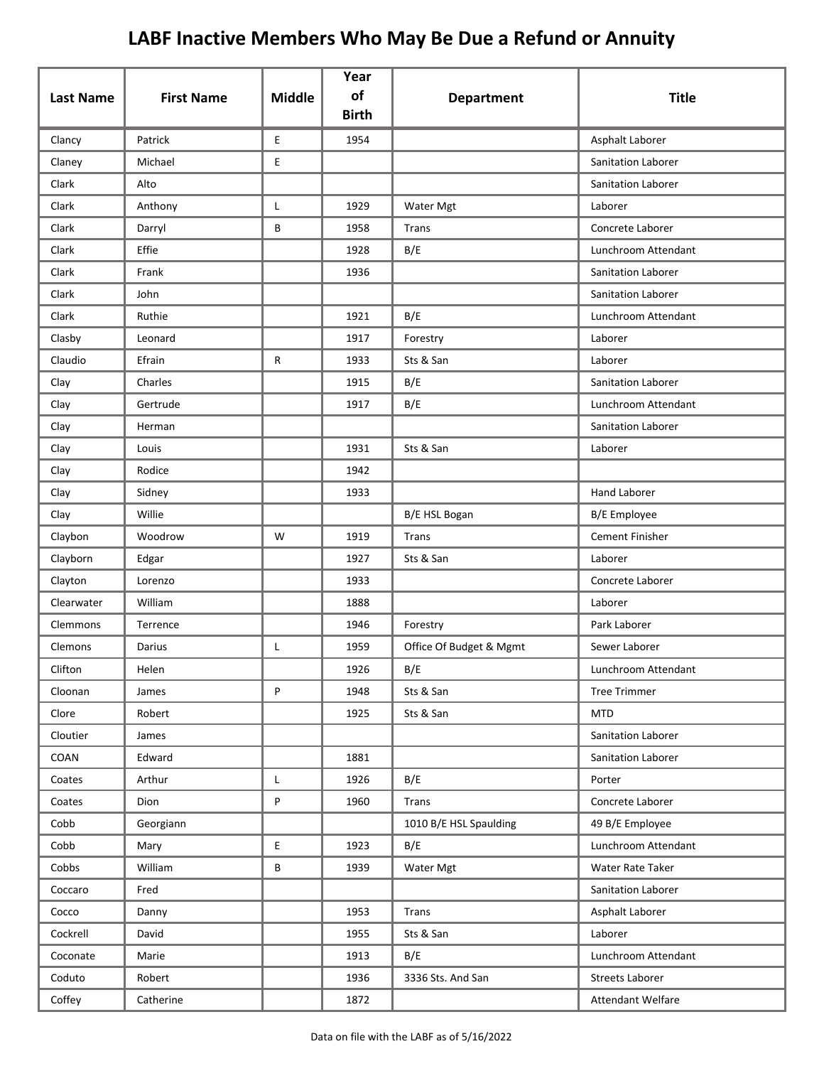# LABF Inactive Members Who May Be Due a Refund or Annuity

| Last Name | First Name | Middle | Year of Birth | Department | Title |
|---|---|---|---|---|---|
| Clancy | Patrick | E | 1954 | | Asphalt Laborer |
| Claney | Michael | E | | | Sanitation Laborer |
| Clark | Alto | | | | Sanitation Laborer |
| Clark | Anthony | L | 1929 | Water Mgt | Laborer |
| Clark | Darryl | B | 1958 | Trans | Concrete Laborer |
| Clark | Effie | | 1928 | B/E | Lunchroom Attendant |
| Clark | Frank | | 1936 | | Sanitation Laborer |
| Clark | John | | | | Sanitation Laborer |
| Clark | Ruthie | | 1921 | B/E | Lunchroom Attendant |
| Clasby | Leonard | | 1917 | Forestry | Laborer |
| Claudio | Efrain | R | 1933 | Sts & San | Laborer |
| Clay | Charles | | 1915 | B/E | Sanitation Laborer |
| Clay | Gertrude | | 1917 | B/E | Lunchroom Attendant |
| Clay | Herman | | | | Sanitation Laborer |
| Clay | Louis | | 1931 | Sts & San | Laborer |
| Clay | Rodice | | 1942 | | |
| Clay | Sidney | | 1933 | | Hand Laborer |
| Clay | Willie | | | B/E HSL Bogan | B/E Employee |
| Claybon | Woodrow | W | 1919 | Trans | Cement Finisher |
| Clayborn | Edgar | | 1927 | Sts & San | Laborer |
| Clayton | Lorenzo | | 1933 | | Concrete Laborer |
| Clearwater | William | | 1888 | | Laborer |
| Clemmons | Terrence | | 1946 | Forestry | Park Laborer |
| Clemons | Darius | L | 1959 | Office Of Budget & Mgmt | Sewer Laborer |
| Clifton | Helen | | 1926 | B/E | Lunchroom Attendant |
| Cloonan | James | P | 1948 | Sts & San | Tree Trimmer |
| Clore | Robert | | 1925 | Sts & San | MTD |
| Cloutier | James | | | | Sanitation Laborer |
| COAN | Edward | | 1881 | | Sanitation Laborer |
| Coates | Arthur | L | 1926 | B/E | Porter |
| Coates | Dion | P | 1960 | Trans | Concrete Laborer |
| Cobb | Georgiann | | | 1010 B/E HSL Spaulding | 49 B/E Employee |
| Cobb | Mary | E | 1923 | B/E | Lunchroom Attendant |
| Cobbs | William | B | 1939 | Water Mgt | Water Rate Taker |
| Coccaro | Fred | | | | Sanitation Laborer |
| Cocco | Danny | | 1953 | Trans | Asphalt Laborer |
| Cockrell | David | | 1955 | Sts & San | Laborer |
| Coconate | Marie | | 1913 | B/E | Lunchroom Attendant |
| Coduto | Robert | | 1936 | 3336 Sts. And San | Streets Laborer |
| Coffey | Catherine | | 1872 | | Attendant Welfare |

Data on file with the LABF as of 5/16/2022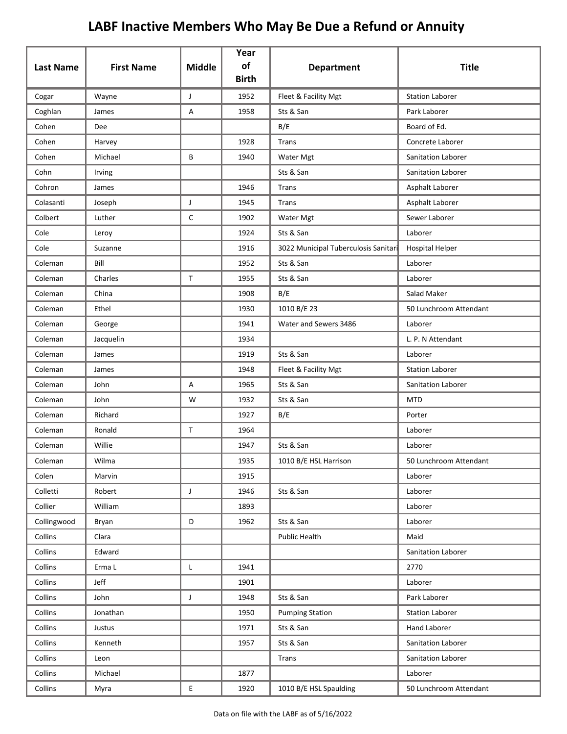# LABF Inactive Members Who May Be Due a Refund or Annuity

| Last Name | First Name | Middle | Year of Birth | Department | Title |
|---|---|---|---|---|---|
| Cogar | Wayne | J | 1952 | Fleet & Facility Mgt | Station Laborer |
| Coghlan | James | A | 1958 | Sts & San | Park Laborer |
| Cohen | Dee | | | B/E | Board of Ed. |
| Cohen | Harvey | | 1928 | Trans | Concrete Laborer |
| Cohen | Michael | B | 1940 | Water Mgt | Sanitation Laborer |
| Cohn | Irving | | | Sts & San | Sanitation Laborer |
| Cohron | James | | 1946 | Trans | Asphalt Laborer |
| Colasanti | Joseph | J | 1945 | Trans | Asphalt Laborer |
| Colbert | Luther | C | 1902 | Water Mgt | Sewer Laborer |
| Cole | Leroy | | 1924 | Sts & San | Laborer |
| Cole | Suzanne | | 1916 | 3022 Municipal Tuberculosis Sanitari | Hospital Helper |
| Coleman | Bill | | 1952 | Sts & San | Laborer |
| Coleman | Charles | T | 1955 | Sts & San | Laborer |
| Coleman | China | | 1908 | B/E | Salad Maker |
| Coleman | Ethel | | 1930 | 1010 B/E 23 | 50 Lunchroom Attendant |
| Coleman | George | | 1941 | Water and Sewers 3486 | Laborer |
| Coleman | Jacquelin | | 1934 | | L. P. N Attendant |
| Coleman | James | | 1919 | Sts & San | Laborer |
| Coleman | James | | 1948 | Fleet & Facility Mgt | Station Laborer |
| Coleman | John | A | 1965 | Sts & San | Sanitation Laborer |
| Coleman | John | W | 1932 | Sts & San | MTD |
| Coleman | Richard | | 1927 | B/E | Porter |
| Coleman | Ronald | T | 1964 | | Laborer |
| Coleman | Willie | | 1947 | Sts & San | Laborer |
| Coleman | Wilma | | 1935 | 1010 B/E HSL Harrison | 50 Lunchroom Attendant |
| Colen | Marvin | | 1915 | | Laborer |
| Colletti | Robert | J | 1946 | Sts & San | Laborer |
| Collier | William | | 1893 | | Laborer |
| Collingwood | Bryan | D | 1962 | Sts & San | Laborer |
| Collins | Clara | | | Public Health | Maid |
| Collins | Edward | | | | Sanitation Laborer |
| Collins | Erma L | L | 1941 | | 2770 |
| Collins | Jeff | | 1901 | | Laborer |
| Collins | John | J | 1948 | Sts & San | Park Laborer |
| Collins | Jonathan | | 1950 | Pumping Station | Station Laborer |
| Collins | Justus | | 1971 | Sts & San | Hand Laborer |
| Collins | Kenneth | | 1957 | Sts & San | Sanitation Laborer |
| Collins | Leon | | | Trans | Sanitation Laborer |
| Collins | Michael | | 1877 | | Laborer |
| Collins | Myra | E | 1920 | 1010 B/E HSL Spaulding | 50 Lunchroom Attendant |

Data on file with the LABF as of 5/16/2022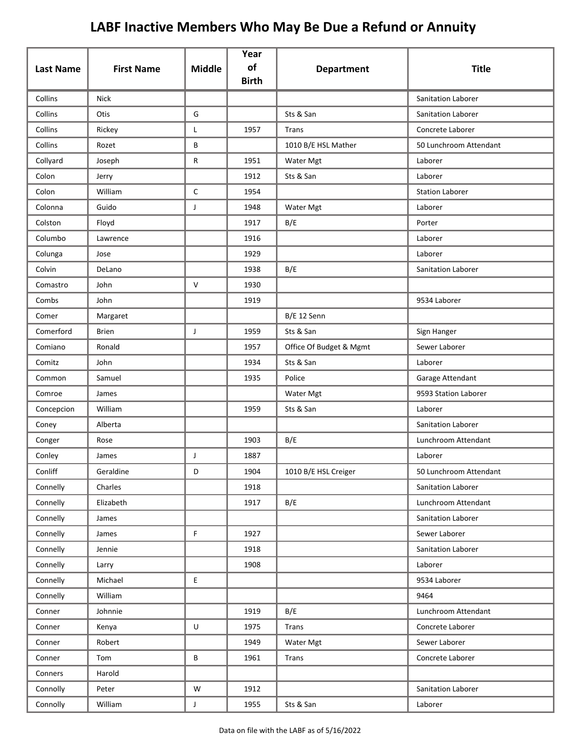# LABF Inactive Members Who May Be Due a Refund or Annuity

| Last Name | First Name | Middle | Year of Birth | Department | Title |
|---|---|---|---|---|---|
| Collins | Nick | | | | Sanitation Laborer |
| Collins | Otis | G | | Sts & San | Sanitation Laborer |
| Collins | Rickey | L | 1957 | Trans | Concrete Laborer |
| Collins | Rozet | B | | 1010 B/E HSL Mather | 50 Lunchroom Attendant |
| Collyard | Joseph | R | 1951 | Water Mgt | Laborer |
| Colon | Jerry | | 1912 | Sts & San | Laborer |
| Colon | William | C | 1954 | | Station Laborer |
| Colonna | Guido | J | 1948 | Water Mgt | Laborer |
| Colston | Floyd | | 1917 | B/E | Porter |
| Columbo | Lawrence | | 1916 | | Laborer |
| Colunga | Jose | | 1929 | | Laborer |
| Colvin | DeLano | | 1938 | B/E | Sanitation Laborer |
| Comastro | John | V | 1930 | | |
| Combs | John | | 1919 | | 9534 Laborer |
| Comer | Margaret | | | B/E 12 Senn | |
| Comerford | Brien | J | 1959 | Sts & San | Sign Hanger |
| Comiano | Ronald | | 1957 | Office Of Budget & Mgmt | Sewer Laborer |
| Comitz | John | | 1934 | Sts & San | Laborer |
| Common | Samuel | | 1935 | Police | Garage Attendant |
| Comroe | James | | | Water Mgt | 9593 Station Laborer |
| Concepcion | William | | 1959 | Sts & San | Laborer |
| Coney | Alberta | | | | Sanitation Laborer |
| Conger | Rose | | 1903 | B/E | Lunchroom Attendant |
| Conley | James | J | 1887 | | Laborer |
| Conliff | Geraldine | D | 1904 | 1010 B/E HSL Creiger | 50 Lunchroom Attendant |
| Connelly | Charles | | 1918 | | Sanitation Laborer |
| Connelly | Elizabeth | | 1917 | B/E | Lunchroom Attendant |
| Connelly | James | | | | Sanitation Laborer |
| Connelly | James | F | 1927 | | Sewer Laborer |
| Connelly | Jennie | | 1918 | | Sanitation Laborer |
| Connelly | Larry | | 1908 | | Laborer |
| Connelly | Michael | E | | | 9534 Laborer |
| Connelly | William | | | | 9464 |
| Conner | Johnnie | | 1919 | B/E | Lunchroom Attendant |
| Conner | Kenya | U | 1975 | Trans | Concrete Laborer |
| Conner | Robert | | 1949 | Water Mgt | Sewer Laborer |
| Conner | Tom | B | 1961 | Trans | Concrete Laborer |
| Conners | Harold | | | | |
| Connolly | Peter | W | 1912 | | Sanitation Laborer |
| Connolly | William | J | 1955 | Sts & San | Laborer |

Data on file with the LABF as of 5/16/2022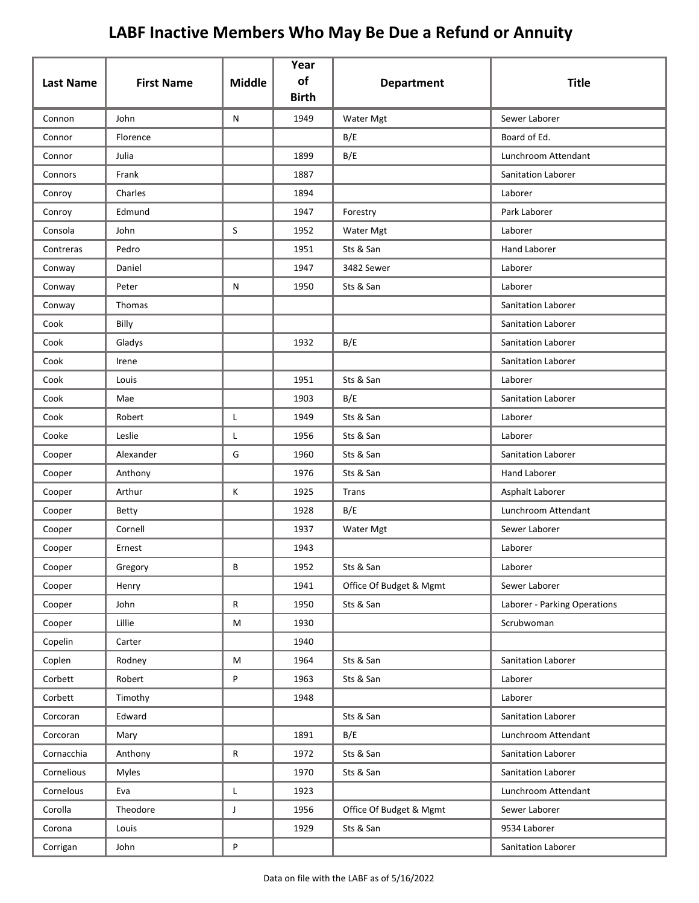# LABF Inactive Members Who May Be Due a Refund or Annuity

| Last Name | First Name | Middle | Year of Birth | Department | Title |
|---|---|---|---|---|---|
| Connon | John | N | 1949 | Water Mgt | Sewer Laborer |
| Connor | Florence | | | B/E | Board of Ed. |
| Connor | Julia | | 1899 | B/E | Lunchroom Attendant |
| Connors | Frank | | 1887 | | Sanitation Laborer |
| Conroy | Charles | | 1894 | | Laborer |
| Conroy | Edmund | | 1947 | Forestry | Park Laborer |
| Consola | John | S | 1952 | Water Mgt | Laborer |
| Contreras | Pedro | | 1951 | Sts & San | Hand Laborer |
| Conway | Daniel | | 1947 | 3482 Sewer | Laborer |
| Conway | Peter | N | 1950 | Sts & San | Laborer |
| Conway | Thomas | | | | Sanitation Laborer |
| Cook | Billy | | | | Sanitation Laborer |
| Cook | Gladys | | 1932 | B/E | Sanitation Laborer |
| Cook | Irene | | | | Sanitation Laborer |
| Cook | Louis | | 1951 | Sts & San | Laborer |
| Cook | Mae | | 1903 | B/E | Sanitation Laborer |
| Cook | Robert | L | 1949 | Sts & San | Laborer |
| Cooke | Leslie | L | 1956 | Sts & San | Laborer |
| Cooper | Alexander | G | 1960 | Sts & San | Sanitation Laborer |
| Cooper | Anthony | | 1976 | Sts & San | Hand Laborer |
| Cooper | Arthur | K | 1925 | Trans | Asphalt Laborer |
| Cooper | Betty | | 1928 | B/E | Lunchroom Attendant |
| Cooper | Cornell | | 1937 | Water Mgt | Sewer Laborer |
| Cooper | Ernest | | 1943 | | Laborer |
| Cooper | Gregory | B | 1952 | Sts & San | Laborer |
| Cooper | Henry | | 1941 | Office Of Budget & Mgmt | Sewer Laborer |
| Cooper | John | R | 1950 | Sts & San | Laborer - Parking Operations |
| Cooper | Lillie | M | 1930 | | Scrubwoman |
| Copelin | Carter | | 1940 | | |
| Coplen | Rodney | M | 1964 | Sts & San | Sanitation Laborer |
| Corbett | Robert | P | 1963 | Sts & San | Laborer |
| Corbett | Timothy | | 1948 | | Laborer |
| Corcoran | Edward | | | Sts & San | Sanitation Laborer |
| Corcoran | Mary | | 1891 | B/E | Lunchroom Attendant |
| Cornacchia | Anthony | R | 1972 | Sts & San | Sanitation Laborer |
| Cornelious | Myles | | 1970 | Sts & San | Sanitation Laborer |
| Cornelous | Eva | L | 1923 | | Lunchroom Attendant |
| Corolla | Theodore | J | 1956 | Office Of Budget & Mgmt | Sewer Laborer |
| Corona | Louis | | 1929 | Sts & San | 9534 Laborer |
| Corrigan | John | P | | | Sanitation Laborer |

Data on file with the LABF as of 5/16/2022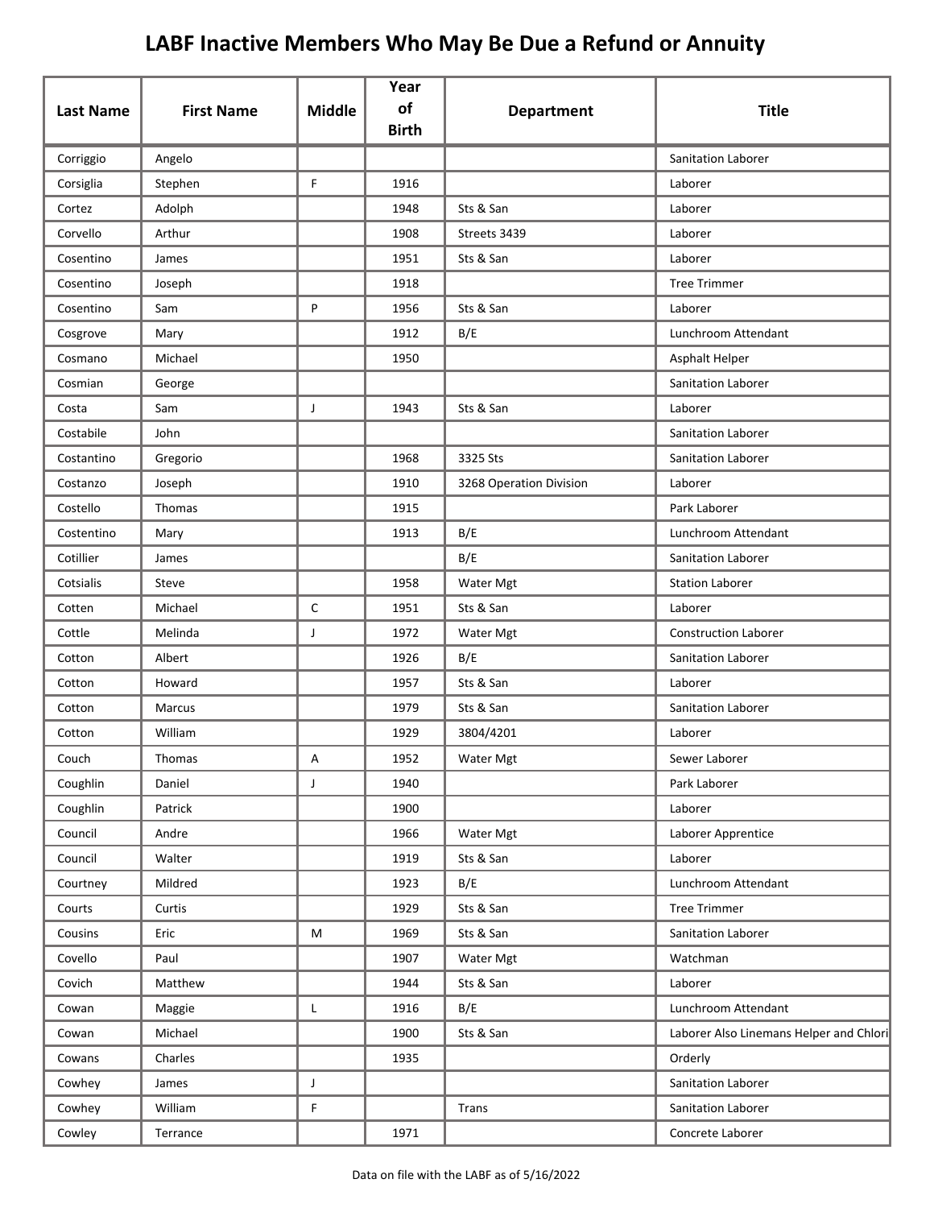# LABF Inactive Members Who May Be Due a Refund or Annuity

| Last Name | First Name | Middle | Year of Birth | Department | Title |
|---|---|---|---|---|---|
| Corriggio | Angelo | | | | Sanitation Laborer |
| Corsiglia | Stephen | F | 1916 | | Laborer |
| Cortez | Adolph | | 1948 | Sts & San | Laborer |
| Corvello | Arthur | | 1908 | Streets 3439 | Laborer |
| Cosentino | James | | 1951 | Sts & San | Laborer |
| Cosentino | Joseph | | 1918 | | Tree Trimmer |
| Cosentino | Sam | P | 1956 | Sts & San | Laborer |
| Cosgrove | Mary | | 1912 | B/E | Lunchroom Attendant |
| Cosmano | Michael | | 1950 | | Asphalt Helper |
| Cosmian | George | | | | Sanitation Laborer |
| Costa | Sam | J | 1943 | Sts & San | Laborer |
| Costabile | John | | | | Sanitation Laborer |
| Costantino | Gregorio | | 1968 | 3325 Sts | Sanitation Laborer |
| Costanzo | Joseph | | 1910 | 3268 Operation Division | Laborer |
| Costello | Thomas | | 1915 | | Park Laborer |
| Costentino | Mary | | 1913 | B/E | Lunchroom Attendant |
| Cotillier | James | | | B/E | Sanitation Laborer |
| Cotsialis | Steve | | 1958 | Water Mgt | Station Laborer |
| Cotten | Michael | C | 1951 | Sts & San | Laborer |
| Cottle | Melinda | J | 1972 | Water Mgt | Construction Laborer |
| Cotton | Albert | | 1926 | B/E | Sanitation Laborer |
| Cotton | Howard | | 1957 | Sts & San | Laborer |
| Cotton | Marcus | | 1979 | Sts & San | Sanitation Laborer |
| Cotton | William | | 1929 | 3804/4201 | Laborer |
| Couch | Thomas | A | 1952 | Water Mgt | Sewer Laborer |
| Coughlin | Daniel | J | 1940 | | Park Laborer |
| Coughlin | Patrick | | 1900 | | Laborer |
| Council | Andre | | 1966 | Water Mgt | Laborer Apprentice |
| Council | Walter | | 1919 | Sts & San | Laborer |
| Courtney | Mildred | | 1923 | B/E | Lunchroom Attendant |
| Courts | Curtis | | 1929 | Sts & San | Tree Trimmer |
| Cousins | Eric | M | 1969 | Sts & San | Sanitation Laborer |
| Covello | Paul | | 1907 | Water Mgt | Watchman |
| Covich | Matthew | | 1944 | Sts & San | Laborer |
| Cowan | Maggie | L | 1916 | B/E | Lunchroom Attendant |
| Cowan | Michael | | 1900 | Sts & San | Laborer Also Linemans Helper and Chlori |
| Cowans | Charles | | 1935 | | Orderly |
| Cowhey | James | J | | | Sanitation Laborer |
| Cowhey | William | F | | Trans | Sanitation Laborer |
| Cowley | Terrance | | 1971 | | Concrete Laborer |

Data on file with the LABF as of 5/16/2022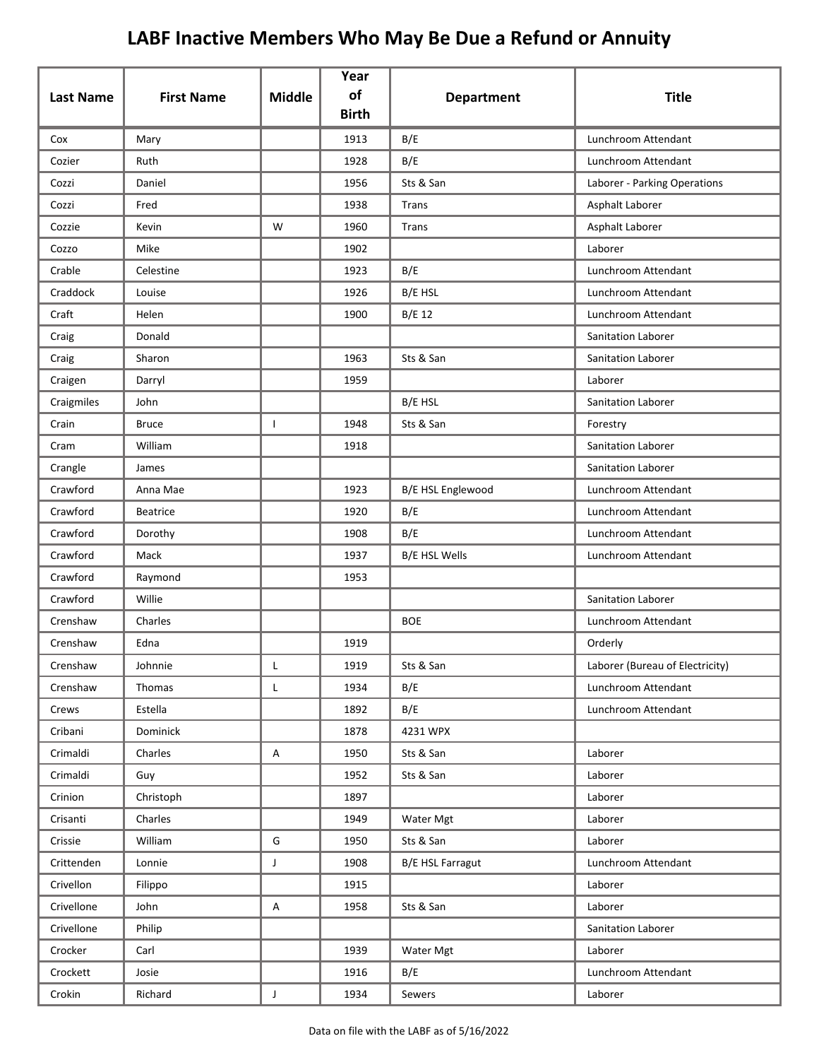# LABF Inactive Members Who May Be Due a Refund or Annuity

| Last Name | First Name | Middle | Year of Birth | Department | Title |
|---|---|---|---|---|---|
| Cox | Mary | | 1913 | B/E | Lunchroom Attendant |
| Cozier | Ruth | | 1928 | B/E | Lunchroom Attendant |
| Cozzi | Daniel | | 1956 | Sts & San | Laborer - Parking Operations |
| Cozzi | Fred | | 1938 | Trans | Asphalt Laborer |
| Cozzie | Kevin | W | 1960 | Trans | Asphalt Laborer |
| Cozzo | Mike | | 1902 | | Laborer |
| Crable | Celestine | | 1923 | B/E | Lunchroom Attendant |
| Craddock | Louise | | 1926 | B/E HSL | Lunchroom Attendant |
| Craft | Helen | | 1900 | B/E 12 | Lunchroom Attendant |
| Craig | Donald | | | | Sanitation Laborer |
| Craig | Sharon | | 1963 | Sts & San | Sanitation Laborer |
| Craigen | Darryl | | 1959 | | Laborer |
| Craigmiles | John | | | B/E HSL | Sanitation Laborer |
| Crain | Bruce | I | 1948 | Sts & San | Forestry |
| Cram | William | | 1918 | | Sanitation Laborer |
| Crangle | James | | | | Sanitation Laborer |
| Crawford | Anna Mae | | 1923 | B/E HSL Englewood | Lunchroom Attendant |
| Crawford | Beatrice | | 1920 | B/E | Lunchroom Attendant |
| Crawford | Dorothy | | 1908 | B/E | Lunchroom Attendant |
| Crawford | Mack | | 1937 | B/E HSL Wells | Lunchroom Attendant |
| Crawford | Raymond | | 1953 | | |
| Crawford | Willie | | | | Sanitation Laborer |
| Crenshaw | Charles | | | BOE | Lunchroom Attendant |
| Crenshaw | Edna | | 1919 | | Orderly |
| Crenshaw | Johnnie | L | 1919 | Sts & San | Laborer (Bureau of Electricity) |
| Crenshaw | Thomas | L | 1934 | B/E | Lunchroom Attendant |
| Crews | Estella | | 1892 | B/E | Lunchroom Attendant |
| Cribani | Dominick | | 1878 | 4231 WPX | |
| Crimaldi | Charles | A | 1950 | Sts & San | Laborer |
| Crimaldi | Guy | | 1952 | Sts & San | Laborer |
| Crinion | Christoph | | 1897 | | Laborer |
| Crisanti | Charles | | 1949 | Water Mgt | Laborer |
| Crissie | William | G | 1950 | Sts & San | Laborer |
| Crittenden | Lonnie | J | 1908 | B/E HSL Farragut | Lunchroom Attendant |
| Crivellon | Filippo | | 1915 | | Laborer |
| Crivellone | John | A | 1958 | Sts & San | Laborer |
| Crivellone | Philip | | | | Sanitation Laborer |
| Crocker | Carl | | 1939 | Water Mgt | Laborer |
| Crockett | Josie | | 1916 | B/E | Lunchroom Attendant |
| Crokin | Richard | J | 1934 | Sewers | Laborer |

Data on file with the LABF as of 5/16/2022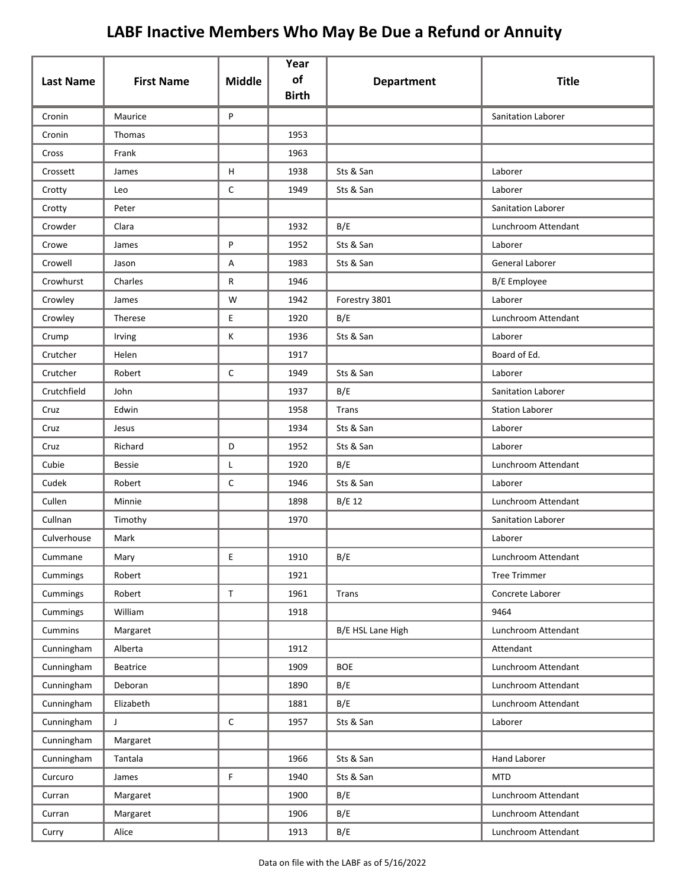# LABF Inactive Members Who May Be Due a Refund or Annuity

| Last Name | First Name | Middle | Year of Birth | Department | Title |
|---|---|---|---|---|---|
| Cronin | Maurice | P | | | Sanitation Laborer |
| Cronin | Thomas | | 1953 | | |
| Cross | Frank | | 1963 | | |
| Crossett | James | H | 1938 | Sts & San | Laborer |
| Crotty | Leo | C | 1949 | Sts & San | Laborer |
| Crotty | Peter | | | | Sanitation Laborer |
| Crowder | Clara | | 1932 | B/E | Lunchroom Attendant |
| Crowe | James | P | 1952 | Sts & San | Laborer |
| Crowell | Jason | A | 1983 | Sts & San | General Laborer |
| Crowhurst | Charles | R | 1946 | | B/E Employee |
| Crowley | James | W | 1942 | Forestry 3801 | Laborer |
| Crowley | Therese | E | 1920 | B/E | Lunchroom Attendant |
| Crump | Irving | K | 1936 | Sts & San | Laborer |
| Crutcher | Helen | | 1917 | | Board of Ed. |
| Crutcher | Robert | C | 1949 | Sts & San | Laborer |
| Crutchfield | John | | 1937 | B/E | Sanitation Laborer |
| Cruz | Edwin | | 1958 | Trans | Station Laborer |
| Cruz | Jesus | | 1934 | Sts & San | Laborer |
| Cruz | Richard | D | 1952 | Sts & San | Laborer |
| Cubie | Bessie | L | 1920 | B/E | Lunchroom Attendant |
| Cudek | Robert | C | 1946 | Sts & San | Laborer |
| Cullen | Minnie | | 1898 | B/E 12 | Lunchroom Attendant |
| Cullnan | Timothy | | 1970 | | Sanitation Laborer |
| Culverhouse | Mark | | | | Laborer |
| Cummane | Mary | E | 1910 | B/E | Lunchroom Attendant |
| Cummings | Robert | | 1921 | | Tree Trimmer |
| Cummings | Robert | T | 1961 | Trans | Concrete Laborer |
| Cummings | William | | 1918 | | 9464 |
| Cummins | Margaret | | | B/E HSL Lane High | Lunchroom Attendant |
| Cunningham | Alberta | | 1912 | | Attendant |
| Cunningham | Beatrice | | 1909 | BOE | Lunchroom Attendant |
| Cunningham | Deboran | | 1890 | B/E | Lunchroom Attendant |
| Cunningham | Elizabeth | | 1881 | B/E | Lunchroom Attendant |
| Cunningham | J | C | 1957 | Sts & San | Laborer |
| Cunningham | Margaret | | | | |
| Cunningham | Tantala | | 1966 | Sts & San | Hand Laborer |
| Curcuro | James | F | 1940 | Sts & San | MTD |
| Curran | Margaret | | 1900 | B/E | Lunchroom Attendant |
| Curran | Margaret | | 1906 | B/E | Lunchroom Attendant |
| Curry | Alice | | 1913 | B/E | Lunchroom Attendant |

Data on file with the LABF as of 5/16/2022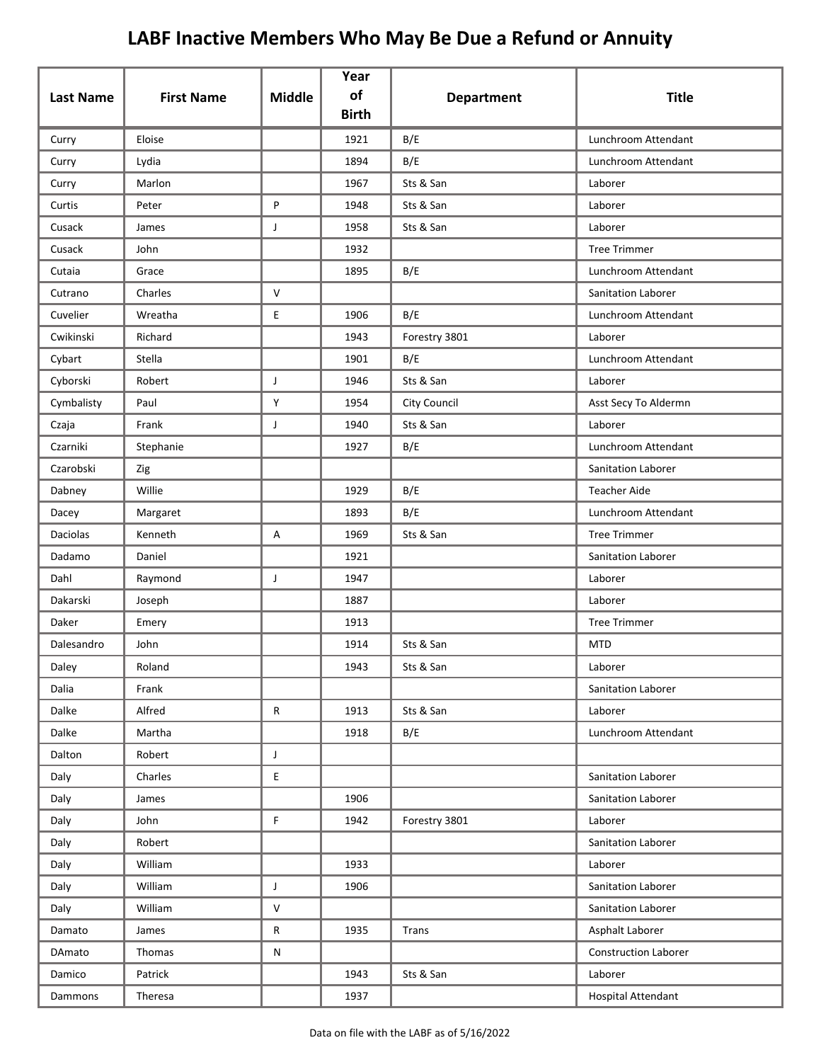# LABF Inactive Members Who May Be Due a Refund or Annuity

| Last Name | First Name | Middle | Year of Birth | Department | Title |
|---|---|---|---|---|---|
| Curry | Eloise | | 1921 | B/E | Lunchroom Attendant |
| Curry | Lydia | | 1894 | B/E | Lunchroom Attendant |
| Curry | Marlon | | 1967 | Sts & San | Laborer |
| Curtis | Peter | P | 1948 | Sts & San | Laborer |
| Cusack | James | J | 1958 | Sts & San | Laborer |
| Cusack | John | | 1932 | | Tree Trimmer |
| Cutaia | Grace | | 1895 | B/E | Lunchroom Attendant |
| Cutrano | Charles | V | | | Sanitation Laborer |
| Cuvelier | Wreatha | E | 1906 | B/E | Lunchroom Attendant |
| Cwikinski | Richard | | 1943 | Forestry 3801 | Laborer |
| Cybart | Stella | | 1901 | B/E | Lunchroom Attendant |
| Cyborski | Robert | J | 1946 | Sts & San | Laborer |
| Cymbalisty | Paul | Y | 1954 | City Council | Asst Secy To Aldermn |
| Czaja | Frank | J | 1940 | Sts & San | Laborer |
| Czarniki | Stephanie | | 1927 | B/E | Lunchroom Attendant |
| Czarobski | Zig | | | | Sanitation Laborer |
| Dabney | Willie | | 1929 | B/E | Teacher Aide |
| Dacey | Margaret | | 1893 | B/E | Lunchroom Attendant |
| Daciolas | Kenneth | A | 1969 | Sts & San | Tree Trimmer |
| Dadamo | Daniel | | 1921 | | Sanitation Laborer |
| Dahl | Raymond | J | 1947 | | Laborer |
| Dakarski | Joseph | | 1887 | | Laborer |
| Daker | Emery | | 1913 | | Tree Trimmer |
| Dalesandro | John | | 1914 | Sts & San | MTD |
| Daley | Roland | | 1943 | Sts & San | Laborer |
| Dalia | Frank | | | | Sanitation Laborer |
| Dalke | Alfred | R | 1913 | Sts & San | Laborer |
| Dalke | Martha | | 1918 | B/E | Lunchroom Attendant |
| Dalton | Robert | J | | | |
| Daly | Charles | E | | | Sanitation Laborer |
| Daly | James | | 1906 | | Sanitation Laborer |
| Daly | John | F | 1942 | Forestry 3801 | Laborer |
| Daly | Robert | | | | Sanitation Laborer |
| Daly | William | | 1933 | | Laborer |
| Daly | William | J | 1906 | | Sanitation Laborer |
| Daly | William | V | | | Sanitation Laborer |
| Damato | James | R | 1935 | Trans | Asphalt Laborer |
| DAmato | Thomas | N | | | Construction Laborer |
| Damico | Patrick | | 1943 | Sts & San | Laborer |
| Dammons | Theresa | | 1937 | | Hospital Attendant |

Data on file with the LABF as of 5/16/2022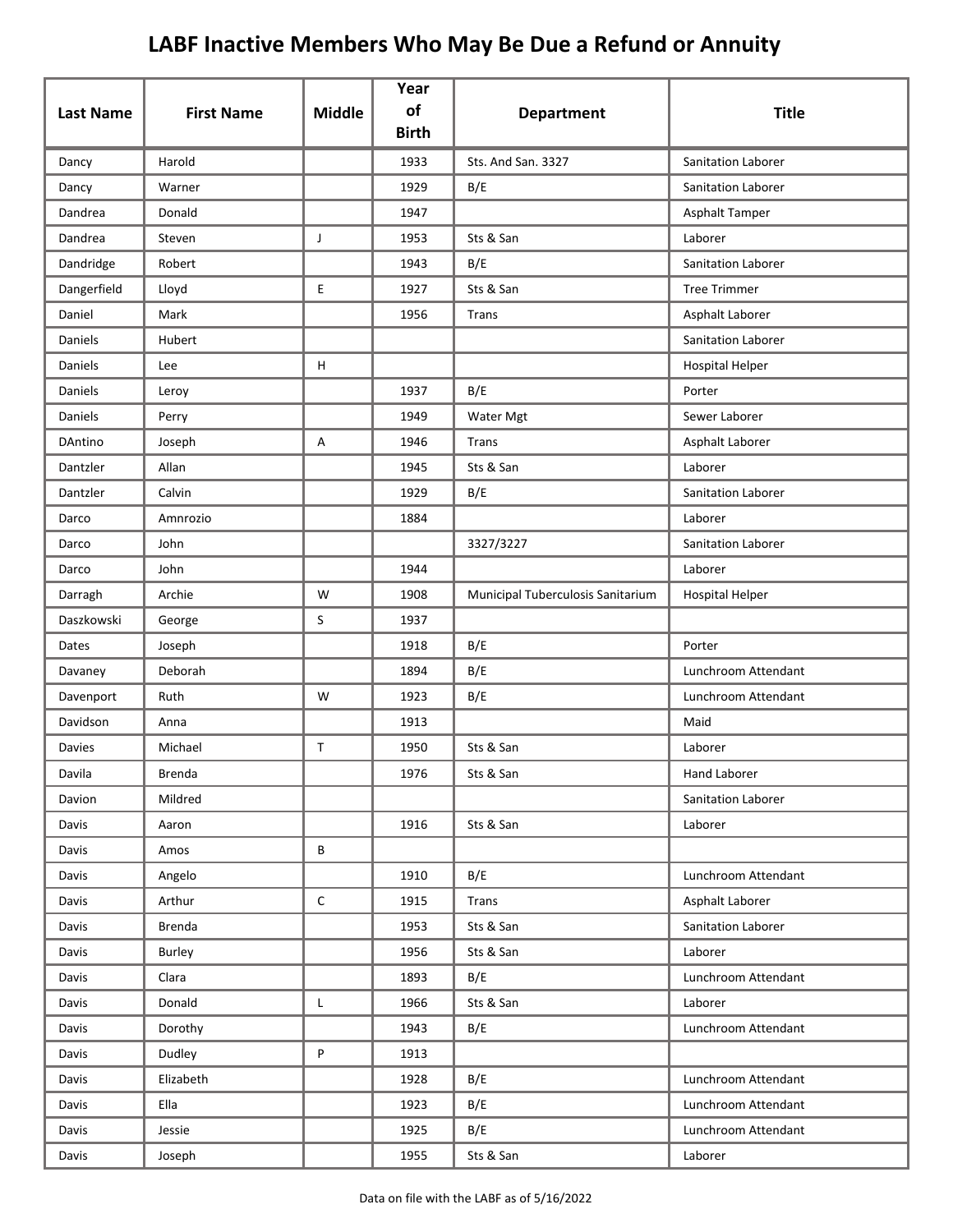# LABF Inactive Members Who May Be Due a Refund or Annuity

| Last Name | First Name | Middle | Year of Birth | Department | Title |
|---|---|---|---|---|---|
| Dancy | Harold | | 1933 | Sts. And San. 3327 | Sanitation Laborer |
| Dancy | Warner | | 1929 | B/E | Sanitation Laborer |
| Dandrea | Donald | | 1947 | | Asphalt Tamper |
| Dandrea | Steven | J | 1953 | Sts & San | Laborer |
| Dandridge | Robert | | 1943 | B/E | Sanitation Laborer |
| Dangerfield | Lloyd | E | 1927 | Sts & San | Tree Trimmer |
| Daniel | Mark | | 1956 | Trans | Asphalt Laborer |
| Daniels | Hubert | | | | Sanitation Laborer |
| Daniels | Lee | H | | | Hospital Helper |
| Daniels | Leroy | | 1937 | B/E | Porter |
| Daniels | Perry | | 1949 | Water Mgt | Sewer Laborer |
| DAntino | Joseph | A | 1946 | Trans | Asphalt Laborer |
| Dantzler | Allan | | 1945 | Sts & San | Laborer |
| Dantzler | Calvin | | 1929 | B/E | Sanitation Laborer |
| Darco | Amnrozio | | 1884 | | Laborer |
| Darco | John | | | 3327/3227 | Sanitation Laborer |
| Darco | John | | 1944 | | Laborer |
| Darragh | Archie | W | 1908 | Municipal Tuberculosis Sanitarium | Hospital Helper |
| Daszkowski | George | S | 1937 | | |
| Dates | Joseph | | 1918 | B/E | Porter |
| Davaney | Deborah | | 1894 | B/E | Lunchroom Attendant |
| Davenport | Ruth | W | 1923 | B/E | Lunchroom Attendant |
| Davidson | Anna | | 1913 | | Maid |
| Davies | Michael | T | 1950 | Sts & San | Laborer |
| Davila | Brenda | | 1976 | Sts & San | Hand Laborer |
| Davion | Mildred | | | | Sanitation Laborer |
| Davis | Aaron | | 1916 | Sts & San | Laborer |
| Davis | Amos | B | | | |
| Davis | Angelo | | 1910 | B/E | Lunchroom Attendant |
| Davis | Arthur | C | 1915 | Trans | Asphalt Laborer |
| Davis | Brenda | | 1953 | Sts & San | Sanitation Laborer |
| Davis | Burley | | 1956 | Sts & San | Laborer |
| Davis | Clara | | 1893 | B/E | Lunchroom Attendant |
| Davis | Donald | L | 1966 | Sts & San | Laborer |
| Davis | Dorothy | | 1943 | B/E | Lunchroom Attendant |
| Davis | Dudley | P | 1913 | | |
| Davis | Elizabeth | | 1928 | B/E | Lunchroom Attendant |
| Davis | Ella | | 1923 | B/E | Lunchroom Attendant |
| Davis | Jessie | | 1925 | B/E | Lunchroom Attendant |
| Davis | Joseph | | 1955 | Sts & San | Laborer |

Data on file with the LABF as of 5/16/2022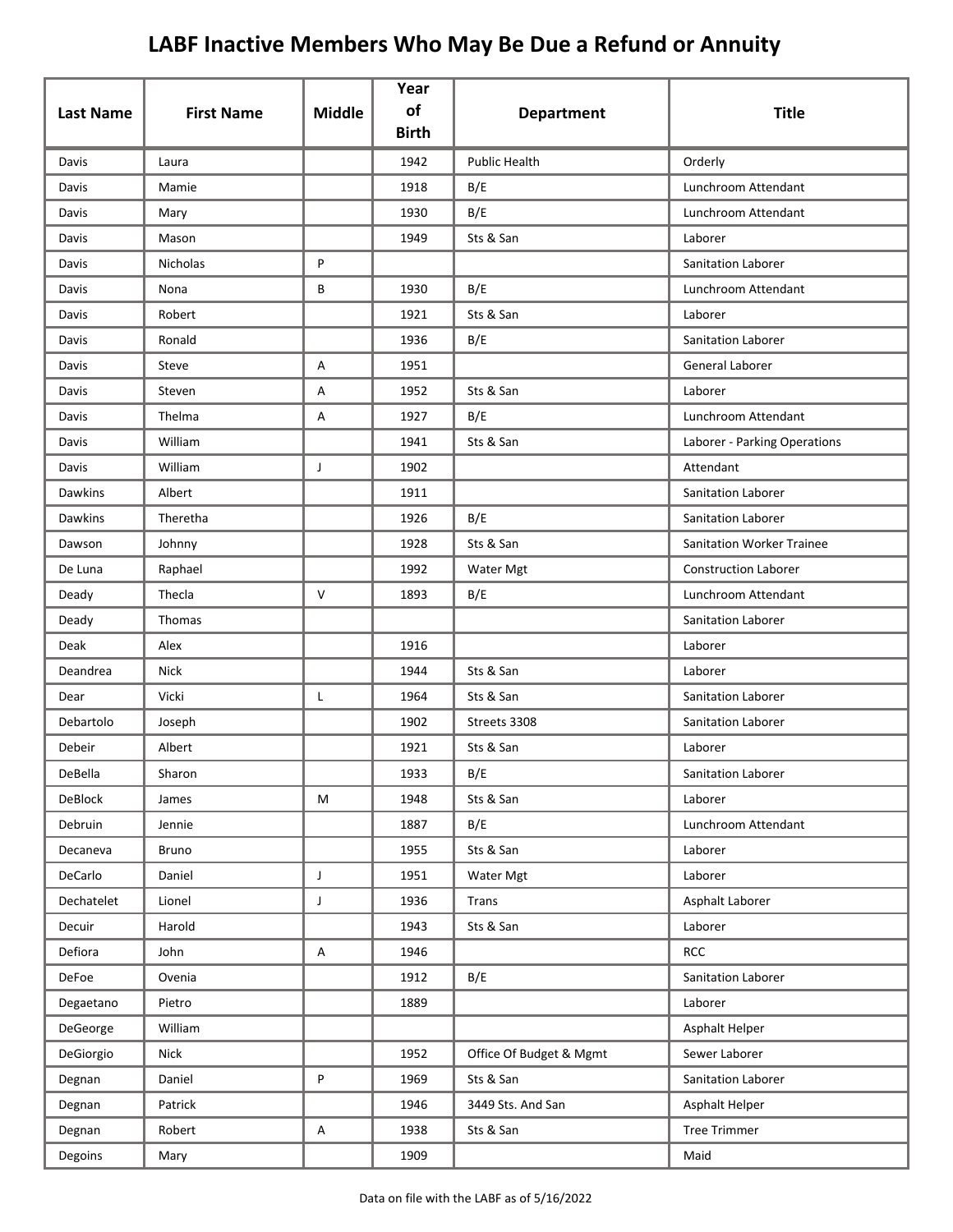# LABF Inactive Members Who May Be Due a Refund or Annuity

| Last Name | First Name | Middle | Year of Birth | Department | Title |
|---|---|---|---|---|---|
| Davis | Laura | | 1942 | Public Health | Orderly |
| Davis | Mamie | | 1918 | B/E | Lunchroom Attendant |
| Davis | Mary | | 1930 | B/E | Lunchroom Attendant |
| Davis | Mason | | 1949 | Sts & San | Laborer |
| Davis | Nicholas | P | | | Sanitation Laborer |
| Davis | Nona | B | 1930 | B/E | Lunchroom Attendant |
| Davis | Robert | | 1921 | Sts & San | Laborer |
| Davis | Ronald | | 1936 | B/E | Sanitation Laborer |
| Davis | Steve | A | 1951 | | General Laborer |
| Davis | Steven | A | 1952 | Sts & San | Laborer |
| Davis | Thelma | A | 1927 | B/E | Lunchroom Attendant |
| Davis | William | | 1941 | Sts & San | Laborer - Parking Operations |
| Davis | William | J | 1902 | | Attendant |
| Dawkins | Albert | | 1911 | | Sanitation Laborer |
| Dawkins | Theretha | | 1926 | B/E | Sanitation Laborer |
| Dawson | Johnny | | 1928 | Sts & San | Sanitation Worker Trainee |
| De Luna | Raphael | | 1992 | Water Mgt | Construction Laborer |
| Deady | Thecla | V | 1893 | B/E | Lunchroom Attendant |
| Deady | Thomas | | | | Sanitation Laborer |
| Deak | Alex | | 1916 | | Laborer |
| Deandrea | Nick | | 1944 | Sts & San | Laborer |
| Dear | Vicki | L | 1964 | Sts & San | Sanitation Laborer |
| Debartolo | Joseph | | 1902 | Streets 3308 | Sanitation Laborer |
| Debeir | Albert | | 1921 | Sts & San | Laborer |
| DeBella | Sharon | | 1933 | B/E | Sanitation Laborer |
| DeBlock | James | M | 1948 | Sts & San | Laborer |
| Debruin | Jennie | | 1887 | B/E | Lunchroom Attendant |
| Decaneva | Bruno | | 1955 | Sts & San | Laborer |
| DeCarlo | Daniel | J | 1951 | Water Mgt | Laborer |
| Dechatelet | Lionel | J | 1936 | Trans | Asphalt Laborer |
| Decuir | Harold | | 1943 | Sts & San | Laborer |
| Defiora | John | A | 1946 | | RCC |
| DeFoe | Ovenia | | 1912 | B/E | Sanitation Laborer |
| Degaetano | Pietro | | 1889 | | Laborer |
| DeGeorge | William | | | | Asphalt Helper |
| DeGiorgio | Nick | | 1952 | Office Of Budget & Mgmt | Sewer Laborer |
| Degnan | Daniel | P | 1969 | Sts & San | Sanitation Laborer |
| Degnan | Patrick | | 1946 | 3449 Sts. And San | Asphalt Helper |
| Degnan | Robert | A | 1938 | Sts & San | Tree Trimmer |
| Degoins | Mary | | 1909 | | Maid |

Data on file with the LABF as of 5/16/2022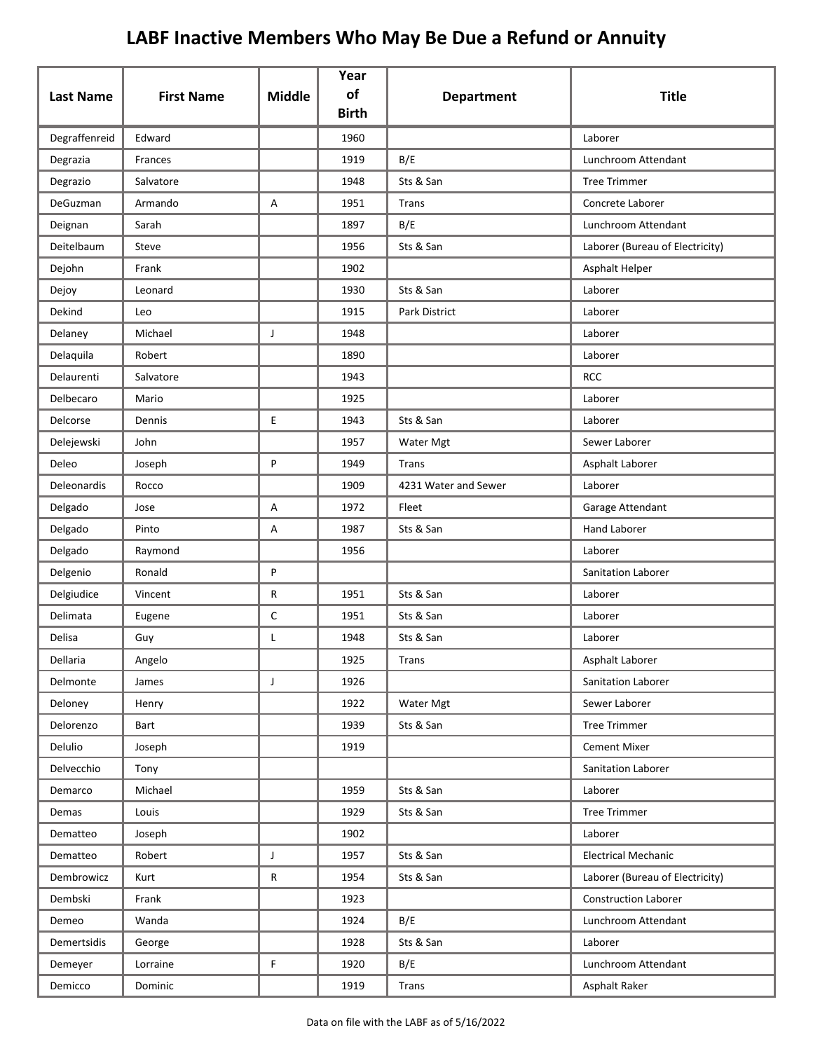# LABF Inactive Members Who May Be Due a Refund or Annuity

| Last Name | First Name | Middle | Year of Birth | Department | Title |
|---|---|---|---|---|---|
| Degraffenreid | Edward | | 1960 | | Laborer |
| Degrazia | Frances | | 1919 | B/E | Lunchroom Attendant |
| Degrazio | Salvatore | | 1948 | Sts & San | Tree Trimmer |
| DeGuzman | Armando | A | 1951 | Trans | Concrete Laborer |
| Deignan | Sarah | | 1897 | B/E | Lunchroom Attendant |
| Deitelbaum | Steve | | 1956 | Sts & San | Laborer (Bureau of Electricity) |
| Dejohn | Frank | | 1902 | | Asphalt Helper |
| Dejoy | Leonard | | 1930 | Sts & San | Laborer |
| Dekind | Leo | | 1915 | Park District | Laborer |
| Delaney | Michael | J | 1948 | | Laborer |
| Delaquila | Robert | | 1890 | | Laborer |
| Delaurenti | Salvatore | | 1943 | | RCC |
| Delbecaro | Mario | | 1925 | | Laborer |
| Delcorse | Dennis | E | 1943 | Sts & San | Laborer |
| Delejewski | John | | 1957 | Water Mgt | Sewer Laborer |
| Deleo | Joseph | P | 1949 | Trans | Asphalt Laborer |
| Deleonardis | Rocco | | 1909 | 4231 Water and Sewer | Laborer |
| Delgado | Jose | A | 1972 | Fleet | Garage Attendant |
| Delgado | Pinto | A | 1987 | Sts & San | Hand Laborer |
| Delgado | Raymond | | 1956 | | Laborer |
| Delgenio | Ronald | P | | | Sanitation Laborer |
| Delgiudice | Vincent | R | 1951 | Sts & San | Laborer |
| Delimata | Eugene | C | 1951 | Sts & San | Laborer |
| Delisa | Guy | L | 1948 | Sts & San | Laborer |
| Dellaria | Angelo | | 1925 | Trans | Asphalt Laborer |
| Delmonte | James | J | 1926 | | Sanitation Laborer |
| Deloney | Henry | | 1922 | Water Mgt | Sewer Laborer |
| Delorenzo | Bart | | 1939 | Sts & San | Tree Trimmer |
| Delulio | Joseph | | 1919 | | Cement Mixer |
| Delvecchio | Tony | | | | Sanitation Laborer |
| Demarco | Michael | | 1959 | Sts & San | Laborer |
| Demas | Louis | | 1929 | Sts & San | Tree Trimmer |
| Dematteo | Joseph | | 1902 | | Laborer |
| Dematteo | Robert | J | 1957 | Sts & San | Electrical Mechanic |
| Dembrowicz | Kurt | R | 1954 | Sts & San | Laborer (Bureau of Electricity) |
| Dembski | Frank | | 1923 | | Construction Laborer |
| Demeo | Wanda | | 1924 | B/E | Lunchroom Attendant |
| Demertsidis | George | | 1928 | Sts & San | Laborer |
| Demeyer | Lorraine | F | 1920 | B/E | Lunchroom Attendant |
| Demicco | Dominic | | 1919 | Trans | Asphalt Raker |

Data on file with the LABF as of 5/16/2022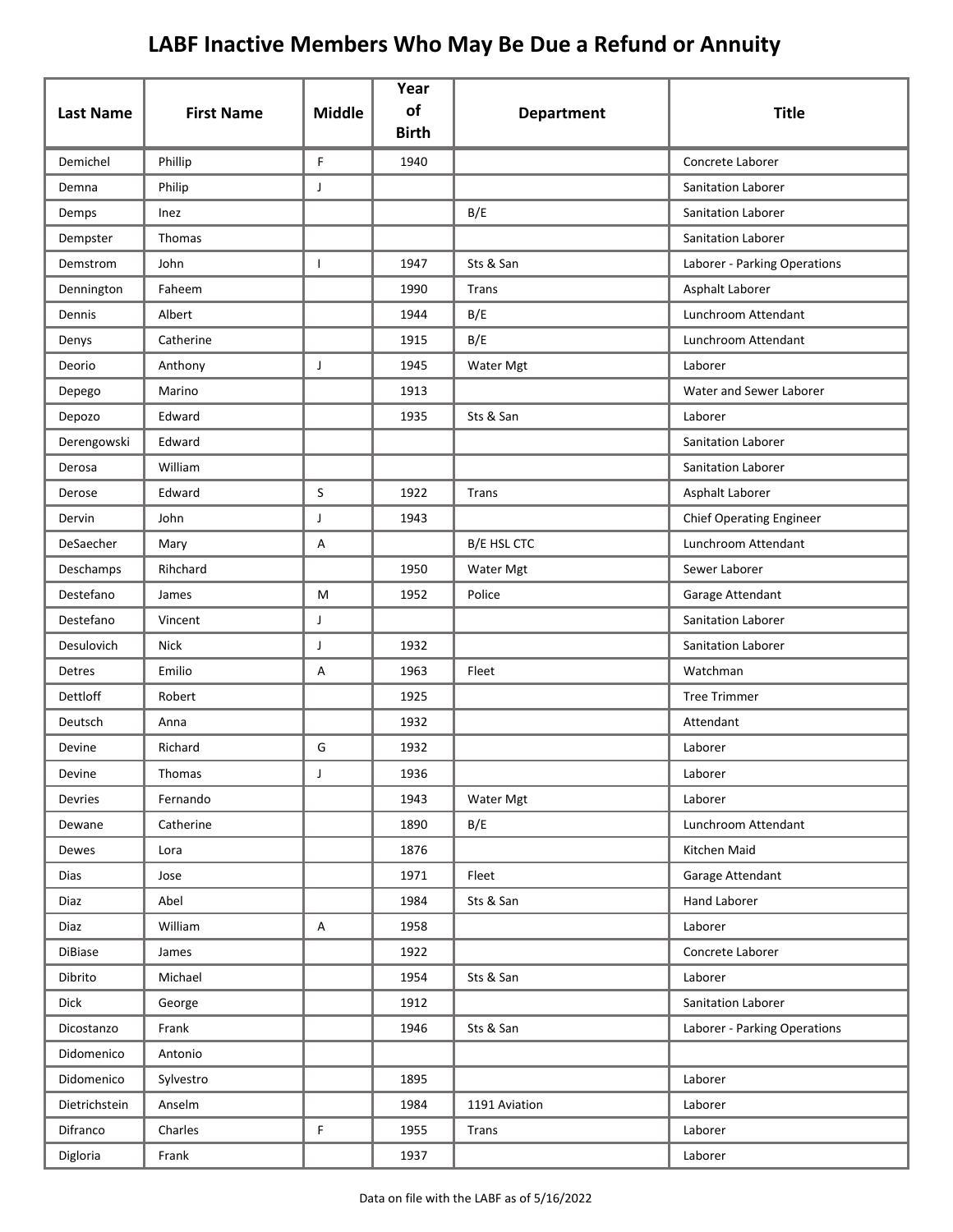# LABF Inactive Members Who May Be Due a Refund or Annuity

| Last Name | First Name | Middle | Year of Birth | Department | Title |
|---|---|---|---|---|---|
| Demichel | Phillip | F | 1940 | | Concrete Laborer |
| Demna | Philip | J | | | Sanitation Laborer |
| Demps | Inez | | | B/E | Sanitation Laborer |
| Dempster | Thomas | | | | Sanitation Laborer |
| Demstrom | John | I | 1947 | Sts & San | Laborer - Parking Operations |
| Dennington | Faheem | | 1990 | Trans | Asphalt Laborer |
| Dennis | Albert | | 1944 | B/E | Lunchroom Attendant |
| Denys | Catherine | | 1915 | B/E | Lunchroom Attendant |
| Deorio | Anthony | J | 1945 | Water Mgt | Laborer |
| Depego | Marino | | 1913 | | Water and Sewer Laborer |
| Depozo | Edward | | 1935 | Sts & San | Laborer |
| Derengowski | Edward | | | | Sanitation Laborer |
| Derosa | William | | | | Sanitation Laborer |
| Derose | Edward | S | 1922 | Trans | Asphalt Laborer |
| Dervin | John | J | 1943 | | Chief Operating Engineer |
| DeSaecher | Mary | A | | B/E HSL CTC | Lunchroom Attendant |
| Deschamps | Rihchard | | 1950 | Water Mgt | Sewer Laborer |
| Destefano | James | M | 1952 | Police | Garage Attendant |
| Destefano | Vincent | J | | | Sanitation Laborer |
| Desulovich | Nick | J | 1932 | | Sanitation Laborer |
| Detres | Emilio | A | 1963 | Fleet | Watchman |
| Dettloff | Robert | | 1925 | | Tree Trimmer |
| Deutsch | Anna | | 1932 | | Attendant |
| Devine | Richard | G | 1932 | | Laborer |
| Devine | Thomas | J | 1936 | | Laborer |
| Devries | Fernando | | 1943 | Water Mgt | Laborer |
| Dewane | Catherine | | 1890 | B/E | Lunchroom Attendant |
| Dewes | Lora | | 1876 | | Kitchen Maid |
| Dias | Jose | | 1971 | Fleet | Garage Attendant |
| Diaz | Abel | | 1984 | Sts & San | Hand Laborer |
| Diaz | William | A | 1958 | | Laborer |
| DiBiase | James | | 1922 | | Concrete Laborer |
| Dibrito | Michael | | 1954 | Sts & San | Laborer |
| Dick | George | | 1912 | | Sanitation Laborer |
| Dicostanzo | Frank | | 1946 | Sts & San | Laborer - Parking Operations |
| Didomenico | Antonio | | | | |
| Didomenico | Sylvestro | | 1895 | | Laborer |
| Dietrichstein | Anselm | | 1984 | 1191 Aviation | Laborer |
| Difranco | Charles | F | 1955 | Trans | Laborer |
| Digloria | Frank | | 1937 | | Laborer |

Data on file with the LABF as of 5/16/2022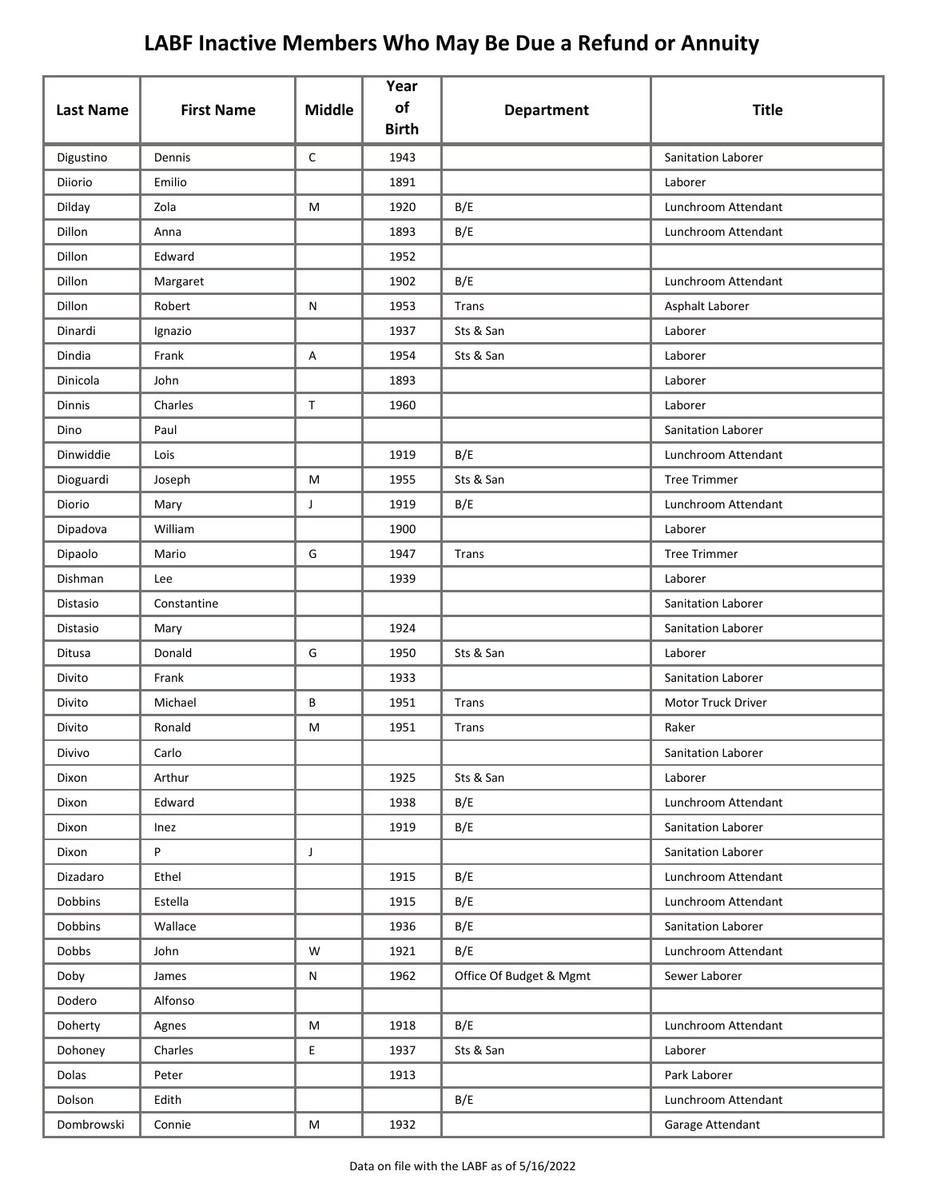# LABF Inactive Members Who May Be Due a Refund or Annuity

| Last Name | First Name | Middle | Year of Birth | Department | Title |
|---|---|---|---|---|---|
| Digustino | Dennis | C | 1943 | | Sanitation Laborer |
| Diiorio | Emilio | | 1891 | | Laborer |
| Dilday | Zola | M | 1920 | B/E | Lunchroom Attendant |
| Dillon | Anna | | 1893 | B/E | Lunchroom Attendant |
| Dillon | Edward | | 1952 | | |
| Dillon | Margaret | | 1902 | B/E | Lunchroom Attendant |
| Dillon | Robert | N | 1953 | Trans | Asphalt Laborer |
| Dinardi | Ignazio | | 1937 | Sts & San | Laborer |
| Dindia | Frank | A | 1954 | Sts & San | Laborer |
| Dinicola | John | | 1893 | | Laborer |
| Dinnis | Charles | T | 1960 | | Laborer |
| Dino | Paul | | | | Sanitation Laborer |
| Dinwiddie | Lois | | 1919 | B/E | Lunchroom Attendant |
| Dioguardi | Joseph | M | 1955 | Sts & San | Tree Trimmer |
| Diorio | Mary | J | 1919 | B/E | Lunchroom Attendant |
| Dipadova | William | | 1900 | | Laborer |
| Dipaolo | Mario | G | 1947 | Trans | Tree Trimmer |
| Dishman | Lee | | 1939 | | Laborer |
| Distasio | Constantine | | | | Sanitation Laborer |
| Distasio | Mary | | 1924 | | Sanitation Laborer |
| Ditusa | Donald | G | 1950 | Sts & San | Laborer |
| Divito | Frank | | 1933 | | Sanitation Laborer |
| Divito | Michael | B | 1951 | Trans | Motor Truck Driver |
| Divito | Ronald | M | 1951 | Trans | Raker |
| Divivo | Carlo | | | | Sanitation Laborer |
| Dixon | Arthur | | 1925 | Sts & San | Laborer |
| Dixon | Edward | | 1938 | B/E | Lunchroom Attendant |
| Dixon | Inez | | 1919 | B/E | Sanitation Laborer |
| Dixon | P | J | | | Sanitation Laborer |
| Dizadaro | Ethel | | 1915 | B/E | Lunchroom Attendant |
| Dobbins | Estella | | 1915 | B/E | Lunchroom Attendant |
| Dobbins | Wallace | | 1936 | B/E | Sanitation Laborer |
| Dobbs | John | W | 1921 | B/E | Lunchroom Attendant |
| Doby | James | N | 1962 | Office Of Budget & Mgmt | Sewer Laborer |
| Dodero | Alfonso | | | | |
| Doherty | Agnes | M | 1918 | B/E | Lunchroom Attendant |
| Dohoney | Charles | E | 1937 | Sts & San | Laborer |
| Dolas | Peter | | 1913 | | Park Laborer |
| Dolson | Edith | | | B/E | Lunchroom Attendant |
| Dombrowski | Connie | M | 1932 | | Garage Attendant |

Data on file with the LABF as of 5/16/2022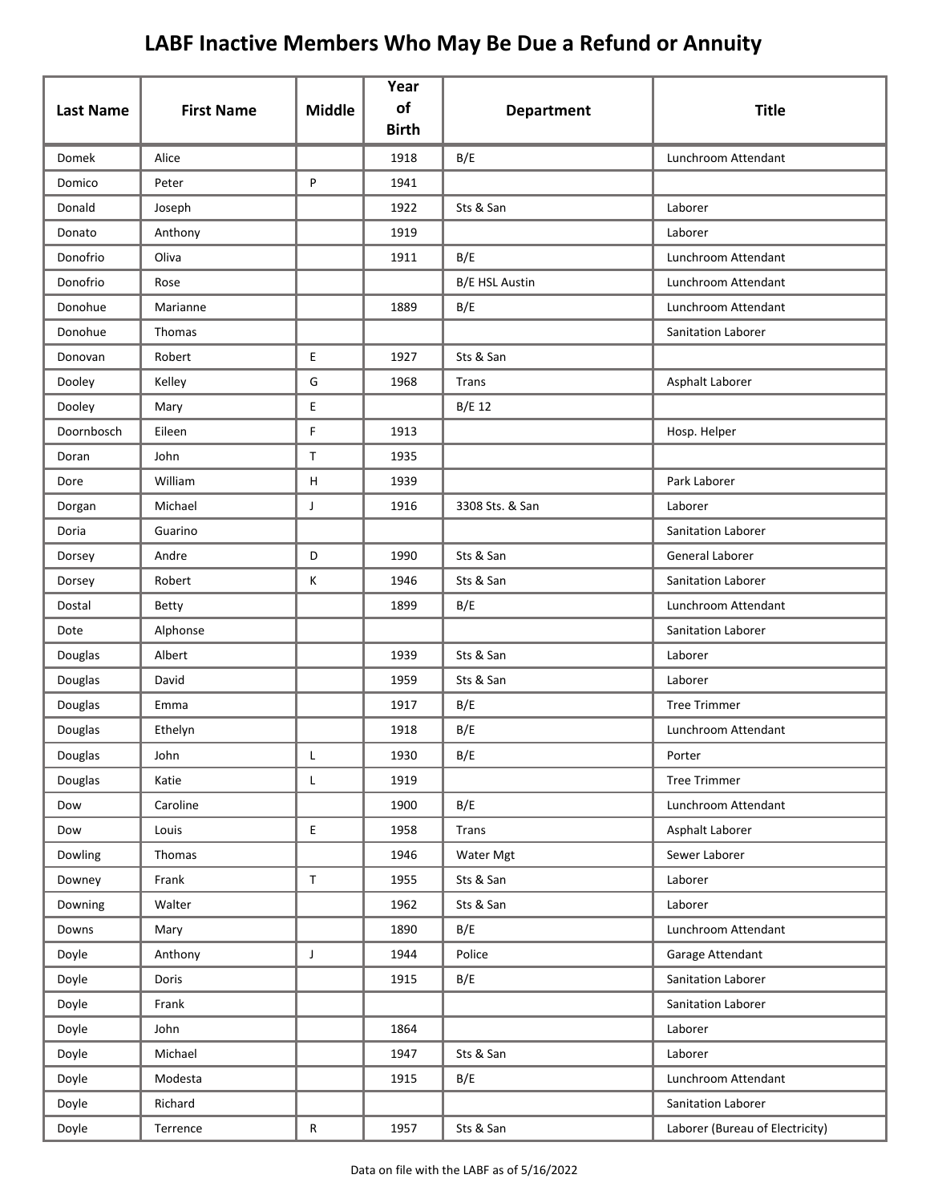# LABF Inactive Members Who May Be Due a Refund or Annuity

| Last Name | First Name | Middle | Year of Birth | Department | Title |
|---|---|---|---|---|---|
| Domek | Alice | | 1918 | B/E | Lunchroom Attendant |
| Domico | Peter | P | 1941 | | |
| Donald | Joseph | | 1922 | Sts & San | Laborer |
| Donato | Anthony | | 1919 | | Laborer |
| Donofrio | Oliva | | 1911 | B/E | Lunchroom Attendant |
| Donofrio | Rose | | | B/E HSL Austin | Lunchroom Attendant |
| Donohue | Marianne | | 1889 | B/E | Lunchroom Attendant |
| Donohue | Thomas | | | | Sanitation Laborer |
| Donovan | Robert | E | 1927 | Sts & San | |
| Dooley | Kelley | G | 1968 | Trans | Asphalt Laborer |
| Dooley | Mary | E | | B/E 12 | |
| Doornbosch | Eileen | F | 1913 | | Hosp. Helper |
| Doran | John | T | 1935 | | |
| Dore | William | H | 1939 | | Park Laborer |
| Dorgan | Michael | J | 1916 | 3308 Sts. & San | Laborer |
| Doria | Guarino | | | | Sanitation Laborer |
| Dorsey | Andre | D | 1990 | Sts & San | General Laborer |
| Dorsey | Robert | K | 1946 | Sts & San | Sanitation Laborer |
| Dostal | Betty | | 1899 | B/E | Lunchroom Attendant |
| Dote | Alphonse | | | | Sanitation Laborer |
| Douglas | Albert | | 1939 | Sts & San | Laborer |
| Douglas | David | | 1959 | Sts & San | Laborer |
| Douglas | Emma | | 1917 | B/E | Tree Trimmer |
| Douglas | Ethelyn | | 1918 | B/E | Lunchroom Attendant |
| Douglas | John | L | 1930 | B/E | Porter |
| Douglas | Katie | L | 1919 | | Tree Trimmer |
| Dow | Caroline | | 1900 | B/E | Lunchroom Attendant |
| Dow | Louis | E | 1958 | Trans | Asphalt Laborer |
| Dowling | Thomas | | 1946 | Water Mgt | Sewer Laborer |
| Downey | Frank | T | 1955 | Sts & San | Laborer |
| Downing | Walter | | 1962 | Sts & San | Laborer |
| Downs | Mary | | 1890 | B/E | Lunchroom Attendant |
| Doyle | Anthony | J | 1944 | Police | Garage Attendant |
| Doyle | Doris | | 1915 | B/E | Sanitation Laborer |
| Doyle | Frank | | | | Sanitation Laborer |
| Doyle | John | | 1864 | | Laborer |
| Doyle | Michael | | 1947 | Sts & San | Laborer |
| Doyle | Modesta | | 1915 | B/E | Lunchroom Attendant |
| Doyle | Richard | | | | Sanitation Laborer |
| Doyle | Terrence | R | 1957 | Sts & San | Laborer (Bureau of Electricity) |

Data on file with the LABF as of 5/16/2022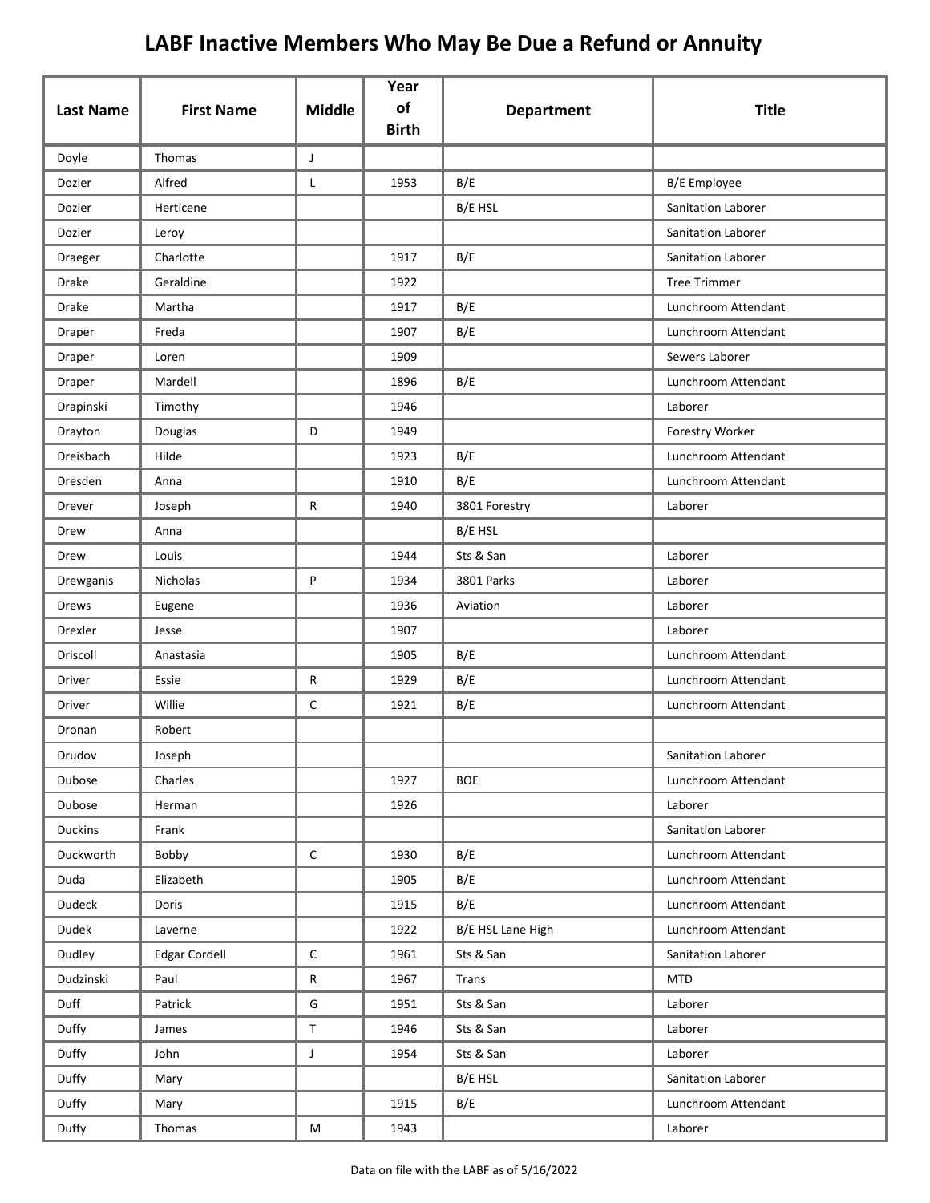# LABF Inactive Members Who May Be Due a Refund or Annuity

| Last Name | First Name | Middle | Year of Birth | Department | Title |
|---|---|---|---|---|---|
| Doyle | Thomas | J | | | |
| Dozier | Alfred | L | 1953 | B/E | B/E Employee |
| Dozier | Herticene | | | B/E HSL | Sanitation Laborer |
| Dozier | Leroy | | | | Sanitation Laborer |
| Draeger | Charlotte | | 1917 | B/E | Sanitation Laborer |
| Drake | Geraldine | | 1922 | | Tree Trimmer |
| Drake | Martha | | 1917 | B/E | Lunchroom Attendant |
| Draper | Freda | | 1907 | B/E | Lunchroom Attendant |
| Draper | Loren | | 1909 | | Sewers Laborer |
| Draper | Mardell | | 1896 | B/E | Lunchroom Attendant |
| Drapinski | Timothy | | 1946 | | Laborer |
| Drayton | Douglas | D | 1949 | | Forestry Worker |
| Dreisbach | Hilde | | 1923 | B/E | Lunchroom Attendant |
| Dresden | Anna | | 1910 | B/E | Lunchroom Attendant |
| Drever | Joseph | R | 1940 | 3801 Forestry | Laborer |
| Drew | Anna | | | B/E HSL | |
| Drew | Louis | | 1944 | Sts & San | Laborer |
| Drewganis | Nicholas | P | 1934 | 3801 Parks | Laborer |
| Drews | Eugene | | 1936 | Aviation | Laborer |
| Drexler | Jesse | | 1907 | | Laborer |
| Driscoll | Anastasia | | 1905 | B/E | Lunchroom Attendant |
| Driver | Essie | R | 1929 | B/E | Lunchroom Attendant |
| Driver | Willie | C | 1921 | B/E | Lunchroom Attendant |
| Dronan | Robert | | | | |
| Drudov | Joseph | | | | Sanitation Laborer |
| Dubose | Charles | | 1927 | BOE | Lunchroom Attendant |
| Dubose | Herman | | 1926 | | Laborer |
| Duckins | Frank | | | | Sanitation Laborer |
| Duckworth | Bobby | C | 1930 | B/E | Lunchroom Attendant |
| Duda | Elizabeth | | 1905 | B/E | Lunchroom Attendant |
| Dudeck | Doris | | 1915 | B/E | Lunchroom Attendant |
| Dudek | Laverne | | 1922 | B/E HSL Lane High | Lunchroom Attendant |
| Dudley | Edgar Cordell | C | 1961 | Sts & San | Sanitation Laborer |
| Dudzinski | Paul | R | 1967 | Trans | MTD |
| Duff | Patrick | G | 1951 | Sts & San | Laborer |
| Duffy | James | T | 1946 | Sts & San | Laborer |
| Duffy | John | J | 1954 | Sts & San | Laborer |
| Duffy | Mary | | | B/E HSL | Sanitation Laborer |
| Duffy | Mary | | 1915 | B/E | Lunchroom Attendant |
| Duffy | Thomas | M | 1943 | | Laborer |

Data on file with the LABF as of 5/16/2022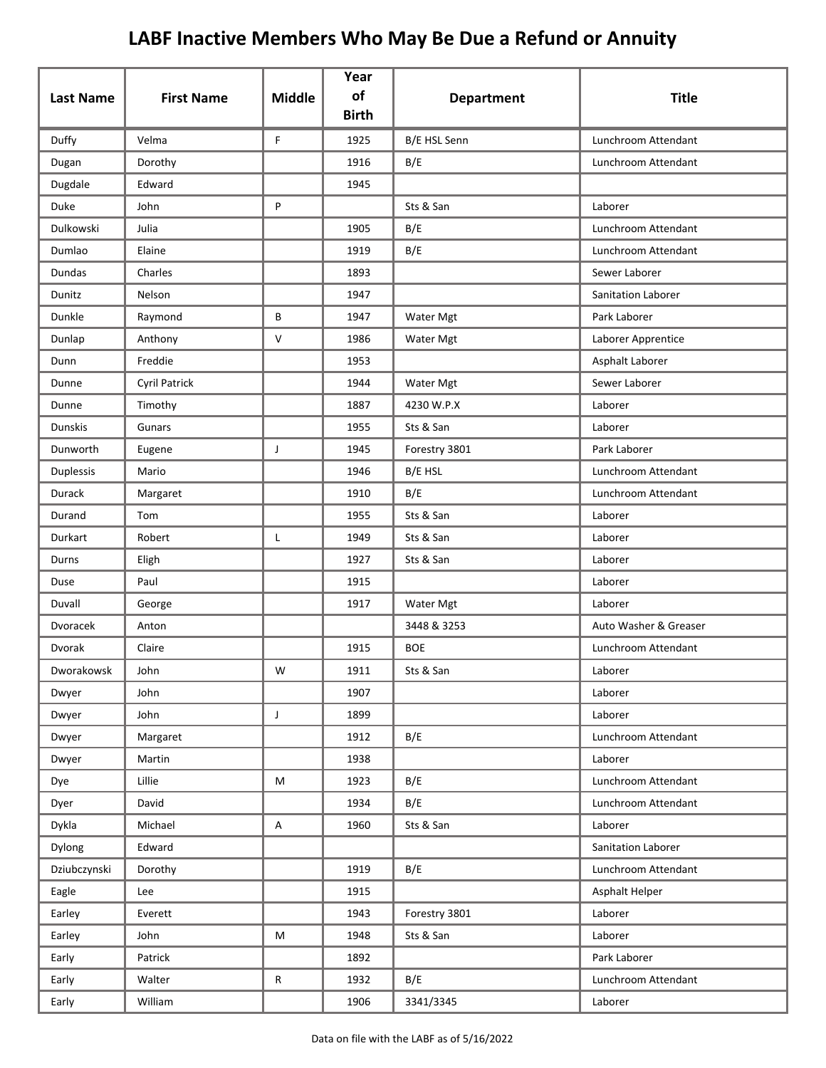# LABF Inactive Members Who May Be Due a Refund or Annuity

| Last Name | First Name | Middle | Year of Birth | Department | Title |
|---|---|---|---|---|---|
| Duffy | Velma | F | 1925 | B/E HSL Senn | Lunchroom Attendant |
| Dugan | Dorothy | | 1916 | B/E | Lunchroom Attendant |
| Dugdale | Edward | | 1945 | | |
| Duke | John | P | | Sts & San | Laborer |
| Dulkowski | Julia | | 1905 | B/E | Lunchroom Attendant |
| Dumlao | Elaine | | 1919 | B/E | Lunchroom Attendant |
| Dundas | Charles | | 1893 | | Sewer Laborer |
| Dunitz | Nelson | | 1947 | | Sanitation Laborer |
| Dunkle | Raymond | B | 1947 | Water Mgt | Park Laborer |
| Dunlap | Anthony | V | 1986 | Water Mgt | Laborer Apprentice |
| Dunn | Freddie | | 1953 | | Asphalt Laborer |
| Dunne | Cyril Patrick | | 1944 | Water Mgt | Sewer Laborer |
| Dunne | Timothy | | 1887 | 4230 W.P.X | Laborer |
| Dunskis | Gunars | | 1955 | Sts & San | Laborer |
| Dunworth | Eugene | J | 1945 | Forestry 3801 | Park Laborer |
| Duplessis | Mario | | 1946 | B/E HSL | Lunchroom Attendant |
| Durack | Margaret | | 1910 | B/E | Lunchroom Attendant |
| Durand | Tom | | 1955 | Sts & San | Laborer |
| Durkart | Robert | L | 1949 | Sts & San | Laborer |
| Durns | Eligh | | 1927 | Sts & San | Laborer |
| Duse | Paul | | 1915 | | Laborer |
| Duvall | George | | 1917 | Water Mgt | Laborer |
| Dvoracek | Anton | | | 3448 & 3253 | Auto Washer & Greaser |
| Dvorak | Claire | | 1915 | BOE | Lunchroom Attendant |
| Dworakowsk | John | W | 1911 | Sts & San | Laborer |
| Dwyer | John | | 1907 | | Laborer |
| Dwyer | John | J | 1899 | | Laborer |
| Dwyer | Margaret | | 1912 | B/E | Lunchroom Attendant |
| Dwyer | Martin | | 1938 | | Laborer |
| Dye | Lillie | M | 1923 | B/E | Lunchroom Attendant |
| Dyer | David | | 1934 | B/E | Lunchroom Attendant |
| Dykla | Michael | A | 1960 | Sts & San | Laborer |
| Dylong | Edward | | | | Sanitation Laborer |
| Dziubczynski | Dorothy | | 1919 | B/E | Lunchroom Attendant |
| Eagle | Lee | | 1915 | | Asphalt Helper |
| Earley | Everett | | 1943 | Forestry 3801 | Laborer |
| Earley | John | M | 1948 | Sts & San | Laborer |
| Early | Patrick | | 1892 | | Park Laborer |
| Early | Walter | R | 1932 | B/E | Lunchroom Attendant |
| Early | William | | 1906 | 3341/3345 | Laborer |

Data on file with the LABF as of 5/16/2022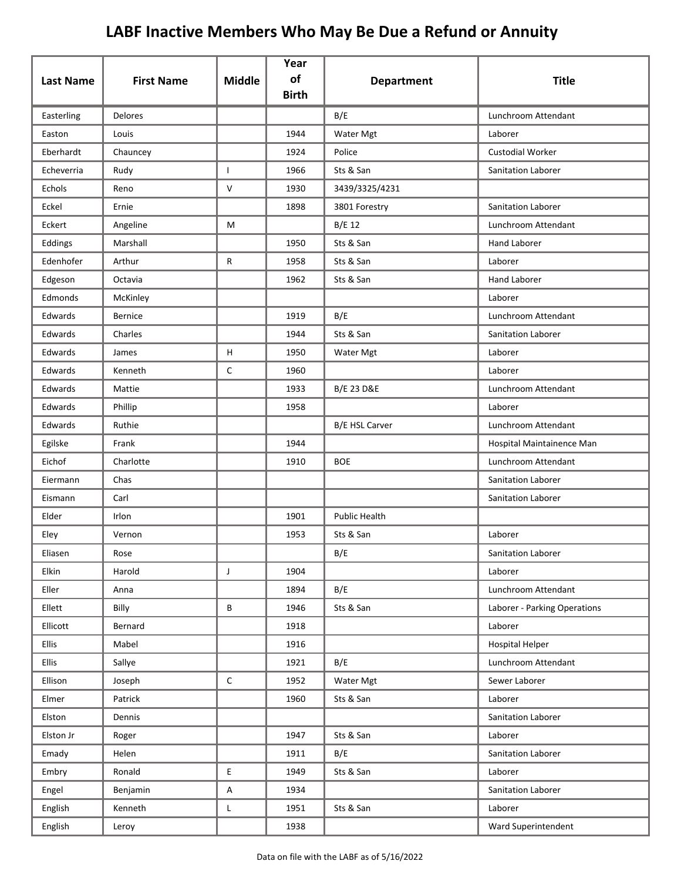# LABF Inactive Members Who May Be Due a Refund or Annuity

| Last Name | First Name | Middle | Year of Birth | Department | Title |
|---|---|---|---|---|---|
| Easterling | Delores | | | B/E | Lunchroom Attendant |
| Easton | Louis | | 1944 | Water Mgt | Laborer |
| Eberhardt | Chauncey | | 1924 | Police | Custodial Worker |
| Echeverria | Rudy | I | 1966 | Sts & San | Sanitation Laborer |
| Echols | Reno | V | 1930 | 3439/3325/4231 | |
| Eckel | Ernie | | 1898 | 3801 Forestry | Sanitation Laborer |
| Eckert | Angeline | M | | B/E 12 | Lunchroom Attendant |
| Eddings | Marshall | | 1950 | Sts & San | Hand Laborer |
| Edenhofer | Arthur | R | 1958 | Sts & San | Laborer |
| Edgeson | Octavia | | 1962 | Sts & San | Hand Laborer |
| Edmonds | McKinley | | | | Laborer |
| Edwards | Bernice | | 1919 | B/E | Lunchroom Attendant |
| Edwards | Charles | | 1944 | Sts & San | Sanitation Laborer |
| Edwards | James | H | 1950 | Water Mgt | Laborer |
| Edwards | Kenneth | C | 1960 | | Laborer |
| Edwards | Mattie | | 1933 | B/E 23 D&E | Lunchroom Attendant |
| Edwards | Phillip | | 1958 | | Laborer |
| Edwards | Ruthie | | | B/E HSL Carver | Lunchroom Attendant |
| Egilske | Frank | | 1944 | | Hospital Maintainence Man |
| Eichof | Charlotte | | 1910 | BOE | Lunchroom Attendant |
| Eiermann | Chas | | | | Sanitation Laborer |
| Eismann | Carl | | | | Sanitation Laborer |
| Elder | Irlon | | 1901 | Public Health | |
| Eley | Vernon | | 1953 | Sts & San | Laborer |
| Eliasen | Rose | | | B/E | Sanitation Laborer |
| Elkin | Harold | J | 1904 | | Laborer |
| Eller | Anna | | 1894 | B/E | Lunchroom Attendant |
| Ellett | Billy | B | 1946 | Sts & San | Laborer - Parking Operations |
| Ellicott | Bernard | | 1918 | | Laborer |
| Ellis | Mabel | | 1916 | | Hospital Helper |
| Ellis | Sallye | | 1921 | B/E | Lunchroom Attendant |
| Ellison | Joseph | C | 1952 | Water Mgt | Sewer Laborer |
| Elmer | Patrick | | 1960 | Sts & San | Laborer |
| Elston | Dennis | | | | Sanitation Laborer |
| Elston Jr | Roger | | 1947 | Sts & San | Laborer |
| Emady | Helen | | 1911 | B/E | Sanitation Laborer |
| Embry | Ronald | E | 1949 | Sts & San | Laborer |
| Engel | Benjamin | A | 1934 | | Sanitation Laborer |
| English | Kenneth | L | 1951 | Sts & San | Laborer |
| English | Leroy | | 1938 | | Ward Superintendent |

Data on file with the LABF as of 5/16/2022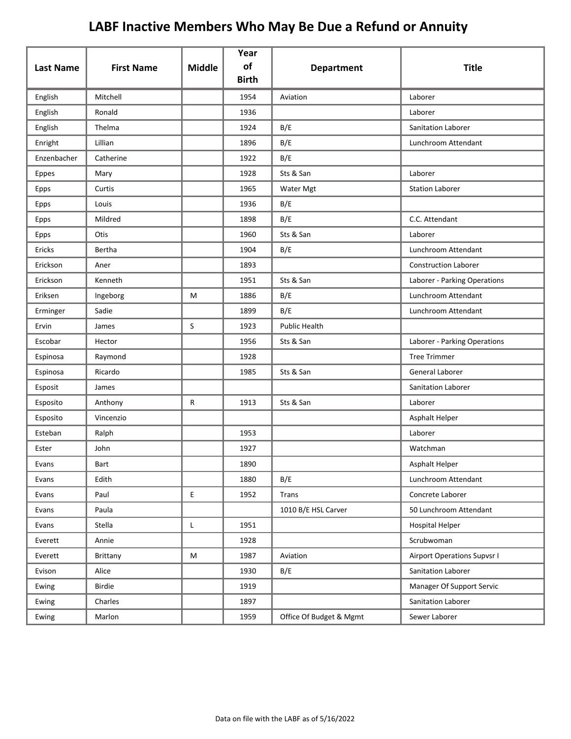# LABF Inactive Members Who May Be Due a Refund or Annuity

| Last Name | First Name | Middle | Year of Birth | Department | Title |
|---|---|---|---|---|---|
| English | Mitchell | | 1954 | Aviation | Laborer |
| English | Ronald | | 1936 | | Laborer |
| English | Thelma | | 1924 | B/E | Sanitation Laborer |
| Enright | Lillian | | 1896 | B/E | Lunchroom Attendant |
| Enzenbacher | Catherine | | 1922 | B/E | |
| Eppes | Mary | | 1928 | Sts & San | Laborer |
| Epps | Curtis | | 1965 | Water Mgt | Station Laborer |
| Epps | Louis | | 1936 | B/E | |
| Epps | Mildred | | 1898 | B/E | C.C. Attendant |
| Epps | Otis | | 1960 | Sts & San | Laborer |
| Ericks | Bertha | | 1904 | B/E | Lunchroom Attendant |
| Erickson | Aner | | 1893 | | Construction Laborer |
| Erickson | Kenneth | | 1951 | Sts & San | Laborer - Parking Operations |
| Eriksen | Ingeborg | M | 1886 | B/E | Lunchroom Attendant |
| Erminger | Sadie | | 1899 | B/E | Lunchroom Attendant |
| Ervin | James | S | 1923 | Public Health | |
| Escobar | Hector | | 1956 | Sts & San | Laborer - Parking Operations |
| Espinosa | Raymond | | 1928 | | Tree Trimmer |
| Espinosa | Ricardo | | 1985 | Sts & San | General Laborer |
| Esposit | James | | | | Sanitation Laborer |
| Esposito | Anthony | R | 1913 | Sts & San | Laborer |
| Esposito | Vincenzio | | | | Asphalt Helper |
| Esteban | Ralph | | 1953 | | Laborer |
| Ester | John | | 1927 | | Watchman |
| Evans | Bart | | 1890 | | Asphalt Helper |
| Evans | Edith | | 1880 | B/E | Lunchroom Attendant |
| Evans | Paul | E | 1952 | Trans | Concrete Laborer |
| Evans | Paula | | | 1010 B/E HSL Carver | 50 Lunchroom Attendant |
| Evans | Stella | L | 1951 | | Hospital Helper |
| Everett | Annie | | 1928 | | Scrubwoman |
| Everett | Brittany | M | 1987 | Aviation | Airport Operations Supvsr I |
| Evison | Alice | | 1930 | B/E | Sanitation Laborer |
| Ewing | Birdie | | 1919 | | Manager Of Support Servic |
| Ewing | Charles | | 1897 | | Sanitation Laborer |
| Ewing | Marlon | | 1959 | Office Of Budget & Mgmt | Sewer Laborer |

Data on file with the LABF as of 5/16/2022